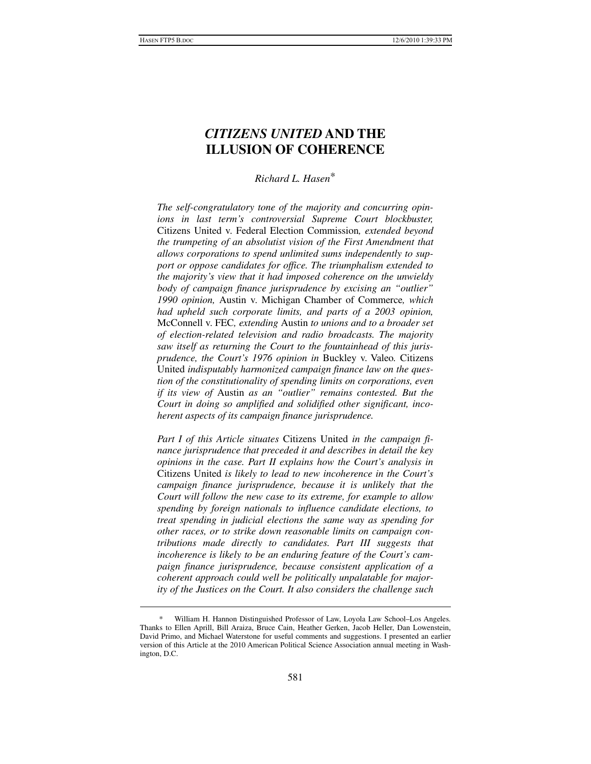# *CITIZENS UNITED* AND THE ILLUSION OF COHERENCE

*Richard L. Hasen*\*

*The self-congratulatory tone of the majority and concurring opinions in last term's controversial Supreme Court blockbuster,* Citizens United v. Federal Election Commission*, extended beyond the trumpeting of an absolutist vision of the First Amendment that allows corporations to spend unlimited sums independently to support or oppose candidates for office. The triumphalism extended to the majority's view that it had imposed coherence on the unwieldy body of campaign finance jurisprudence by excising an "outlier" 1990 opinion,* Austin v. Michigan Chamber of Commerce*, which had upheld such corporate limits, and parts of a 2003 opinion,* McConnell v. FEC*, extending* Austin *to unions and to a broader set of election-related television and radio broadcasts. The majority saw itself as returning the Court to the fountainhead of this jurisprudence, the Court's 1976 opinion in* Buckley v. Valeo*.* Citizens United *indisputably harmonized campaign finance law on the question of the constitutionality of spending limits on corporations, even if its view of* Austin *as an "outlier" remains contested. But the Court in doing so amplified and solidified other significant, incoherent aspects of its campaign finance jurisprudence.*

*Part I of this Article situates* Citizens United *in the campaign finance jurisprudence that preceded it and describes in detail the key opinions in the case. Part II explains how the Court's analysis in* Citizens United *is likely to lead to new incoherence in the Court's campaign finance jurisprudence, because it is unlikely that the Court will follow the new case to its extreme, for example to allow spending by foreign nationals to influence candidate elections, to treat spending in judicial elections the same way as spending for other races, or to strike down reasonable limits on campaign contributions made directly to candidates. Part III suggests that incoherence is likely to be an enduring feature of the Court's campaign finance jurisprudence, because consistent application of a coherent approach could well be politically unpalatable for majority of the Justices on the Court. It also considers the challenge such*

---

\* William H. Hannon Distinguished Professor of Law, Loyola Law School–Los Angeles. Thanks to Ellen Aprill, Bill Araiza, Bruce Cain, Heather Gerken, Jacob Heller, Dan Lowenstein, David Primo, and Michael Waterstone for useful comments and suggestions. I presented an earlier version of this Article at the 2010 American Political Science Association annual meeting in Washington, D.C.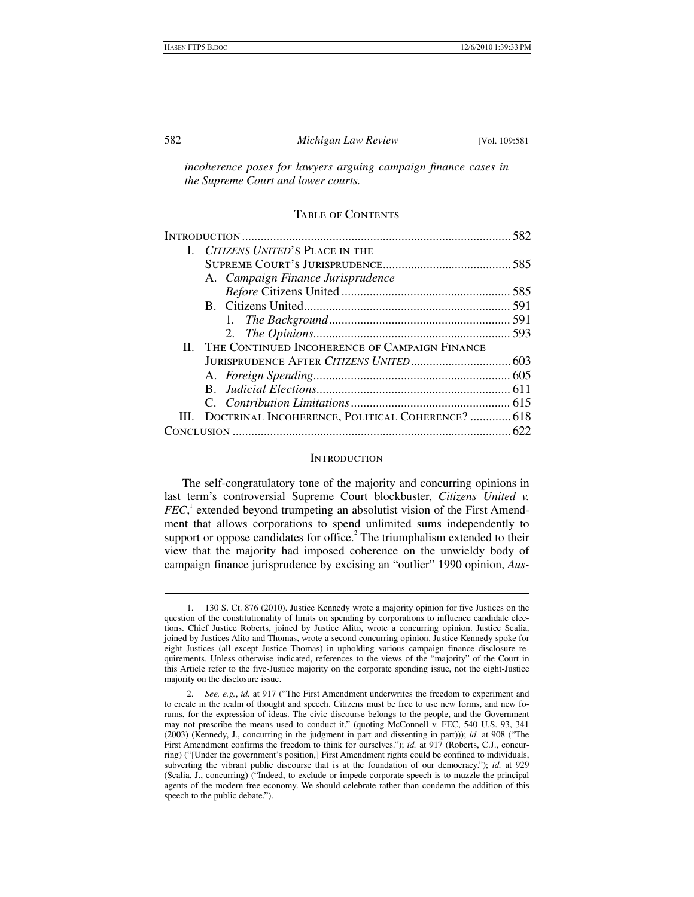*incoherence poses for lawyers arguing campaign finance cases in the Supreme Court and lower courts.*

## Table of Contents

| | |
|---|---|
| Introduction | 582 |
| I. *Citizens United*'s Place in the Supreme Court's Jurisprudence | 585 |
| A. *Campaign Finance Jurisprudence Before* Citizens United | 585 |
| B. Citizens United | 591 |
| 1. *The Background* | 591 |
| 2. *The Opinions* | 593 |
| II. The Continued Incoherence of Campaign Finance Jurisprudence After *Citizens United* | 603 |
| A. *Foreign Spending* | 605 |
| B. *Judicial Elections* | 611 |
| C. *Contribution Limitations* | 615 |
| III. Doctrinal Incoherence, Political Coherence? | 618 |
| Conclusion | 622 |

## Introduction

The self-congratulatory tone of the majority and concurring opinions in last term's controversial Supreme Court blockbuster, *Citizens United v. FEC*,[1] extended beyond trumpeting an absolutist vision of the First Amendment that allows corporations to spend unlimited sums independently to support or oppose candidates for office.[2] The triumphalism extended to their view that the majority had imposed coherence on the unwieldy body of campaign finance jurisprudence by excising an "outlier" 1990 opinion, *Aus-*

---

1. 130 S. Ct. 876 (2010). Justice Kennedy wrote a majority opinion for five Justices on the question of the constitutionality of limits on spending by corporations to influence candidate elections. Chief Justice Roberts, joined by Justice Alito, wrote a concurring opinion. Justice Scalia, joined by Justices Alito and Thomas, wrote a second concurring opinion. Justice Kennedy spoke for eight Justices (all except Justice Thomas) in upholding various campaign finance disclosure requirements. Unless otherwise indicated, references to the views of the "majority" of the Court in this Article refer to the five-Justice majority on the corporate spending issue, not the eight-Justice majority on the disclosure issue.

2. *See, e.g.*, *id.* at 917 ("The First Amendment underwrites the freedom to experiment and to create in the realm of thought and speech. Citizens must be free to use new forms, and new forums, for the expression of ideas. The civic discourse belongs to the people, and the Government may not prescribe the means used to conduct it." (quoting McConnell v. FEC, 540 U.S. 93, 341 (2003) (Kennedy, J., concurring in the judgment in part and dissenting in part))); *id.* at 908 ("The First Amendment confirms the freedom to think for ourselves."); *id.* at 917 (Roberts, C.J., concurring) ("[Under the government's position,] First Amendment rights could be confined to individuals, subverting the vibrant public discourse that is at the foundation of our democracy."); *id.* at 929 (Scalia, J., concurring) ("Indeed, to exclude or impede corporate speech is to muzzle the principal agents of the modern free economy. We should celebrate rather than condemn the addition of this speech to the public debate.").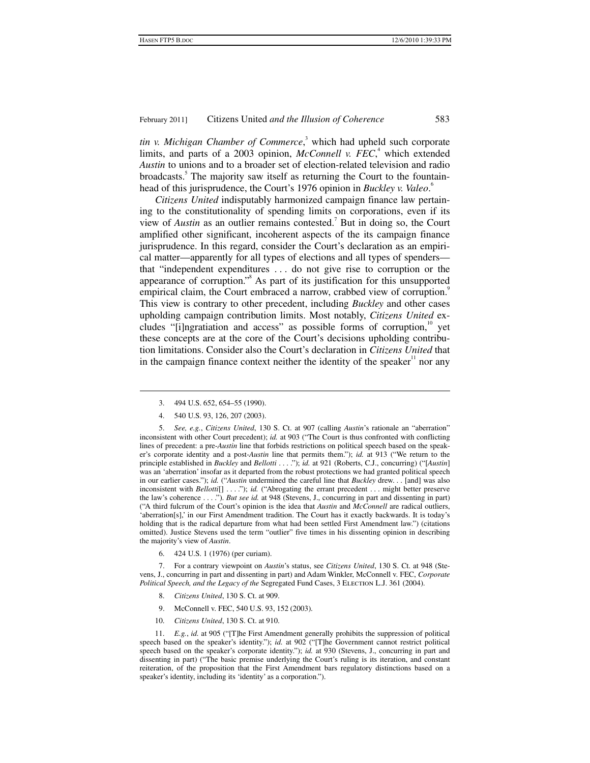*tin v. Michigan Chamber of Commerce*,[3] which had upheld such corporate limits, and parts of a 2003 opinion, *McConnell v. FEC*,[4] which extended *Austin* to unions and to a broader set of election-related television and radio broadcasts.[5] The majority saw itself as returning the Court to the fountainhead of this jurisprudence, the Court's 1976 opinion in *Buckley v. Valeo*.[6]

*Citizens United* indisputably harmonized campaign finance law pertaining to the constitutionality of spending limits on corporations, even if its view of *Austin* as an outlier remains contested.[7] But in doing so, the Court amplified other significant, incoherent aspects of the its campaign finance jurisprudence. In this regard, consider the Court's declaration as an empirical matter—apparently for all types of elections and all types of spenders—that "independent expenditures . . . do not give rise to corruption or the appearance of corruption."[8] As part of its justification for this unsupported empirical claim, the Court embraced a narrow, crabbed view of corruption.[9] This view is contrary to other precedent, including *Buckley* and other cases upholding campaign contribution limits. Most notably, *Citizens United* excludes "[i]ngratiation and access" as possible forms of corruption,[10] yet these concepts are at the core of the Court's decisions upholding contribution limitations. Consider also the Court's declaration in *Citizens United* that in the campaign finance context neither the identity of the speaker[11] nor any

---

3. 494 U.S. 652, 654–55 (1990).

4. 540 U.S. 93, 126, 207 (2003).

5. *See, e.g.*, *Citizens United*, 130 S. Ct. at 907 (calling *Austin*'s rationale an "aberration" inconsistent with other Court precedent); *id.* at 903 ("The Court is thus confronted with conflicting lines of precedent: a pre-*Austin* line that forbids restrictions on political speech based on the speaker's corporate identity and a post-*Austin* line that permits them."); *id.* at 913 ("We return to the principle established in *Buckley* and *Bellotti* . . . ."); *id.* at 921 (Roberts, C.J., concurring) ("[*Austin*] was an 'aberration' insofar as it departed from the robust protections we had granted political speech in our earlier cases."); *id.* ("*Austin* undermined the careful line that *Buckley* drew. . . [and] was also inconsistent with *Bellotti*[] . . . ."); *id.* ("Abrogating the errant precedent . . . might better preserve the law's coherence . . . ."). *But see id.* at 948 (Stevens, J., concurring in part and dissenting in part) ("A third fulcrum of the Court's opinion is the idea that *Austin* and *McConnell* are radical outliers, 'aberration[s],' in our First Amendment tradition. The Court has it exactly backwards. It is today's holding that is the radical departure from what had been settled First Amendment law.") (citations omitted). Justice Stevens used the term "outlier" five times in his dissenting opinion in describing the majority's view of *Austin*.

6. 424 U.S. 1 (1976) (per curiam).

7. For a contrary viewpoint on *Austin*'s status, see *Citizens United*, 130 S. Ct. at 948 (Stevens, J., concurring in part and dissenting in part) and Adam Winkler, McConnell v. FEC, *Corporate Political Speech, and the Legacy of the* Segregated Fund Cases, 3 ELECTION L.J. 361 (2004).

8. *Citizens United*, 130 S. Ct. at 909.

9. McConnell v. FEC, 540 U.S. 93, 152 (2003).

10. *Citizens United*, 130 S. Ct. at 910.

11. *E.g.*, *id.* at 905 ("[T]he First Amendment generally prohibits the suppression of political speech based on the speaker's identity."); *id.* at 902 ("[T]he Government cannot restrict political speech based on the speaker's corporate identity."); *id.* at 930 (Stevens, J., concurring in part and dissenting in part) ("The basic premise underlying the Court's ruling is its iteration, and constant reiteration, of the proposition that the First Amendment bars regulatory distinctions based on a speaker's identity, including its 'identity' as a corporation.").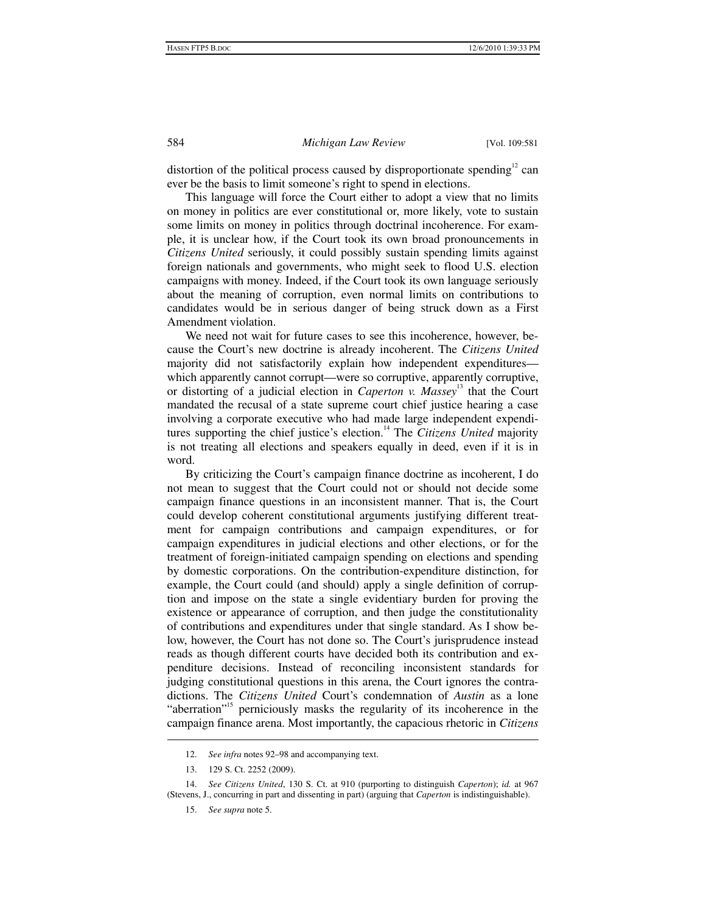distortion of the political process caused by disproportionate spending[12] can ever be the basis to limit someone's right to spend in elections.

This language will force the Court either to adopt a view that no limits on money in politics are ever constitutional or, more likely, vote to sustain some limits on money in politics through doctrinal incoherence. For example, it is unclear how, if the Court took its own broad pronouncements in *Citizens United* seriously, it could possibly sustain spending limits against foreign nationals and governments, who might seek to flood U.S. election campaigns with money. Indeed, if the Court took its own language seriously about the meaning of corruption, even normal limits on contributions to candidates would be in serious danger of being struck down as a First Amendment violation.

We need not wait for future cases to see this incoherence, however, because the Court's new doctrine is already incoherent. The *Citizens United* majority did not satisfactorily explain how independent expenditures—which apparently cannot corrupt—were so corruptive, apparently corruptive, or distorting of a judicial election in *Caperton v. Massey*[13] that the Court mandated the recusal of a state supreme court chief justice hearing a case involving a corporate executive who had made large independent expenditures supporting the chief justice's election.[14] The *Citizens United* majority is not treating all elections and speakers equally in deed, even if it is in word.

By criticizing the Court's campaign finance doctrine as incoherent, I do not mean to suggest that the Court could not or should not decide some campaign finance questions in an inconsistent manner. That is, the Court could develop coherent constitutional arguments justifying different treatment for campaign contributions and campaign expenditures, or for campaign expenditures in judicial elections and other elections, or for the treatment of foreign-initiated campaign spending on elections and spending by domestic corporations. On the contribution-expenditure distinction, for example, the Court could (and should) apply a single definition of corruption and impose on the state a single evidentiary burden for proving the existence or appearance of corruption, and then judge the constitutionality of contributions and expenditures under that single standard. As I show below, however, the Court has not done so. The Court's jurisprudence instead reads as though different courts have decided both its contribution and expenditure decisions. Instead of reconciling inconsistent standards for judging constitutional questions in this arena, the Court ignores the contradictions. The *Citizens United* Court's condemnation of *Austin* as a lone "aberration"[15] perniciously masks the regularity of its incoherence in the campaign finance arena. Most importantly, the capacious rhetoric in *Citizens*

---

12. *See infra* notes 92–98 and accompanying text.

13. 129 S. Ct. 2252 (2009).

14. *See Citizens United*, 130 S. Ct. at 910 (purporting to distinguish *Caperton*); *id.* at 967 (Stevens, J., concurring in part and dissenting in part) (arguing that *Caperton* is indistinguishable).

15. *See supra* note 5.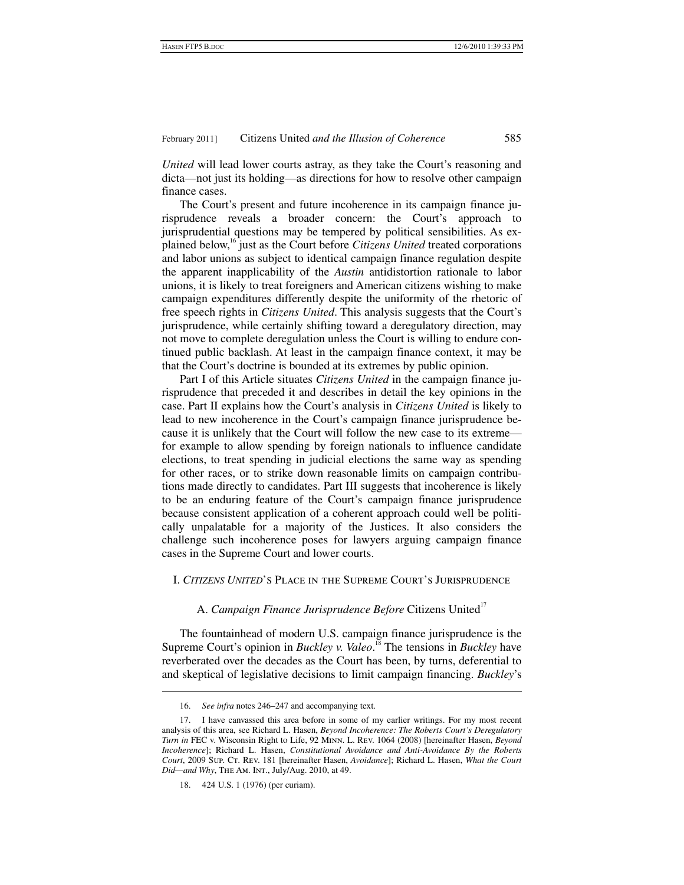*United* will lead lower courts astray, as they take the Court's reasoning and dicta—not just its holding—as directions for how to resolve other campaign finance cases.

The Court's present and future incoherence in its campaign finance jurisprudence reveals a broader concern: the Court's approach to jurisprudential questions may be tempered by political sensibilities. As explained below,[16] just as the Court before *Citizens United* treated corporations and labor unions as subject to identical campaign finance regulation despite the apparent inapplicability of the *Austin* antidistortion rationale to labor unions, it is likely to treat foreigners and American citizens wishing to make campaign expenditures differently despite the uniformity of the rhetoric of free speech rights in *Citizens United*. This analysis suggests that the Court's jurisprudence, while certainly shifting toward a deregulatory direction, may not move to complete deregulation unless the Court is willing to endure continued public backlash. At least in the campaign finance context, it may be that the Court's doctrine is bounded at its extremes by public opinion.

Part I of this Article situates *Citizens United* in the campaign finance jurisprudence that preceded it and describes in detail the key opinions in the case. Part II explains how the Court's analysis in *Citizens United* is likely to lead to new incoherence in the Court's campaign finance jurisprudence because it is unlikely that the Court will follow the new case to its extreme—for example to allow spending by foreign nationals to influence candidate elections, to treat spending in judicial elections the same way as spending for other races, or to strike down reasonable limits on campaign contributions made directly to candidates. Part III suggests that incoherence is likely to be an enduring feature of the Court's campaign finance jurisprudence because consistent application of a coherent approach could well be politically unpalatable for a majority of the Justices. It also considers the challenge such incoherence poses for lawyers arguing campaign finance cases in the Supreme Court and lower courts.

## I. *CITIZENS UNITED*'S PLACE IN THE SUPREME COURT'S JURISPRUDENCE

### A. *Campaign Finance Jurisprudence Before* Citizens United[17]

The fountainhead of modern U.S. campaign finance jurisprudence is the Supreme Court's opinion in *Buckley v. Valeo*.[18] The tensions in *Buckley* have reverberated over the decades as the Court has been, by turns, deferential to and skeptical of legislative decisions to limit campaign financing. *Buckley*'s

---

16. *See infra* notes 246–247 and accompanying text.

17. I have canvassed this area before in some of my earlier writings. For my most recent analysis of this area, see Richard L. Hasen, *Beyond Incoherence: The Roberts Court's Deregulatory Turn in* FEC v. Wisconsin Right to Life, 92 MINN. L. REV. 1064 (2008) [hereinafter Hasen, *Beyond Incoherence*]; Richard L. Hasen, *Constitutional Avoidance and Anti-Avoidance By the Roberts Court*, 2009 SUP. CT. REV. 181 [hereinafter Hasen, *Avoidance*]; Richard L. Hasen, *What the Court Did—and Why*, THE AM. INT., July/Aug. 2010, at 49.

18. 424 U.S. 1 (1976) (per curiam).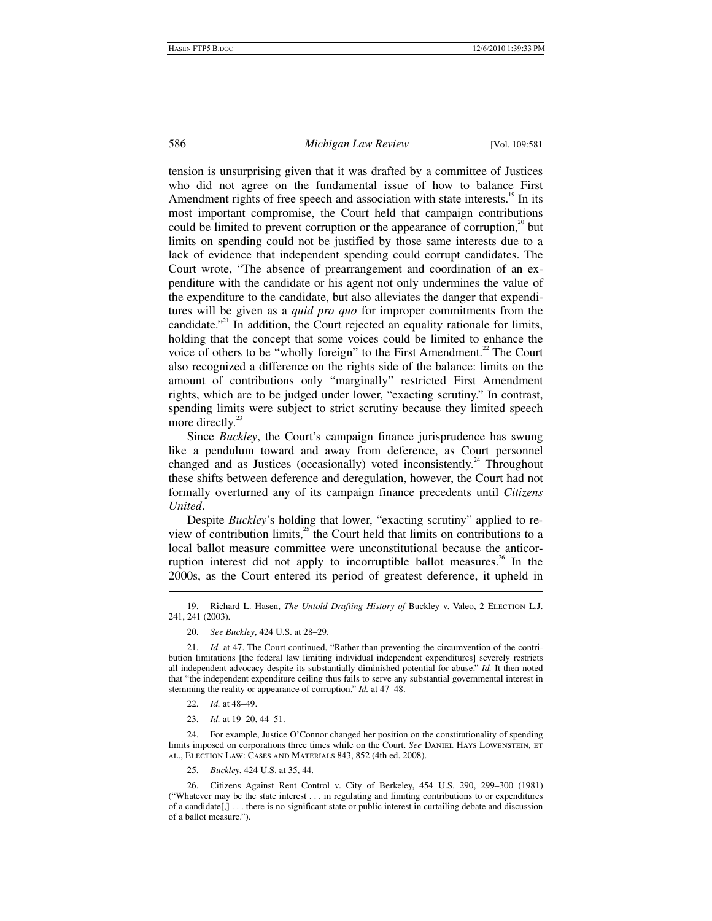tension is unsurprising given that it was drafted by a committee of Justices who did not agree on the fundamental issue of how to balance First Amendment rights of free speech and association with state interests.[19] In its most important compromise, the Court held that campaign contributions could be limited to prevent corruption or the appearance of corruption,[20] but limits on spending could not be justified by those same interests due to a lack of evidence that independent spending could corrupt candidates. The Court wrote, "The absence of prearrangement and coordination of an expenditure with the candidate or his agent not only undermines the value of the expenditure to the candidate, but also alleviates the danger that expenditures will be given as a *quid pro quo* for improper commitments from the candidate."[21] In addition, the Court rejected an equality rationale for limits, holding that the concept that some voices could be limited to enhance the voice of others to be "wholly foreign" to the First Amendment.[22] The Court also recognized a difference on the rights side of the balance: limits on the amount of contributions only "marginally" restricted First Amendment rights, which are to be judged under lower, "exacting scrutiny." In contrast, spending limits were subject to strict scrutiny because they limited speech more directly.[23]

Since *Buckley*, the Court's campaign finance jurisprudence has swung like a pendulum toward and away from deference, as Court personnel changed and as Justices (occasionally) voted inconsistently.[24] Throughout these shifts between deference and deregulation, however, the Court had not formally overturned any of its campaign finance precedents until *Citizens United*.

Despite *Buckley*'s holding that lower, "exacting scrutiny" applied to review of contribution limits,[25] the Court held that limits on contributions to a local ballot measure committee were unconstitutional because the anticorruption interest did not apply to incorruptible ballot measures.[26] In the 2000s, as the Court entered its period of greatest deference, it upheld in

---

19. Richard L. Hasen, *The Untold Drafting History of* Buckley v. Valeo, 2 Election L.J. 241, 241 (2003).

20. *See Buckley*, 424 U.S. at 28–29.

21. *Id.* at 47. The Court continued, "Rather than preventing the circumvention of the contribution limitations [the federal law limiting individual independent expenditures] severely restricts all independent advocacy despite its substantially diminished potential for abuse." *Id.* It then noted that "the independent expenditure ceiling thus fails to serve any substantial governmental interest in stemming the reality or appearance of corruption." *Id.* at 47–48.

22. *Id.* at 48–49.

23. *Id.* at 19–20, 44–51.

24. For example, Justice O'Connor changed her position on the constitutionality of spending limits imposed on corporations three times while on the Court. *See* Daniel Hays Lowenstein, et al., Election Law: Cases and Materials 843, 852 (4th ed. 2008).

25. *Buckley*, 424 U.S. at 35, 44.

26. Citizens Against Rent Control v. City of Berkeley, 454 U.S. 290, 299–300 (1981) ("Whatever may be the state interest . . . in regulating and limiting contributions to or expenditures of a candidate[,] . . . there is no significant state or public interest in curtailing debate and discussion of a ballot measure.").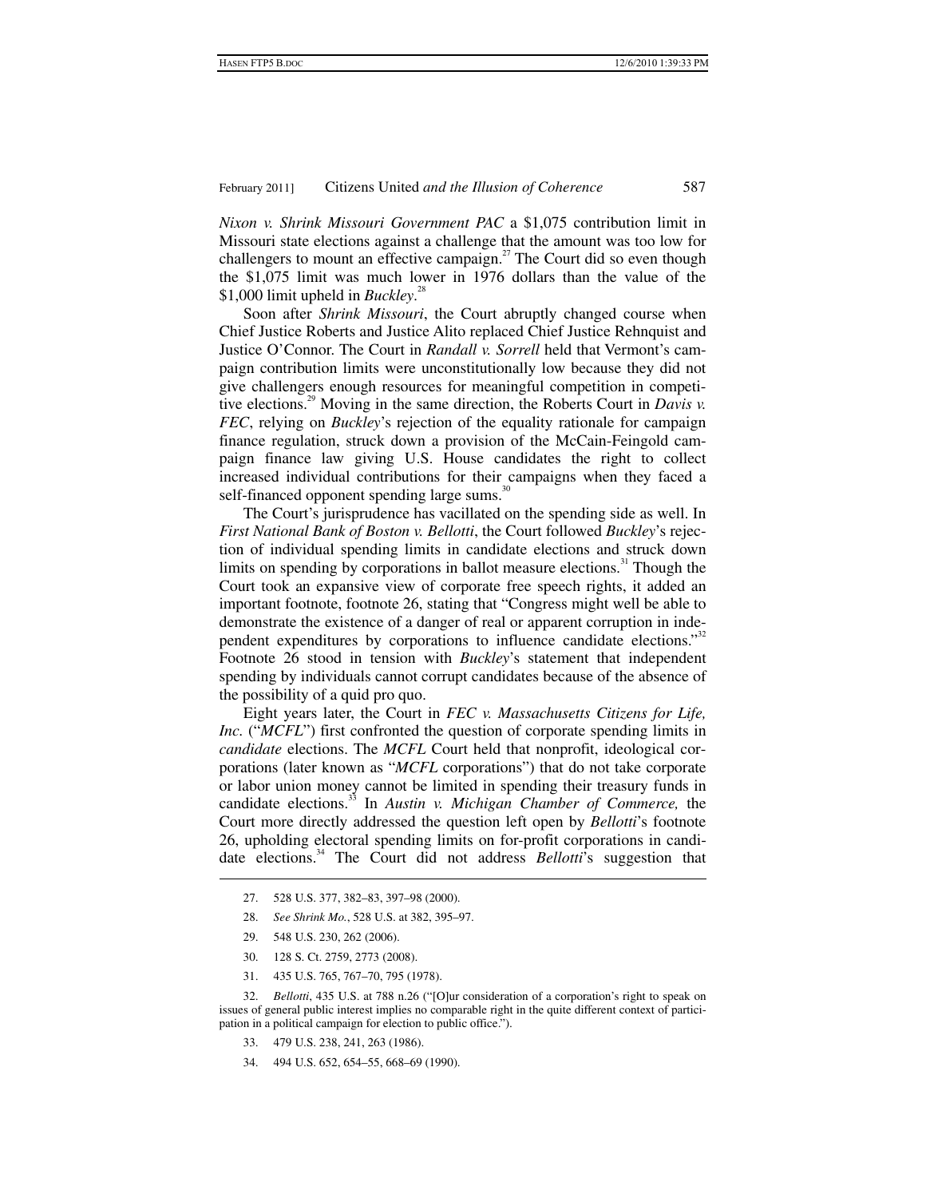*Nixon v. Shrink Missouri Government PAC* a $1,075 contribution limit in Missouri state elections against a challenge that the amount was too low for challengers to mount an effective campaign.[27] The Court did so even though the $1,075 limit was much lower in 1976 dollars than the value of the $1,000 limit upheld in *Buckley*.[28]

Soon after *Shrink Missouri*, the Court abruptly changed course when Chief Justice Roberts and Justice Alito replaced Chief Justice Rehnquist and Justice O'Connor. The Court in *Randall v. Sorrell* held that Vermont's campaign contribution limits were unconstitutionally low because they did not give challengers enough resources for meaningful competition in competitive elections.[29] Moving in the same direction, the Roberts Court in *Davis v. FEC*, relying on *Buckley*'s rejection of the equality rationale for campaign finance regulation, struck down a provision of the McCain-Feingold campaign finance law giving U.S. House candidates the right to collect increased individual contributions for their campaigns when they faced a self-financed opponent spending large sums.[30]

The Court's jurisprudence has vacillated on the spending side as well. In *First National Bank of Boston v. Bellotti*, the Court followed *Buckley*'s rejection of individual spending limits in candidate elections and struck down limits on spending by corporations in ballot measure elections.[31] Though the Court took an expansive view of corporate free speech rights, it added an important footnote, footnote 26, stating that "Congress might well be able to demonstrate the existence of a danger of real or apparent corruption in independent expenditures by corporations to influence candidate elections."[32] Footnote 26 stood in tension with *Buckley*'s statement that independent spending by individuals cannot corrupt candidates because of the absence of the possibility of a quid pro quo.

Eight years later, the Court in *FEC v. Massachusetts Citizens for Life, Inc.* ("*MCFL*") first confronted the question of corporate spending limits in *candidate* elections. The *MCFL* Court held that nonprofit, ideological corporations (later known as "*MCFL* corporations") that do not take corporate or labor union money cannot be limited in spending their treasury funds in candidate elections.[33] In *Austin v. Michigan Chamber of Commerce,* the Court more directly addressed the question left open by *Bellotti*'s footnote 26, upholding electoral spending limits on for-profit corporations in candidate elections.[34] The Court did not address *Bellotti*'s suggestion that

---

27. 528 U.S. 377, 382–83, 397–98 (2000).

28. *See Shrink Mo.*, 528 U.S. at 382, 395–97.

29. 548 U.S. 230, 262 (2006).

30. 128 S. Ct. 2759, 2773 (2008).

31. 435 U.S. 765, 767–70, 795 (1978).

32. *Bellotti*, 435 U.S. at 788 n.26 ("[O]ur consideration of a corporation's right to speak on issues of general public interest implies no comparable right in the quite different context of participation in a political campaign for election to public office.").

33. 479 U.S. 238, 241, 263 (1986).

34. 494 U.S. 652, 654–55, 668–69 (1990).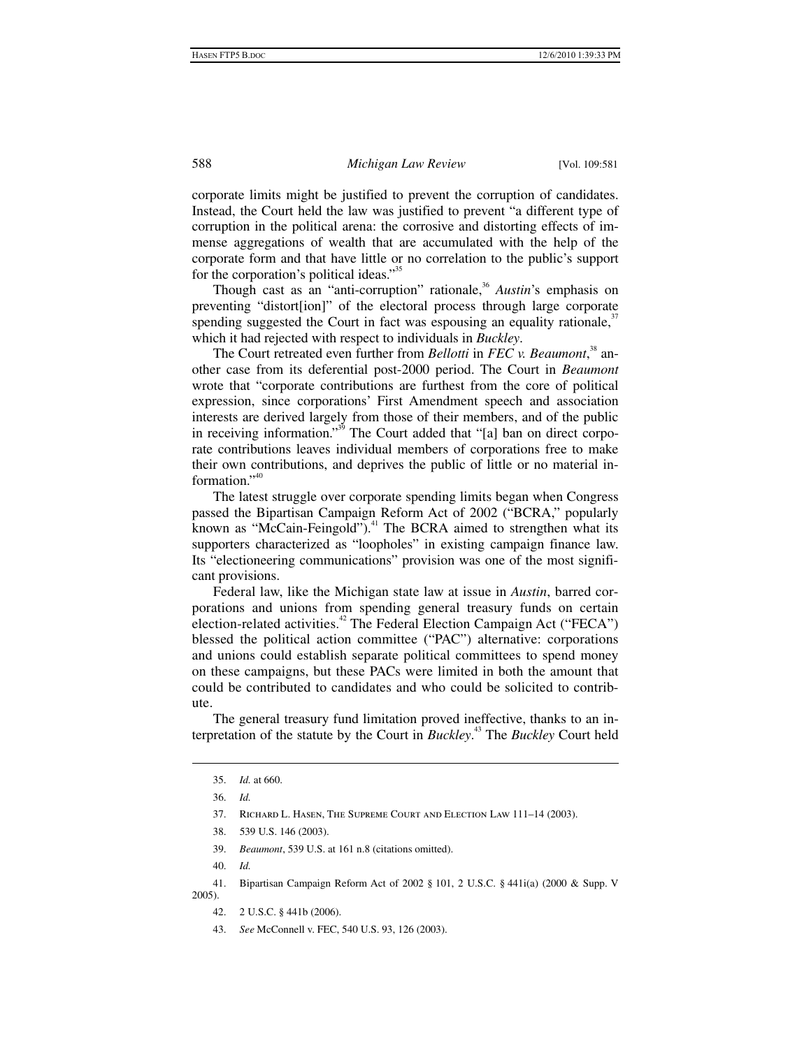corporate limits might be justified to prevent the corruption of candidates. Instead, the Court held the law was justified to prevent "a different type of corruption in the political arena: the corrosive and distorting effects of immense aggregations of wealth that are accumulated with the help of the corporate form and that have little or no correlation to the public's support for the corporation's political ideas."[35]

Though cast as an "anti-corruption" rationale,[36] *Austin*'s emphasis on preventing "distort[ion]" of the electoral process through large corporate spending suggested the Court in fact was espousing an equality rationale,[37] which it had rejected with respect to individuals in *Buckley*.

The Court retreated even further from *Bellotti* in *FEC v. Beaumont*,[38] another case from its deferential post-2000 period. The Court in *Beaumont* wrote that "corporate contributions are furthest from the core of political expression, since corporations' First Amendment speech and association interests are derived largely from those of their members, and of the public in receiving information."[39] The Court added that "[a] ban on direct corporate contributions leaves individual members of corporations free to make their own contributions, and deprives the public of little or no material information."[40]

The latest struggle over corporate spending limits began when Congress passed the Bipartisan Campaign Reform Act of 2002 ("BCRA," popularly known as "McCain-Feingold").[41] The BCRA aimed to strengthen what its supporters characterized as "loopholes" in existing campaign finance law. Its "electioneering communications" provision was one of the most significant provisions.

Federal law, like the Michigan state law at issue in *Austin*, barred corporations and unions from spending general treasury funds on certain election-related activities.[42] The Federal Election Campaign Act ("FECA") blessed the political action committee ("PAC") alternative: corporations and unions could establish separate political committees to spend money on these campaigns, but these PACs were limited in both the amount that could be contributed to candidates and who could be solicited to contribute.

The general treasury fund limitation proved ineffective, thanks to an interpretation of the statute by the Court in *Buckley*.[43] The *Buckley* Court held

---

35. *Id.* at 660.

36. *Id.*

37. Richard L. Hasen, The Supreme Court and Election Law 111–14 (2003).

38. 539 U.S. 146 (2003).

39. *Beaumont*, 539 U.S. at 161 n.8 (citations omitted).

40. *Id.*

41. Bipartisan Campaign Reform Act of 2002 § 101, 2 U.S.C. § 441i(a) (2000 & Supp. V 2005).

42. 2 U.S.C. § 441b (2006).

43. *See* McConnell v. FEC, 540 U.S. 93, 126 (2003).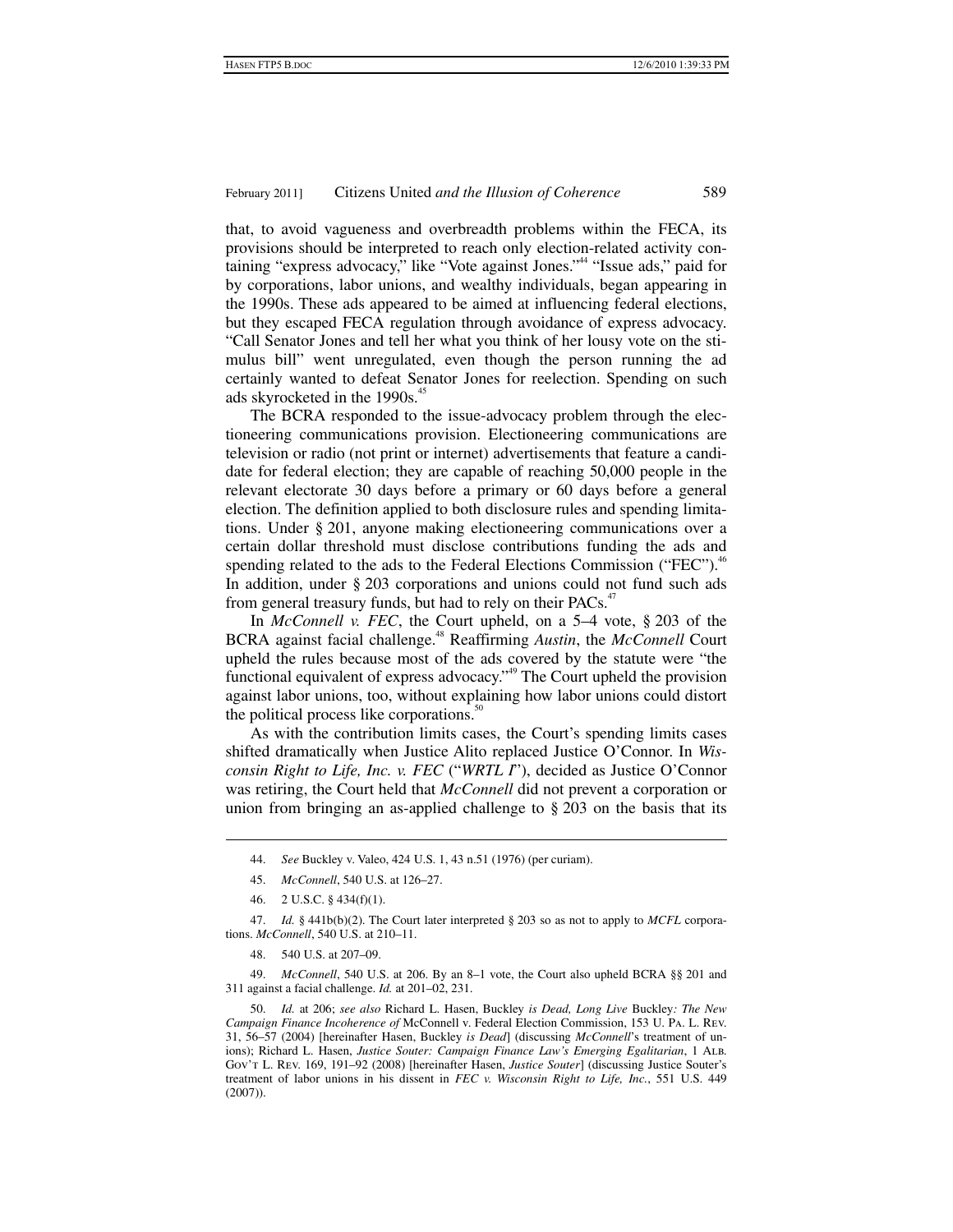that, to avoid vagueness and overbreadth problems within the FECA, its provisions should be interpreted to reach only election-related activity containing "express advocacy," like "Vote against Jones."[44] "Issue ads," paid for by corporations, labor unions, and wealthy individuals, began appearing in the 1990s. These ads appeared to be aimed at influencing federal elections, but they escaped FECA regulation through avoidance of express advocacy. "Call Senator Jones and tell her what you think of her lousy vote on the stimulus bill" went unregulated, even though the person running the ad certainly wanted to defeat Senator Jones for reelection. Spending on such ads skyrocketed in the 1990s.[45]

The BCRA responded to the issue-advocacy problem through the electioneering communications provision. Electioneering communications are television or radio (not print or internet) advertisements that feature a candidate for federal election; they are capable of reaching 50,000 people in the relevant electorate 30 days before a primary or 60 days before a general election. The definition applied to both disclosure rules and spending limitations. Under § 201, anyone making electioneering communications over a certain dollar threshold must disclose contributions funding the ads and spending related to the ads to the Federal Elections Commission ("FEC").[46] In addition, under § 203 corporations and unions could not fund such ads from general treasury funds, but had to rely on their PACs.[47]

In *McConnell v. FEC*, the Court upheld, on a 5–4 vote, § 203 of the BCRA against facial challenge.[48] Reaffirming *Austin*, the *McConnell* Court upheld the rules because most of the ads covered by the statute were "the functional equivalent of express advocacy."[49] The Court upheld the provision against labor unions, too, without explaining how labor unions could distort the political process like corporations.[50]

As with the contribution limits cases, the Court's spending limits cases shifted dramatically when Justice Alito replaced Justice O'Connor. In *Wisconsin Right to Life, Inc. v. FEC* ("*WRTL I*"), decided as Justice O'Connor was retiring, the Court held that *McConnell* did not prevent a corporation or union from bringing an as-applied challenge to § 203 on the basis that its

---

44. *See* Buckley v. Valeo, 424 U.S. 1, 43 n.51 (1976) (per curiam).

45. *McConnell*, 540 U.S. at 126–27.

46. 2 U.S.C. § 434(f)(1).

47. *Id.* § 441b(b)(2). The Court later interpreted § 203 so as not to apply to *MCFL* corporations. *McConnell*, 540 U.S. at 210–11.

48. 540 U.S. at 207–09.

49. *McConnell*, 540 U.S. at 206. By an 8–1 vote, the Court also upheld BCRA §§ 201 and 311 against a facial challenge. *Id.* at 201–02, 231.

50. *Id.* at 206; *see also* Richard L. Hasen, Buckley *is Dead, Long Live* Buckley*: The New Campaign Finance Incoherence of* McConnell v. Federal Election Commission, 153 U. PA. L. REV. 31, 56–57 (2004) [hereinafter Hasen, Buckley *is Dead*] (discussing *McConnell*'s treatment of unions); Richard L. Hasen, *Justice Souter: Campaign Finance Law's Emerging Egalitarian*, 1 ALB. GOV'T L. REV. 169, 191–92 (2008) [hereinafter Hasen, *Justice Souter*] (discussing Justice Souter's treatment of labor unions in his dissent in *FEC v. Wisconsin Right to Life, Inc.*, 551 U.S. 449 (2007)).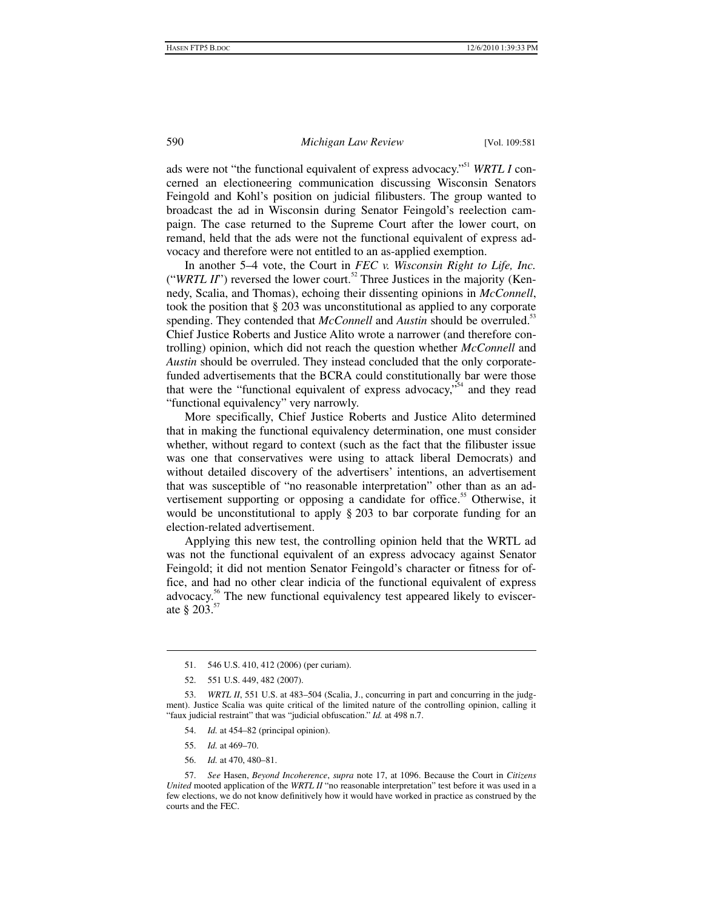ads were not "the functional equivalent of express advocacy."[51] *WRTL I* concerned an electioneering communication discussing Wisconsin Senators Feingold and Kohl's position on judicial filibusters. The group wanted to broadcast the ad in Wisconsin during Senator Feingold's reelection campaign. The case returned to the Supreme Court after the lower court, on remand, held that the ads were not the functional equivalent of express advocacy and therefore were not entitled to an as-applied exemption.

In another 5–4 vote, the Court in *FEC v. Wisconsin Right to Life, Inc.* ("*WRTL II*") reversed the lower court.[52] Three Justices in the majority (Kennedy, Scalia, and Thomas), echoing their dissenting opinions in *McConnell*, took the position that § 203 was unconstitutional as applied to any corporate spending. They contended that *McConnell* and *Austin* should be overruled.[53] Chief Justice Roberts and Justice Alito wrote a narrower (and therefore controlling) opinion, which did not reach the question whether *McConnell* and *Austin* should be overruled. They instead concluded that the only corporate-funded advertisements that the BCRA could constitutionally bar were those that were the "functional equivalent of express advocacy,"[54] and they read "functional equivalency" very narrowly.

More specifically, Chief Justice Roberts and Justice Alito determined that in making the functional equivalency determination, one must consider whether, without regard to context (such as the fact that the filibuster issue was one that conservatives were using to attack liberal Democrats) and without detailed discovery of the advertisers' intentions, an advertisement that was susceptible of "no reasonable interpretation" other than as an advertisement supporting or opposing a candidate for office.[55] Otherwise, it would be unconstitutional to apply § 203 to bar corporate funding for an election-related advertisement.

Applying this new test, the controlling opinion held that the WRTL ad was not the functional equivalent of an express advocacy against Senator Feingold; it did not mention Senator Feingold's character or fitness for office, and had no other clear indicia of the functional equivalent of express advocacy.[56] The new functional equivalency test appeared likely to eviscerate § 203.[57]

---

51. 546 U.S. 410, 412 (2006) (per curiam).

52. 551 U.S. 449, 482 (2007).

53. *WRTL II*, 551 U.S. at 483–504 (Scalia, J., concurring in part and concurring in the judgment). Justice Scalia was quite critical of the limited nature of the controlling opinion, calling it "faux judicial restraint" that was "judicial obfuscation." *Id.* at 498 n.7.

54. *Id.* at 454–82 (principal opinion).

55. *Id.* at 469–70.

56. *Id.* at 470, 480–81.

57. *See* Hasen, *Beyond Incoherence*, *supra* note 17, at 1096. Because the Court in *Citizens United* mooted application of the *WRTL II* "no reasonable interpretation" test before it was used in a few elections, we do not know definitively how it would have worked in practice as construed by the courts and the FEC.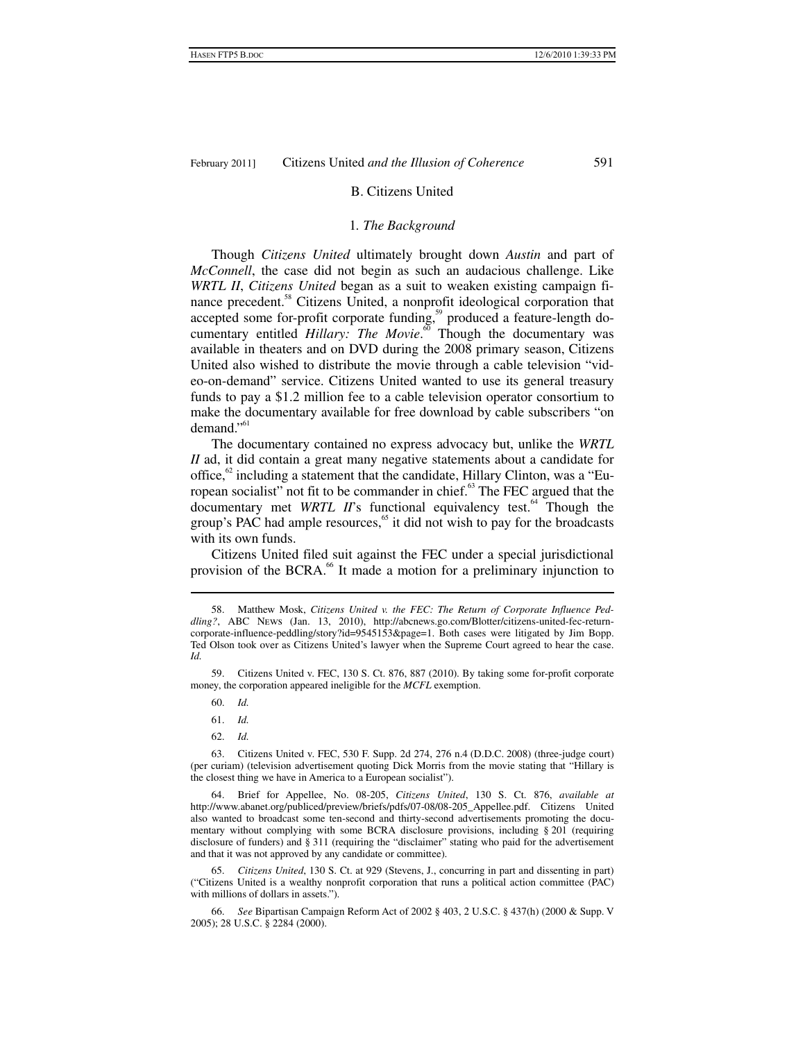## B. Citizens United

### 1. *The Background*

Though *Citizens United* ultimately brought down *Austin* and part of *McConnell*, the case did not begin as such an audacious challenge. Like *WRTL II*, *Citizens United* began as a suit to weaken existing campaign finance precedent.[58] Citizens United, a nonprofit ideological corporation that accepted some for-profit corporate funding,[59] produced a feature-length documentary entitled *Hillary: The Movie*.[60] Though the documentary was available in theaters and on DVD during the 2008 primary season, Citizens United also wished to distribute the movie through a cable television "video-on-demand" service. Citizens United wanted to use its general treasury funds to pay a $1.2 million fee to a cable television operator consortium to make the documentary available for free download by cable subscribers "on demand."[61]

The documentary contained no express advocacy but, unlike the *WRTL II* ad, it did contain a great many negative statements about a candidate for office,[62] including a statement that the candidate, Hillary Clinton, was a "European socialist" not fit to be commander in chief.[63] The FEC argued that the documentary met *WRTL II*'s functional equivalency test.[64] Though the group's PAC had ample resources,[65] it did not wish to pay for the broadcasts with its own funds.

Citizens United filed suit against the FEC under a special jurisdictional provision of the BCRA.[66] It made a motion for a preliminary injunction to

---

58. Matthew Mosk, *Citizens United v. the FEC: The Return of Corporate Influence Peddling?*, ABC NEWS (Jan. 13, 2010), http://abcnews.go.com/Blotter/citizens-united-fec-return-corporate-influence-peddling/story?id=9545153&page=1. Both cases were litigated by Jim Bopp. Ted Olson took over as Citizens United's lawyer when the Supreme Court agreed to hear the case. *Id.*

59. Citizens United v. FEC, 130 S. Ct. 876, 887 (2010). By taking some for-profit corporate money, the corporation appeared ineligible for the *MCFL* exemption.

60. *Id.*

61. *Id.*

62. *Id.*

63. Citizens United v. FEC, 530 F. Supp. 2d 274, 276 n.4 (D.D.C. 2008) (three-judge court) (per curiam) (television advertisement quoting Dick Morris from the movie stating that "Hillary is the closest thing we have in America to a European socialist").

64. Brief for Appellee, No. 08-205, *Citizens United*, 130 S. Ct. 876, *available at* http://www.abanet.org/publiced/preview/briefs/pdfs/07-08/08-205_Appellee.pdf. Citizens United also wanted to broadcast some ten-second and thirty-second advertisements promoting the documentary without complying with some BCRA disclosure provisions, including § 201 (requiring disclosure of funders) and § 311 (requiring the "disclaimer" stating who paid for the advertisement and that it was not approved by any candidate or committee).

65. *Citizens United*, 130 S. Ct. at 929 (Stevens, J., concurring in part and dissenting in part) ("Citizens United is a wealthy nonprofit corporation that runs a political action committee (PAC) with millions of dollars in assets.").

66. *See* Bipartisan Campaign Reform Act of 2002 § 403, 2 U.S.C. § 437(h) (2000 & Supp. V 2005); 28 U.S.C. § 2284 (2000).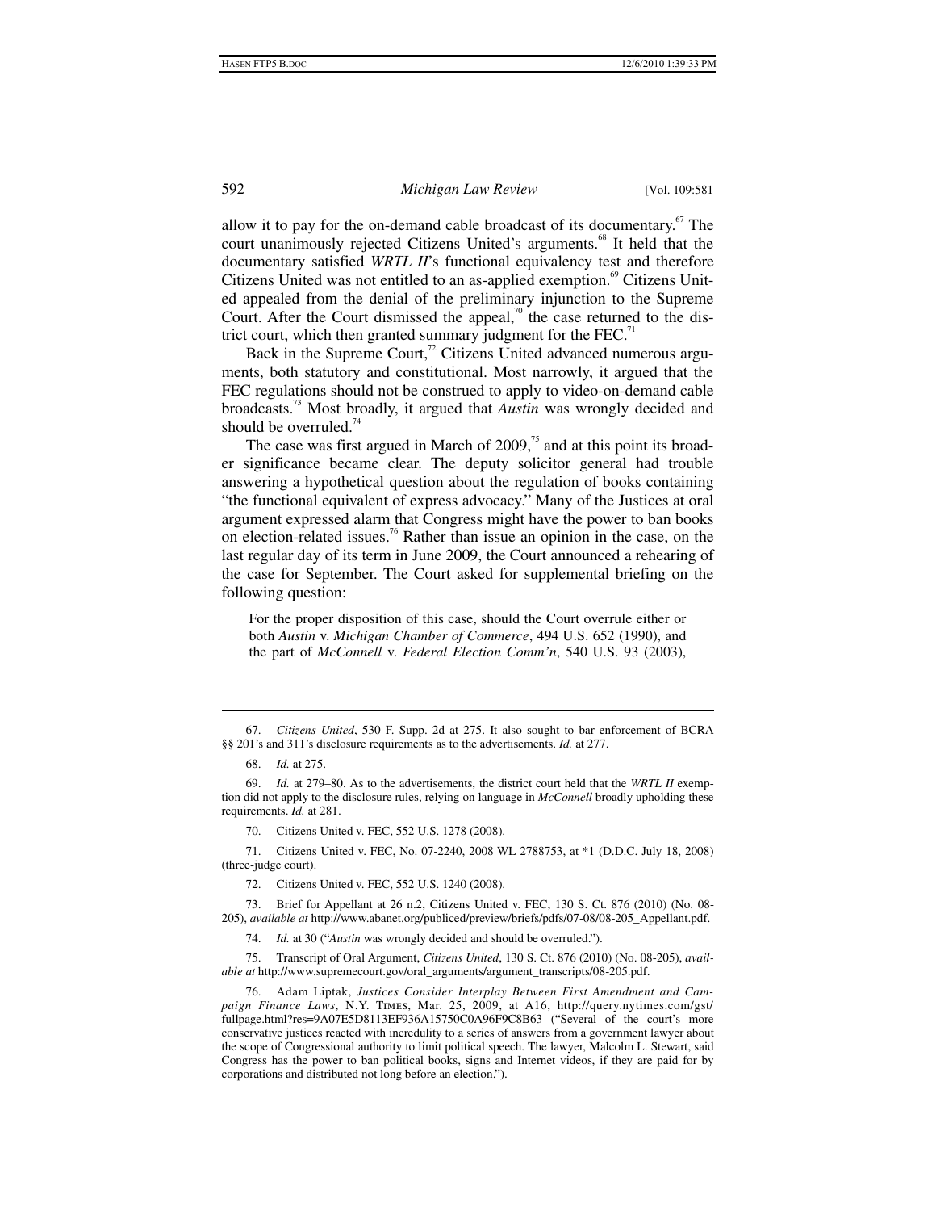allow it to pay for the on-demand cable broadcast of its documentary.[67] The court unanimously rejected Citizens United's arguments.[68] It held that the documentary satisfied *WRTL II*'s functional equivalency test and therefore Citizens United was not entitled to an as-applied exemption.[69] Citizens United appealed from the denial of the preliminary injunction to the Supreme Court. After the Court dismissed the appeal,[70] the case returned to the district court, which then granted summary judgment for the FEC.[71]

Back in the Supreme Court,[72] Citizens United advanced numerous arguments, both statutory and constitutional. Most narrowly, it argued that the FEC regulations should not be construed to apply to video-on-demand cable broadcasts.[73] Most broadly, it argued that *Austin* was wrongly decided and should be overruled.[74]

The case was first argued in March of 2009,[75] and at this point its broader significance became clear. The deputy solicitor general had trouble answering a hypothetical question about the regulation of books containing "the functional equivalent of express advocacy." Many of the Justices at oral argument expressed alarm that Congress might have the power to ban books on election-related issues.[76] Rather than issue an opinion in the case, on the last regular day of its term in June 2009, the Court announced a rehearing of the case for September. The Court asked for supplemental briefing on the following question:

> For the proper disposition of this case, should the Court overrule either or both *Austin* v. *Michigan Chamber of Commerce*, 494 U.S. 652 (1990), and the part of *McConnell* v. *Federal Election Comm'n*, 540 U.S. 93 (2003),

---

67. *Citizens United*, 530 F. Supp. 2d at 275. It also sought to bar enforcement of BCRA §§ 201's and 311's disclosure requirements as to the advertisements. *Id.* at 277.

68. *Id.* at 275.

69. *Id.* at 279–80. As to the advertisements, the district court held that the *WRTL II* exemption did not apply to the disclosure rules, relying on language in *McConnell* broadly upholding these requirements. *Id.* at 281.

70. Citizens United v. FEC, 552 U.S. 1278 (2008).

71. Citizens United v. FEC, No. 07-2240, 2008 WL 2788753, at *1 (D.D.C. July 18, 2008) (three-judge court).

72. Citizens United v. FEC, 552 U.S. 1240 (2008).

73. Brief for Appellant at 26 n.2, Citizens United v. FEC, 130 S. Ct. 876 (2010) (No. 08-205), *available at* http://www.abanet.org/publiced/preview/briefs/pdfs/07-08/08-205_Appellant.pdf.

74. *Id.* at 30 ("*Austin* was wrongly decided and should be overruled.").

75. Transcript of Oral Argument, *Citizens United*, 130 S. Ct. 876 (2010) (No. 08-205), *available at* http://www.supremecourt.gov/oral_arguments/argument_transcripts/08-205.pdf.

76. Adam Liptak, *Justices Consider Interplay Between First Amendment and Campaign Finance Laws*, N.Y. TIMES, Mar. 25, 2009, at A16, http://query.nytimes.com/gst/fullpage.html?res=9A07E5D8113EF936A15750C0A96F9C8B63 ("Several of the court's more conservative justices reacted with incredulity to a series of answers from a government lawyer about the scope of Congressional authority to limit political speech. The lawyer, Malcolm L. Stewart, said Congress has the power to ban political books, signs and Internet videos, if they are paid for by corporations and distributed not long before an election.").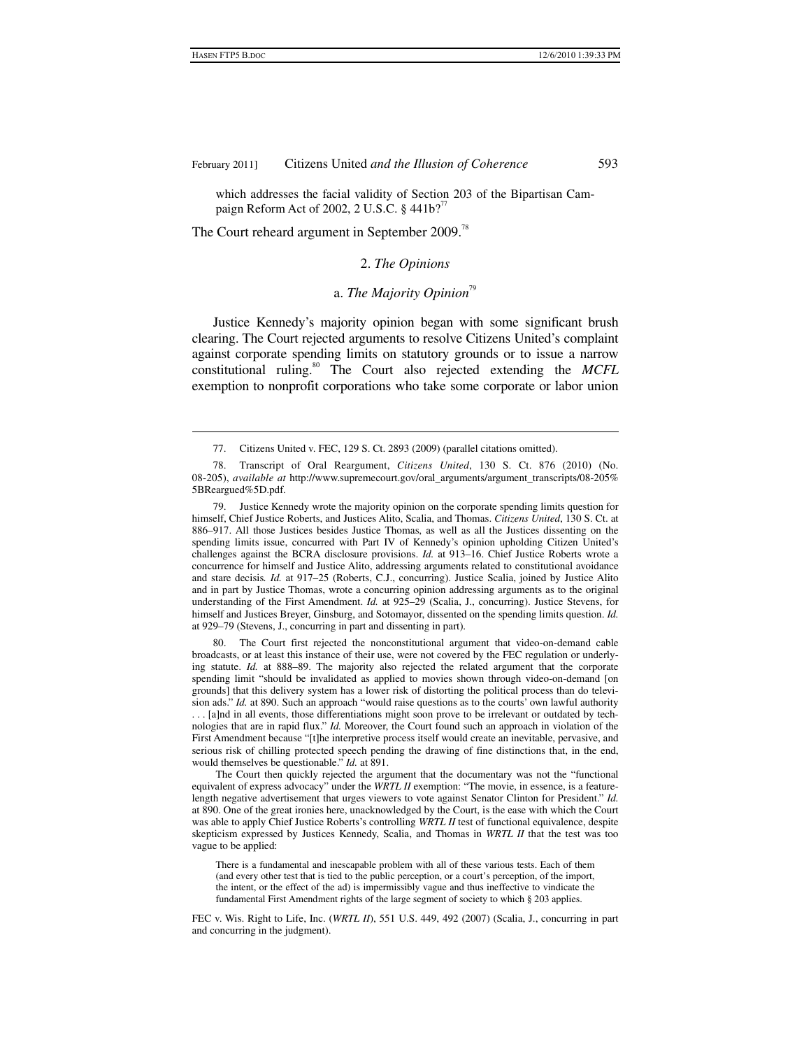which addresses the facial validity of Section 203 of the Bipartisan Campaign Reform Act of 2002, 2 U.S.C. § 441b?[77]

The Court reheard argument in September 2009.[78]

### 2. *The Opinions*

#### a. *The Majority Opinion*[79]

Justice Kennedy's majority opinion began with some significant brush clearing. The Court rejected arguments to resolve Citizens United's complaint against corporate spending limits on statutory grounds or to issue a narrow constitutional ruling.[80] The Court also rejected extending the *MCFL* exemption to nonprofit corporations who take some corporate or labor union

---

77. Citizens United v. FEC, 129 S. Ct. 2893 (2009) (parallel citations omitted).

78. Transcript of Oral Reargument, *Citizens United*, 130 S. Ct. 876 (2010) (No. 08-205), *available at* http://www.supremecourt.gov/oral_arguments/argument_transcripts/08-205%5BReargued%5D.pdf.

79. Justice Kennedy wrote the majority opinion on the corporate spending limits question for himself, Chief Justice Roberts, and Justices Alito, Scalia, and Thomas. *Citizens United*, 130 S. Ct. at 886–917. All those Justices besides Justice Thomas, as well as all the Justices dissenting on the spending limits issue, concurred with Part IV of Kennedy's opinion upholding Citizen United's challenges against the BCRA disclosure provisions. *Id.* at 913–16. Chief Justice Roberts wrote a concurrence for himself and Justice Alito, addressing arguments related to constitutional avoidance and stare decisis. *Id.* at 917–25 (Roberts, C.J., concurring). Justice Scalia, joined by Justice Alito and in part by Justice Thomas, wrote a concurring opinion addressing arguments as to the original understanding of the First Amendment. *Id.* at 925–29 (Scalia, J., concurring). Justice Stevens, for himself and Justices Breyer, Ginsburg, and Sotomayor, dissented on the spending limits question. *Id.* at 929–79 (Stevens, J., concurring in part and dissenting in part).

80. The Court first rejected the nonconstitutional argument that video-on-demand cable broadcasts, or at least this instance of their use, were not covered by the FEC regulation or underlying statute. *Id.* at 888–89. The majority also rejected the related argument that the corporate spending limit "should be invalidated as applied to movies shown through video-on-demand [on grounds] that this delivery system has a lower risk of distorting the political process than do television ads." *Id.* at 890. Such an approach "would raise questions as to the courts' own lawful authority . . . [a]nd in all events, those differentiations might soon prove to be irrelevant or outdated by technologies that are in rapid flux." *Id.* Moreover, the Court found such an approach in violation of the First Amendment because "[t]he interpretive process itself would create an inevitable, pervasive, and serious risk of chilling protected speech pending the drawing of fine distinctions that, in the end, would themselves be questionable." *Id.* at 891.

The Court then quickly rejected the argument that the documentary was not the "functional equivalent of express advocacy" under the *WRTL II* exemption: "The movie, in essence, is a feature-length negative advertisement that urges viewers to vote against Senator Clinton for President." *Id.* at 890. One of the great ironies here, unacknowledged by the Court, is the ease with which the Court was able to apply Chief Justice Roberts's controlling *WRTL II* test of functional equivalence, despite skepticism expressed by Justices Kennedy, Scalia, and Thomas in *WRTL II* that the test was too vague to be applied:

> There is a fundamental and inescapable problem with all of these various tests. Each of them (and every other test that is tied to the public perception, or a court's perception, of the import, the intent, or the effect of the ad) is impermissibly vague and thus ineffective to vindicate the fundamental First Amendment rights of the large segment of society to which § 203 applies.

FEC v. Wis. Right to Life, Inc. (*WRTL II*), 551 U.S. 449, 492 (2007) (Scalia, J., concurring in part and concurring in the judgment).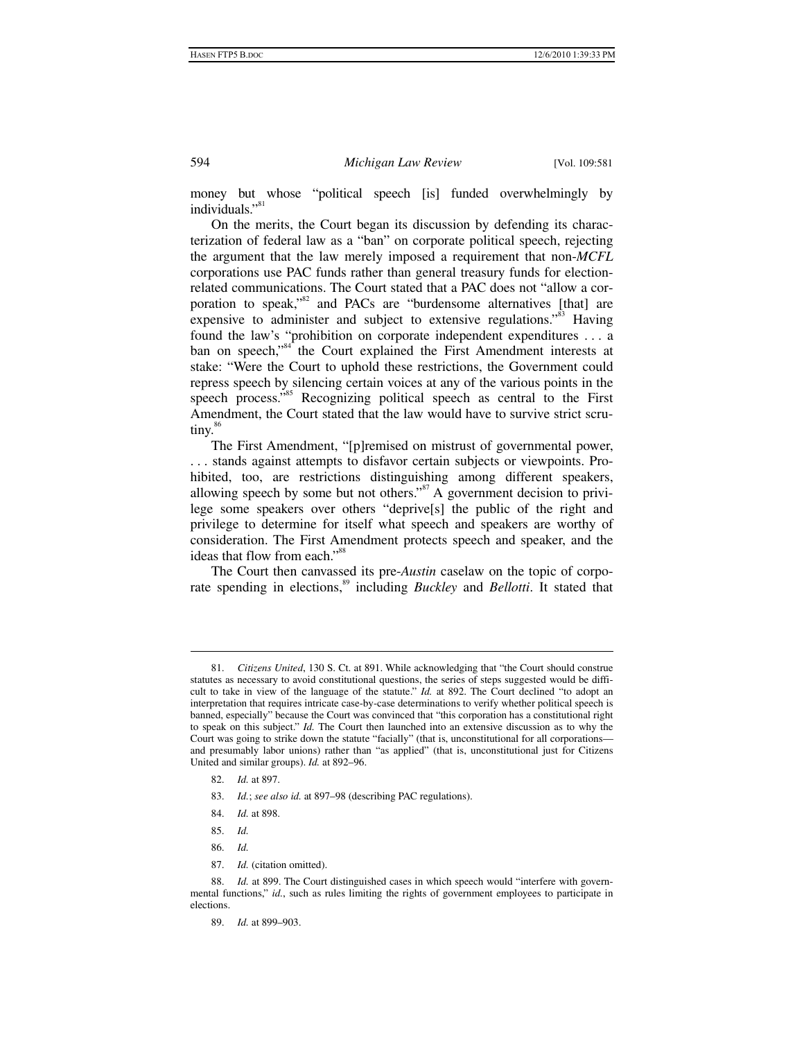money but whose "political speech [is] funded overwhelmingly by individuals."[81]

On the merits, the Court began its discussion by defending its characterization of federal law as a "ban" on corporate political speech, rejecting the argument that the law merely imposed a requirement that non-*MCFL* corporations use PAC funds rather than general treasury funds for election-related communications. The Court stated that a PAC does not "allow a corporation to speak,"[82] and PACs are "burdensome alternatives [that] are expensive to administer and subject to extensive regulations."[83] Having found the law's "prohibition on corporate independent expenditures . . . a ban on speech,"[84] the Court explained the First Amendment interests at stake: "Were the Court to uphold these restrictions, the Government could repress speech by silencing certain voices at any of the various points in the speech process."[85] Recognizing political speech as central to the First Amendment, the Court stated that the law would have to survive strict scrutiny.[86]

The First Amendment, "[p]remised on mistrust of governmental power, . . . stands against attempts to disfavor certain subjects or viewpoints. Prohibited, too, are restrictions distinguishing among different speakers, allowing speech by some but not others."[87] A government decision to privilege some speakers over others "deprive[s] the public of the right and privilege to determine for itself what speech and speakers are worthy of consideration. The First Amendment protects speech and speaker, and the ideas that flow from each."[88]

The Court then canvassed its pre-*Austin* caselaw on the topic of corporate spending in elections,[89] including *Buckley* and *Bellotti*. It stated that

---

81. *Citizens United*, 130 S. Ct. at 891. While acknowledging that "the Court should construe statutes as necessary to avoid constitutional questions, the series of steps suggested would be difficult to take in view of the language of the statute." *Id.* at 892. The Court declined "to adopt an interpretation that requires intricate case-by-case determinations to verify whether political speech is banned, especially" because the Court was convinced that "this corporation has a constitutional right to speak on this subject." *Id.* The Court then launched into an extensive discussion as to why the Court was going to strike down the statute "facially" (that is, unconstitutional for all corporations—and presumably labor unions) rather than "as applied" (that is, unconstitutional just for Citizens United and similar groups). *Id.* at 892–96.

82. *Id.* at 897.

83. *Id.*; *see also id.* at 897–98 (describing PAC regulations).

84. *Id.* at 898.

85. *Id.*

86. *Id.*

87. *Id.* (citation omitted).

88. *Id.* at 899. The Court distinguished cases in which speech would "interfere with governmental functions," *id.*, such as rules limiting the rights of government employees to participate in elections.

89. *Id.* at 899–903.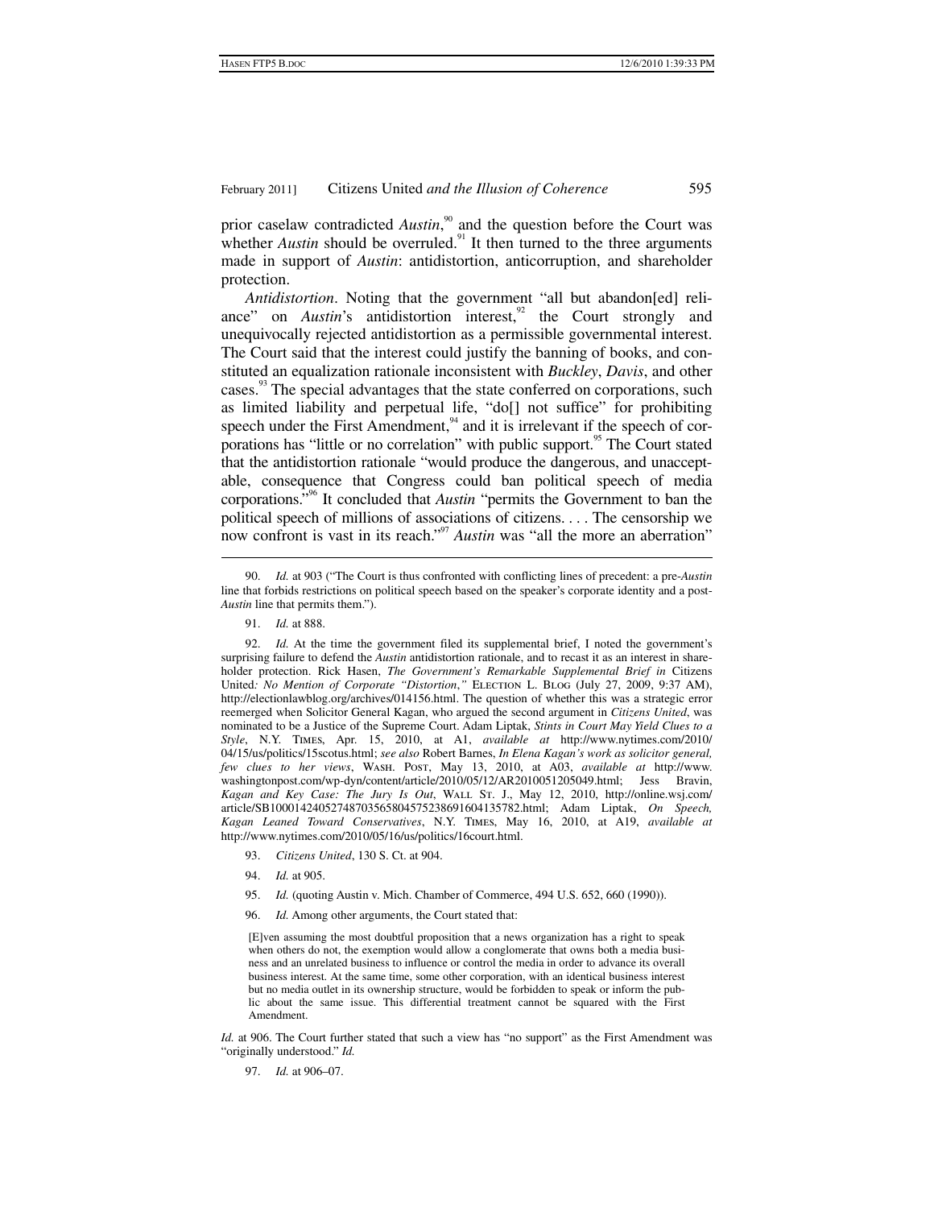prior caselaw contradicted *Austin*,[90] and the question before the Court was whether *Austin* should be overruled.[91] It then turned to the three arguments made in support of *Austin*: antidistortion, anticorruption, and shareholder protection.

*Antidistortion*. Noting that the government "all but abandon[ed] reliance" on *Austin*'s antidistortion interest,[92] the Court strongly and unequivocally rejected antidistortion as a permissible governmental interest. The Court said that the interest could justify the banning of books, and constituted an equalization rationale inconsistent with *Buckley*, *Davis*, and other cases.[93] The special advantages that the state conferred on corporations, such as limited liability and perpetual life, "do[] not suffice" for prohibiting speech under the First Amendment,[94] and it is irrelevant if the speech of corporations has "little or no correlation" with public support.[95] The Court stated that the antidistortion rationale "would produce the dangerous, and unacceptable, consequence that Congress could ban political speech of media corporations."[96] It concluded that *Austin* "permits the Government to ban the political speech of millions of associations of citizens. . . . The censorship we now confront is vast in its reach."[97] *Austin* was "all the more an aberration"

---

90. *Id.* at 903 ("The Court is thus confronted with conflicting lines of precedent: a pre-*Austin* line that forbids restrictions on political speech based on the speaker's corporate identity and a post-*Austin* line that permits them.").

91. *Id.* at 888.

92. *Id.* At the time the government filed its supplemental brief, I noted the government's surprising failure to defend the *Austin* antidistortion rationale, and to recast it as an interest in shareholder protection. Rick Hasen, *The Government's Remarkable Supplemental Brief in* Citizens United*: No Mention of Corporate "Distortion*,*"* ELECTION L. BLOG (July 27, 2009, 9:37 AM), http://electionlawblog.org/archives/014156.html. The question of whether this was a strategic error reemerged when Solicitor General Kagan, who argued the second argument in *Citizens United*, was nominated to be a Justice of the Supreme Court. Adam Liptak, *Stints in Court May Yield Clues to a Style*, N.Y. TIMES, Apr. 15, 2010, at A1, *available at* http://www.nytimes.com/2010/04/15/us/politics/15scotus.html; *see also* Robert Barnes, *In Elena Kagan's work as solicitor general, few clues to her views*, WASH. POST, May 13, 2010, at A03, *available at* http://www.washingtonpost.com/wp-dyn/content/article/2010/05/12/AR2010051205049.html; Jess Bravin, *Kagan and Key Case: The Jury Is Out*, WALL ST. J., May 12, 2010, http://online.wsj.com/article/SB10001424052748703565804575238691604135782.html; Adam Liptak, *On Speech, Kagan Leaned Toward Conservatives*, N.Y. TIMES, May 16, 2010, at A19, *available at* http://www.nytimes.com/2010/05/16/us/politics/16court.html.

93. *Citizens United*, 130 S. Ct. at 904.

94. *Id.* at 905.

95. *Id.* (quoting Austin v. Mich. Chamber of Commerce, 494 U.S. 652, 660 (1990)).

96. *Id.* Among other arguments, the Court stated that:

> [E]ven assuming the most doubtful proposition that a news organization has a right to speak when others do not, the exemption would allow a conglomerate that owns both a media business and an unrelated business to influence or control the media in order to advance its overall business interest. At the same time, some other corporation, with an identical business interest but no media outlet in its ownership structure, would be forbidden to speak or inform the public about the same issue. This differential treatment cannot be squared with the First Amendment.

*Id.* at 906. The Court further stated that such a view has "no support" as the First Amendment was "originally understood." *Id.*

97. *Id.* at 906–07.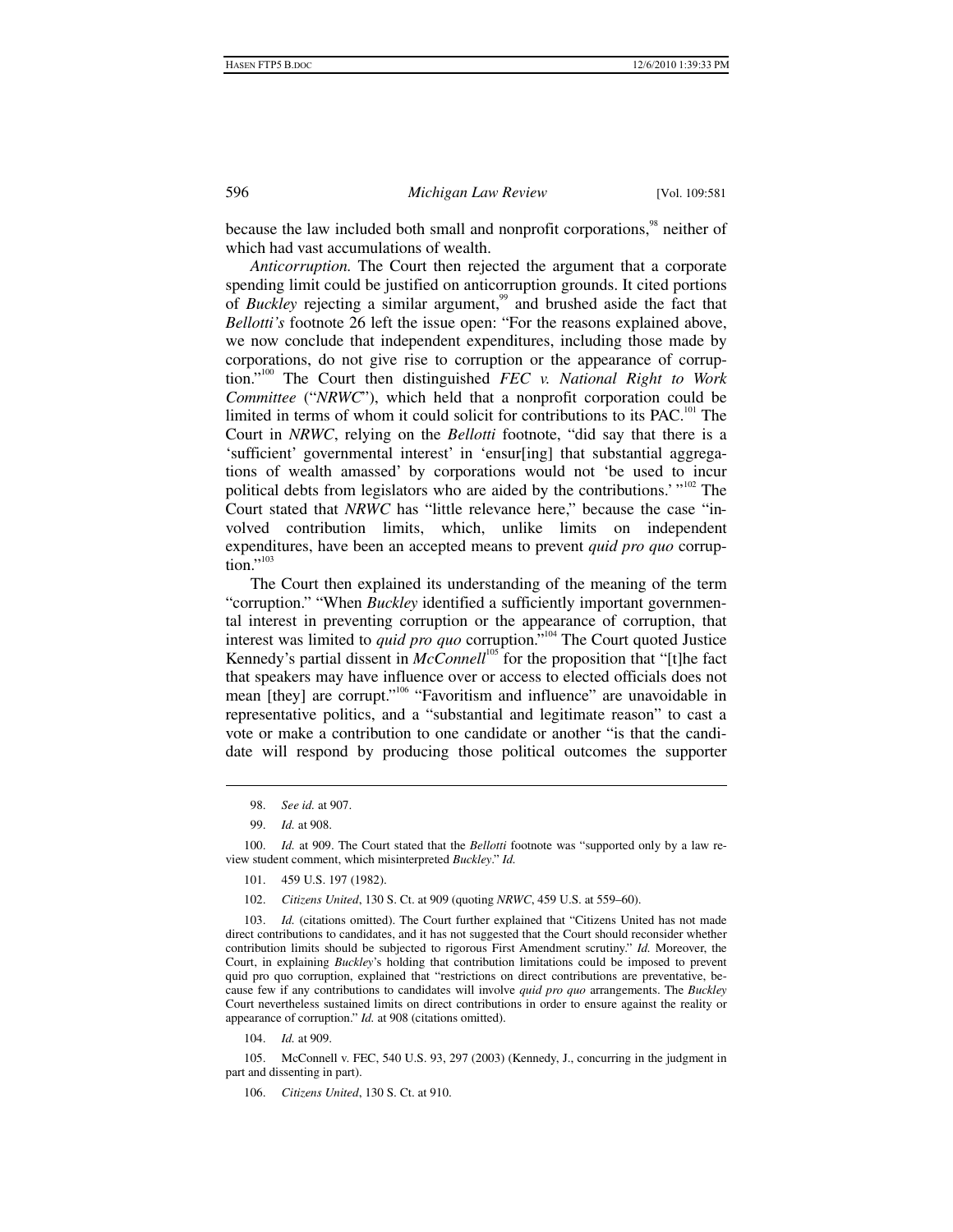because the law included both small and nonprofit corporations,[98] neither of which had vast accumulations of wealth.

*Anticorruption.* The Court then rejected the argument that a corporate spending limit could be justified on anticorruption grounds. It cited portions of *Buckley* rejecting a similar argument,[99] and brushed aside the fact that *Bellotti's* footnote 26 left the issue open: "For the reasons explained above, we now conclude that independent expenditures, including those made by corporations, do not give rise to corruption or the appearance of corruption."[100] The Court then distinguished *FEC v. National Right to Work Committee* ("*NRWC*"), which held that a nonprofit corporation could be limited in terms of whom it could solicit for contributions to its PAC.[101] The Court in *NRWC*, relying on the *Bellotti* footnote, "did say that there is a 'sufficient' governmental interest' in 'ensur[ing] that substantial aggregations of wealth amassed' by corporations would not 'be used to incur political debts from legislators who are aided by the contributions.' "[102] The Court stated that *NRWC* has "little relevance here," because the case "involved contribution limits, which, unlike limits on independent expenditures, have been an accepted means to prevent *quid pro quo* corruption."[103]

The Court then explained its understanding of the meaning of the term "corruption." "When *Buckley* identified a sufficiently important governmental interest in preventing corruption or the appearance of corruption, that interest was limited to *quid pro quo* corruption."[104] The Court quoted Justice Kennedy's partial dissent in *McConnell*[105] for the proposition that "[t]he fact that speakers may have influence over or access to elected officials does not mean [they] are corrupt."[106] "Favoritism and influence" are unavoidable in representative politics, and a "substantial and legitimate reason" to cast a vote or make a contribution to one candidate or another "is that the candidate will respond by producing those political outcomes the supporter

---

98. *See id.* at 907.

99. *Id.* at 908.

100. *Id.* at 909. The Court stated that the *Bellotti* footnote was "supported only by a law review student comment, which misinterpreted *Buckley*." *Id.*

101. 459 U.S. 197 (1982).

102. *Citizens United*, 130 S. Ct. at 909 (quoting *NRWC*, 459 U.S. at 559–60).

103. *Id.* (citations omitted). The Court further explained that "Citizens United has not made direct contributions to candidates, and it has not suggested that the Court should reconsider whether contribution limits should be subjected to rigorous First Amendment scrutiny." *Id.* Moreover, the Court, in explaining *Buckley*'s holding that contribution limitations could be imposed to prevent quid pro quo corruption, explained that "restrictions on direct contributions are preventative, because few if any contributions to candidates will involve *quid pro quo* arrangements. The *Buckley* Court nevertheless sustained limits on direct contributions in order to ensure against the reality or appearance of corruption." *Id.* at 908 (citations omitted).

104. *Id.* at 909.

105. McConnell v. FEC, 540 U.S. 93, 297 (2003) (Kennedy, J., concurring in the judgment in part and dissenting in part).

106. *Citizens United*, 130 S. Ct. at 910.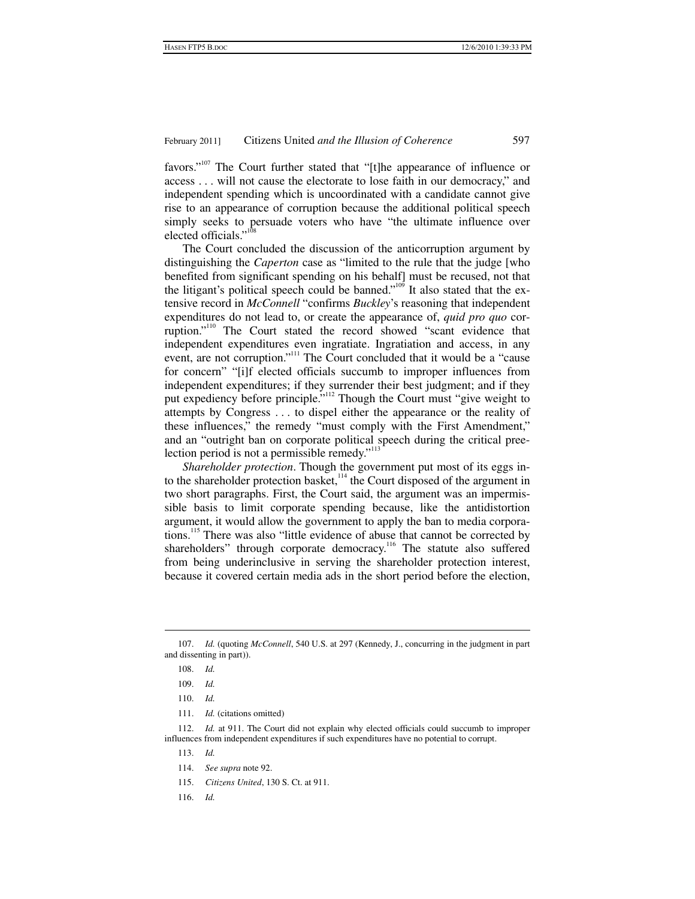favors."[107] The Court further stated that "[t]he appearance of influence or access . . . will not cause the electorate to lose faith in our democracy," and independent spending which is uncoordinated with a candidate cannot give rise to an appearance of corruption because the additional political speech simply seeks to persuade voters who have "the ultimate influence over elected officials."[108]

The Court concluded the discussion of the anticorruption argument by distinguishing the *Caperton* case as "limited to the rule that the judge [who benefited from significant spending on his behalf] must be recused, not that the litigant's political speech could be banned."[109] It also stated that the extensive record in *McConnell* "confirms *Buckley*'s reasoning that independent expenditures do not lead to, or create the appearance of, *quid pro quo* corruption."[110] The Court stated the record showed "scant evidence that independent expenditures even ingratiate. Ingratiation and access, in any event, are not corruption."[111] The Court concluded that it would be a "cause for concern" "[i]f elected officials succumb to improper influences from independent expenditures; if they surrender their best judgment; and if they put expediency before principle."[112] Though the Court must "give weight to attempts by Congress . . . to dispel either the appearance or the reality of these influences," the remedy "must comply with the First Amendment," and an "outright ban on corporate political speech during the critical preelection period is not a permissible remedy."[113]

*Shareholder protection*. Though the government put most of its eggs into the shareholder protection basket,[114] the Court disposed of the argument in two short paragraphs. First, the Court said, the argument was an impermissible basis to limit corporate spending because, like the antidistortion argument, it would allow the government to apply the ban to media corporations.[115] There was also "little evidence of abuse that cannot be corrected by shareholders" through corporate democracy.[116] The statute also suffered from being underinclusive in serving the shareholder protection interest, because it covered certain media ads in the short period before the election,

---

107. *Id.* (quoting *McConnell*, 540 U.S. at 297 (Kennedy, J., concurring in the judgment in part and dissenting in part)).

108. *Id.*

109. *Id.*

110. *Id.*

111. *Id.* (citations omitted)

112. *Id.* at 911. The Court did not explain why elected officials could succumb to improper influences from independent expenditures if such expenditures have no potential to corrupt.

113. *Id.*

114. *See supra* note 92.

115. *Citizens United*, 130 S. Ct. at 911.

116. *Id.*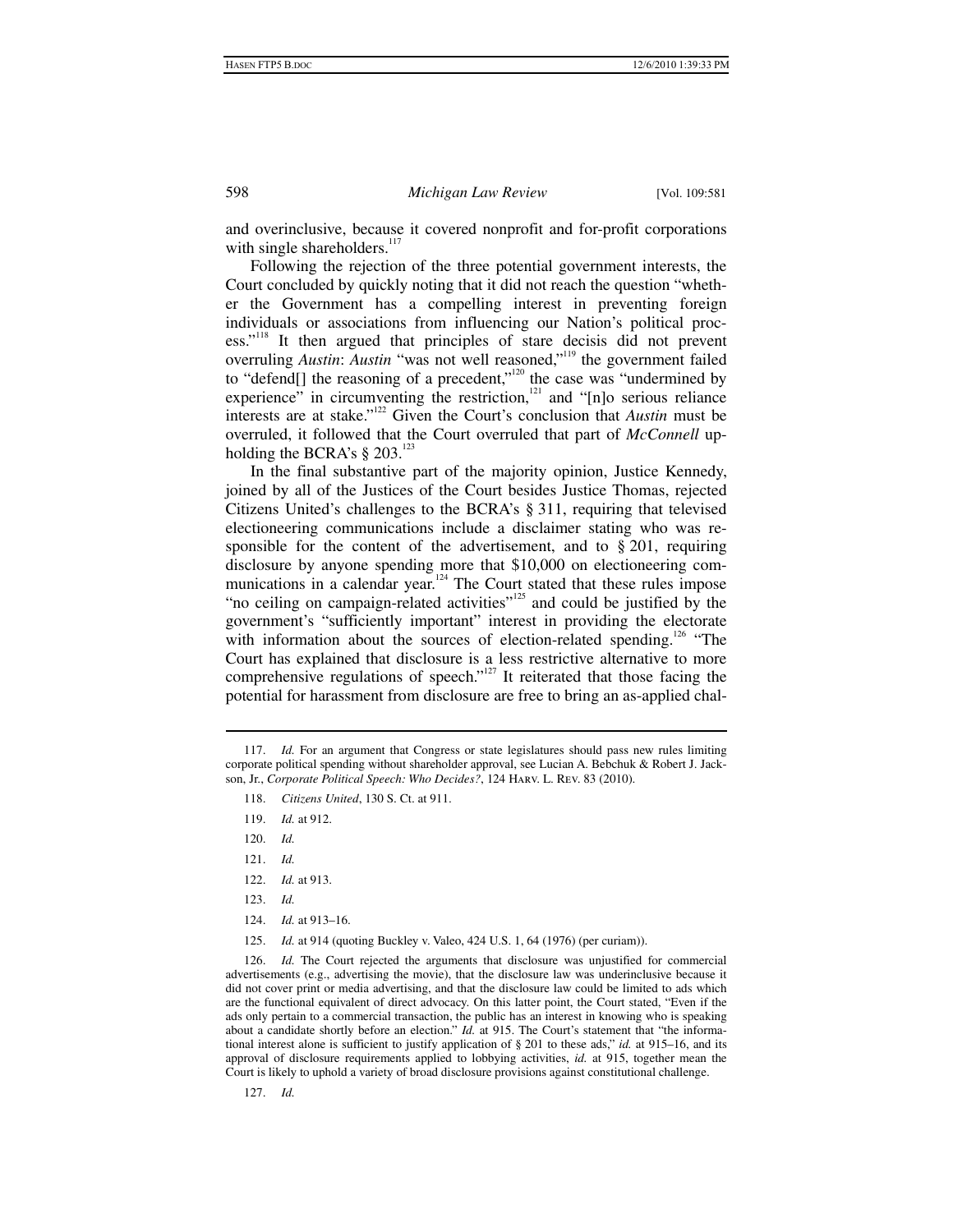and overinclusive, because it covered nonprofit and for-profit corporations with single shareholders.[117]

Following the rejection of the three potential government interests, the Court concluded by quickly noting that it did not reach the question "whether the Government has a compelling interest in preventing foreign individuals or associations from influencing our Nation's political process."[118] It then argued that principles of stare decisis did not prevent overruling *Austin*: *Austin* "was not well reasoned,"[119] the government failed to "defend[] the reasoning of a precedent,"[120] the case was "undermined by experience" in circumventing the restriction,[121] and "[n]o serious reliance interests are at stake."[122] Given the Court's conclusion that *Austin* must be overruled, it followed that the Court overruled that part of *McConnell* upholding the BCRA's § 203.[123]

In the final substantive part of the majority opinion, Justice Kennedy, joined by all of the Justices of the Court besides Justice Thomas, rejected Citizens United's challenges to the BCRA's § 311, requiring that televised electioneering communications include a disclaimer stating who was responsible for the content of the advertisement, and to § 201, requiring disclosure by anyone spending more that $10,000 on electioneering communications in a calendar year.[124] The Court stated that these rules impose "no ceiling on campaign-related activities"[125] and could be justified by the government's "sufficiently important" interest in providing the electorate with information about the sources of election-related spending.[126] "The Court has explained that disclosure is a less restrictive alternative to more comprehensive regulations of speech."[127] It reiterated that those facing the potential for harassment from disclosure are free to bring an as-applied chal-

---

117. *Id.* For an argument that Congress or state legislatures should pass new rules limiting corporate political spending without shareholder approval, see Lucian A. Bebchuk & Robert J. Jackson, Jr., *Corporate Political Speech: Who Decides?*, 124 Harv. L. Rev. 83 (2010).

118. *Citizens United*, 130 S. Ct. at 911.

119. *Id.* at 912.

120. *Id.*

121. *Id.*

122. *Id.* at 913.

123. *Id.*

124. *Id.* at 913–16.

125. *Id.* at 914 (quoting Buckley v. Valeo, 424 U.S. 1, 64 (1976) (per curiam)).

126. *Id.* The Court rejected the arguments that disclosure was unjustified for commercial advertisements (e.g., advertising the movie), that the disclosure law was underinclusive because it did not cover print or media advertising, and that the disclosure law could be limited to ads which are the functional equivalent of direct advocacy. On this latter point, the Court stated, "Even if the ads only pertain to a commercial transaction, the public has an interest in knowing who is speaking about a candidate shortly before an election." *Id.* at 915. The Court's statement that "the informational interest alone is sufficient to justify application of § 201 to these ads," *id.* at 915–16, and its approval of disclosure requirements applied to lobbying activities, *id.* at 915, together mean the Court is likely to uphold a variety of broad disclosure provisions against constitutional challenge.

127. *Id.*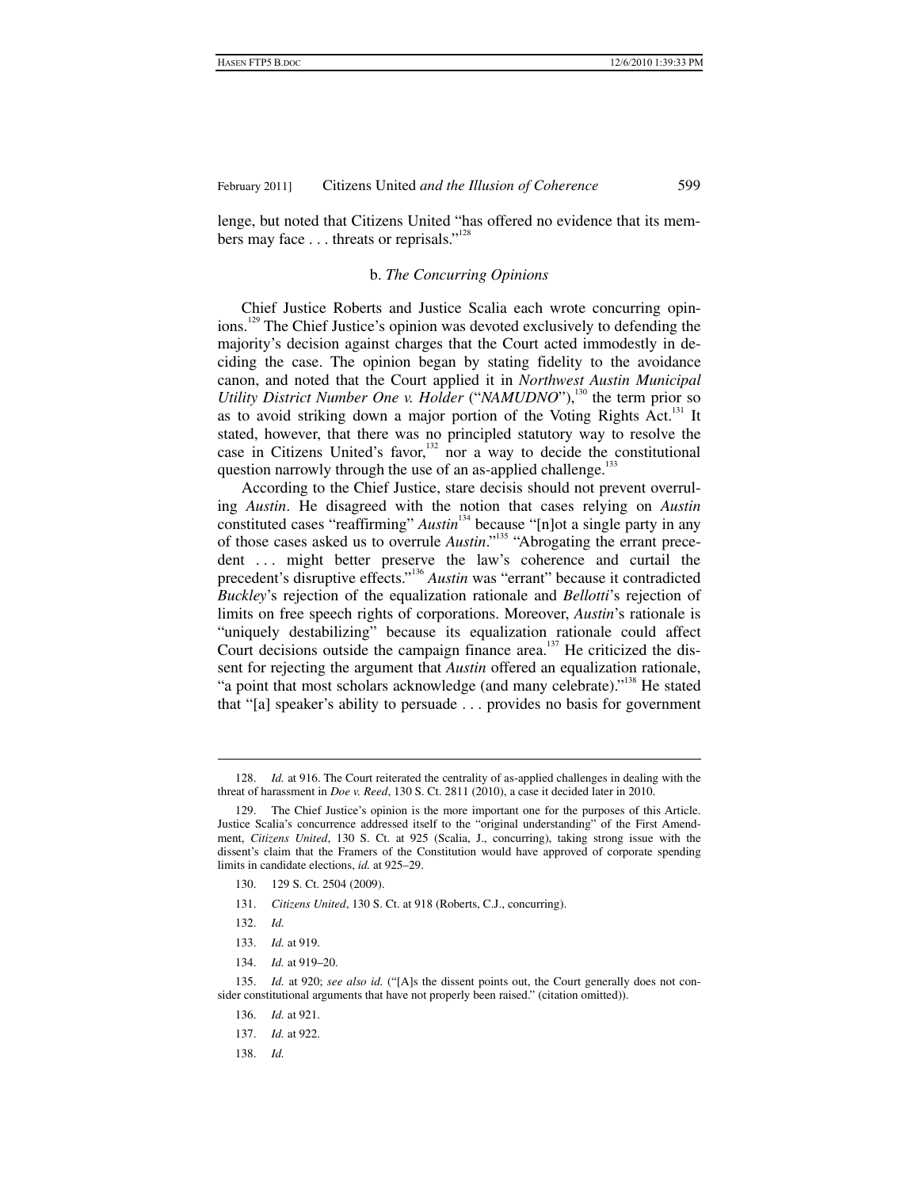lenge, but noted that Citizens United "has offered no evidence that its members may face . . . threats or reprisals."[128]

### b. *The Concurring Opinions*

Chief Justice Roberts and Justice Scalia each wrote concurring opinions.[129] The Chief Justice's opinion was devoted exclusively to defending the majority's decision against charges that the Court acted immodestly in deciding the case. The opinion began by stating fidelity to the avoidance canon, and noted that the Court applied it in *Northwest Austin Municipal Utility District Number One v. Holder* ("*NAMUDNO*"),[130] the term prior so as to avoid striking down a major portion of the Voting Rights Act.[131] It stated, however, that there was no principled statutory way to resolve the case in Citizens United's favor,[132] nor a way to decide the constitutional question narrowly through the use of an as-applied challenge.[133]

According to the Chief Justice, stare decisis should not prevent overruling *Austin*. He disagreed with the notion that cases relying on *Austin* constituted cases "reaffirming" *Austin*[134] because "[n]ot a single party in any of those cases asked us to overrule *Austin*."[135] "Abrogating the errant precedent . . . might better preserve the law's coherence and curtail the precedent's disruptive effects."[136] *Austin* was "errant" because it contradicted *Buckley*'s rejection of the equalization rationale and *Bellotti*'s rejection of limits on free speech rights of corporations. Moreover, *Austin*'s rationale is "uniquely destabilizing" because its equalization rationale could affect Court decisions outside the campaign finance area.[137] He criticized the dissent for rejecting the argument that *Austin* offered an equalization rationale, "a point that most scholars acknowledge (and many celebrate)."[138] He stated that "[a] speaker's ability to persuade . . . provides no basis for government

---

128. *Id.* at 916. The Court reiterated the centrality of as-applied challenges in dealing with the threat of harassment in *Doe v. Reed*, 130 S. Ct. 2811 (2010), a case it decided later in 2010.

129. The Chief Justice's opinion is the more important one for the purposes of this Article. Justice Scalia's concurrence addressed itself to the "original understanding" of the First Amendment, *Citizens United*, 130 S. Ct. at 925 (Scalia, J., concurring), taking strong issue with the dissent's claim that the Framers of the Constitution would have approved of corporate spending limits in candidate elections, *id.* at 925–29.

130. 129 S. Ct. 2504 (2009).

131. *Citizens United*, 130 S. Ct. at 918 (Roberts, C.J., concurring).

132. *Id.*

133. *Id.* at 919.

134. *Id.* at 919–20.

135. *Id.* at 920; *see also id.* ("[A]s the dissent points out, the Court generally does not consider constitutional arguments that have not properly been raised." (citation omitted)).

136. *Id.* at 921.

137. *Id.* at 922.

138. *Id.*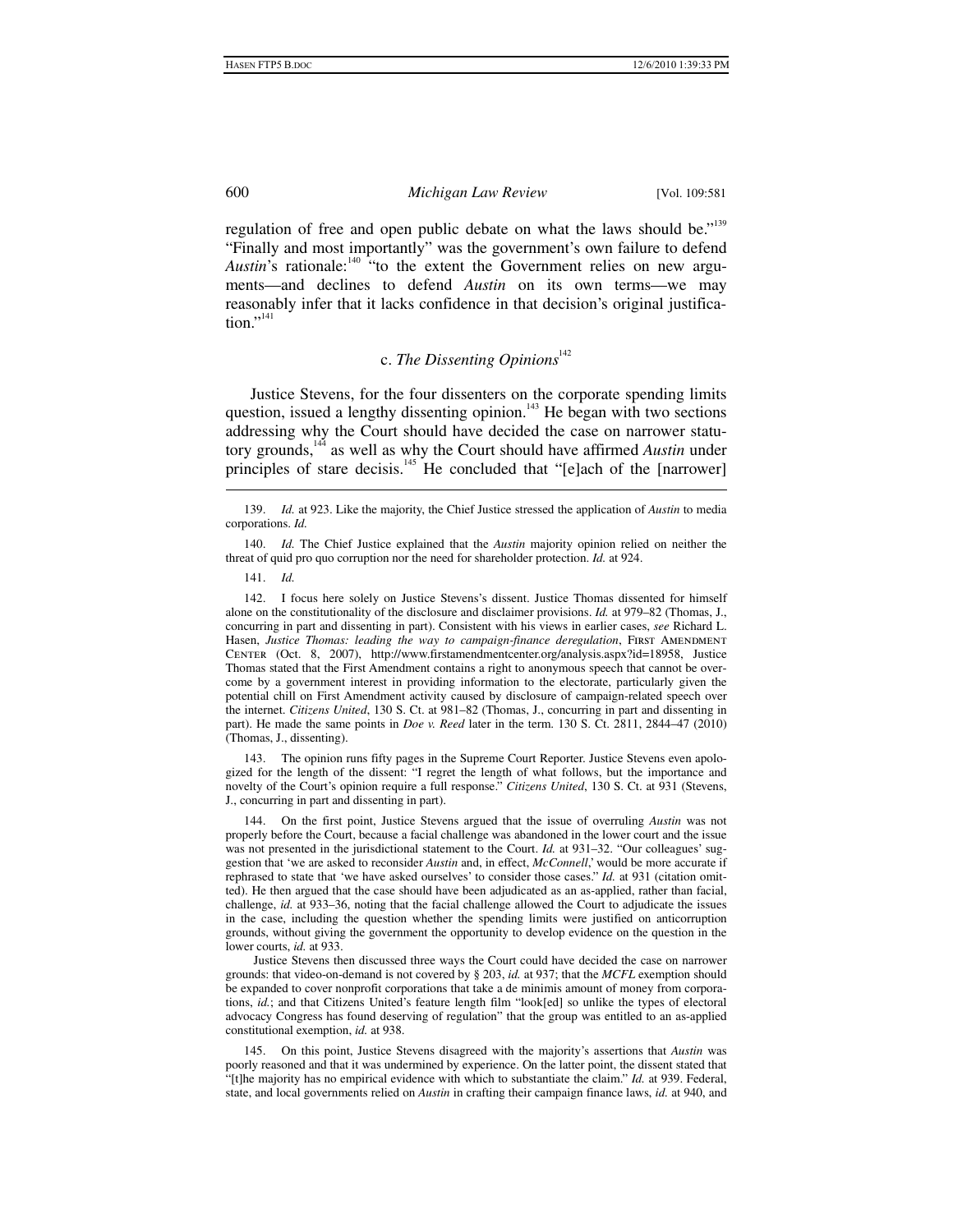regulation of free and open public debate on what the laws should be."[139] "Finally and most importantly" was the government's own failure to defend *Austin*'s rationale:[140] "to the extent the Government relies on new arguments—and declines to defend *Austin* on its own terms—we may reasonably infer that it lacks confidence in that decision's original justification."[141]

### c. *The Dissenting Opinions*[142]

Justice Stevens, for the four dissenters on the corporate spending limits question, issued a lengthy dissenting opinion.[143] He began with two sections addressing why the Court should have decided the case on narrower statutory grounds,[144] as well as why the Court should have affirmed *Austin* under principles of stare decisis.[145] He concluded that "[e]ach of the [narrower]

---

139. *Id.* at 923. Like the majority, the Chief Justice stressed the application of *Austin* to media corporations. *Id.*

140. *Id.* The Chief Justice explained that the *Austin* majority opinion relied on neither the threat of quid pro quo corruption nor the need for shareholder protection. *Id.* at 924.

141. *Id.*

142. I focus here solely on Justice Stevens's dissent. Justice Thomas dissented for himself alone on the constitutionality of the disclosure and disclaimer provisions. *Id.* at 979–82 (Thomas, J., concurring in part and dissenting in part). Consistent with his views in earlier cases, *see* Richard L. Hasen, *Justice Thomas: leading the way to campaign-finance deregulation*, First Amendment Center (Oct. 8, 2007), http://www.firstamendmentcenter.org/analysis.aspx?id=18958, Justice Thomas stated that the First Amendment contains a right to anonymous speech that cannot be overcome by a government interest in providing information to the electorate, particularly given the potential chill on First Amendment activity caused by disclosure of campaign-related speech over the internet. *Citizens United*, 130 S. Ct. at 981–82 (Thomas, J., concurring in part and dissenting in part). He made the same points in *Doe v. Reed* later in the term. 130 S. Ct. 2811, 2844–47 (2010) (Thomas, J., dissenting).

143. The opinion runs fifty pages in the Supreme Court Reporter. Justice Stevens even apologized for the length of the dissent: "I regret the length of what follows, but the importance and novelty of the Court's opinion require a full response." *Citizens United*, 130 S. Ct. at 931 (Stevens, J., concurring in part and dissenting in part).

144. On the first point, Justice Stevens argued that the issue of overruling *Austin* was not properly before the Court, because a facial challenge was abandoned in the lower court and the issue was not presented in the jurisdictional statement to the Court. *Id.* at 931–32. "Our colleagues' suggestion that 'we are asked to reconsider *Austin* and, in effect, *McConnell*,' would be more accurate if rephrased to state that 'we have asked ourselves' to consider those cases." *Id.* at 931 (citation omitted). He then argued that the case should have been adjudicated as an as-applied, rather than facial, challenge, *id.* at 933–36, noting that the facial challenge allowed the Court to adjudicate the issues in the case, including the question whether the spending limits were justified on anticorruption grounds, without giving the government the opportunity to develop evidence on the question in the lower courts, *id.* at 933.

Justice Stevens then discussed three ways the Court could have decided the case on narrower grounds: that video-on-demand is not covered by § 203, *id.* at 937; that the *MCFL* exemption should be expanded to cover nonprofit corporations that take a de minimis amount of money from corporations, *id.*; and that Citizens United's feature length film "look[ed] so unlike the types of electoral advocacy Congress has found deserving of regulation" that the group was entitled to an as-applied constitutional exemption, *id.* at 938.

145. On this point, Justice Stevens disagreed with the majority's assertions that *Austin* was poorly reasoned and that it was undermined by experience. On the latter point, the dissent stated that "[t]he majority has no empirical evidence with which to substantiate the claim." *Id.* at 939. Federal, state, and local governments relied on *Austin* in crafting their campaign finance laws, *id.* at 940, and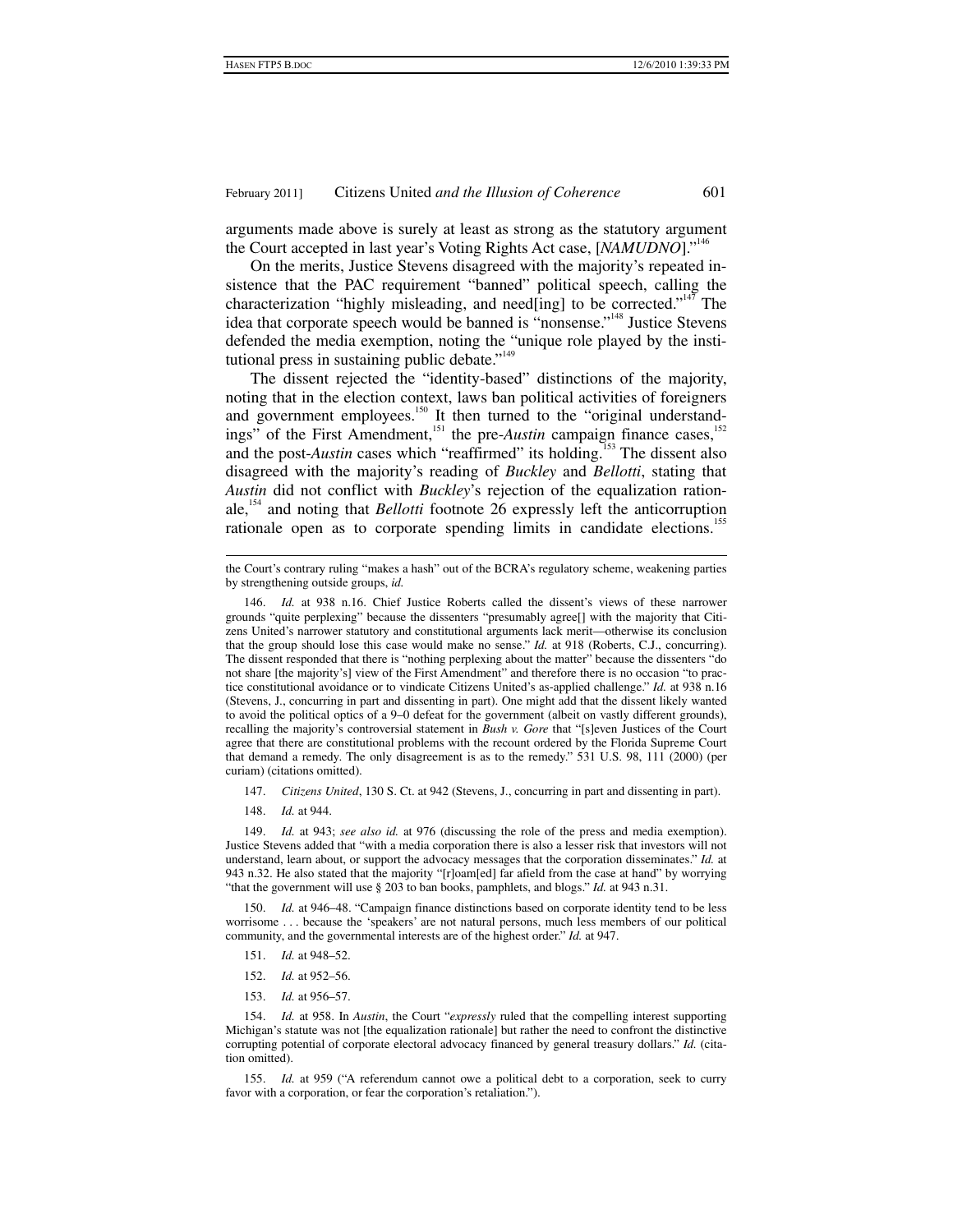arguments made above is surely at least as strong as the statutory argument the Court accepted in last year's Voting Rights Act case, [*NAMUDNO*]."[146]

On the merits, Justice Stevens disagreed with the majority's repeated insistence that the PAC requirement "banned" political speech, calling the characterization "highly misleading, and need[ing] to be corrected."[147] The idea that corporate speech would be banned is "nonsense."[148] Justice Stevens defended the media exemption, noting the "unique role played by the institutional press in sustaining public debate."[149]

The dissent rejected the "identity-based" distinctions of the majority, noting that in the election context, laws ban political activities of foreigners and government employees.[150] It then turned to the "original understandings" of the First Amendment,[151] the pre-*Austin* campaign finance cases,[152] and the post-*Austin* cases which "reaffirmed" its holding.[153] The dissent also disagreed with the majority's reading of *Buckley* and *Bellotti*, stating that *Austin* did not conflict with *Buckley*'s rejection of the equalization rationale,[154] and noting that *Bellotti* footnote 26 expressly left the anticorruption rationale open as to corporate spending limits in candidate elections.[155]

---

the Court's contrary ruling "makes a hash" out of the BCRA's regulatory scheme, weakening parties by strengthening outside groups, *id.*

146. *Id.* at 938 n.16. Chief Justice Roberts called the dissent's views of these narrower grounds "quite perplexing" because the dissenters "presumably agree[] with the majority that Citizens United's narrower statutory and constitutional arguments lack merit—otherwise its conclusion that the group should lose this case would make no sense." *Id.* at 918 (Roberts, C.J., concurring). The dissent responded that there is "nothing perplexing about the matter" because the dissenters "do not share [the majority's] view of the First Amendment" and therefore there is no occasion "to practice constitutional avoidance or to vindicate Citizens United's as-applied challenge." *Id.* at 938 n.16 (Stevens, J., concurring in part and dissenting in part). One might add that the dissent likely wanted to avoid the political optics of a 9–0 defeat for the government (albeit on vastly different grounds), recalling the majority's controversial statement in *Bush v. Gore* that "[s]even Justices of the Court agree that there are constitutional problems with the recount ordered by the Florida Supreme Court that demand a remedy. The only disagreement is as to the remedy." 531 U.S. 98, 111 (2000) (per curiam) (citations omitted).

147. *Citizens United*, 130 S. Ct. at 942 (Stevens, J., concurring in part and dissenting in part).

148. *Id.* at 944.

149. *Id.* at 943; *see also id.* at 976 (discussing the role of the press and media exemption). Justice Stevens added that "with a media corporation there is also a lesser risk that investors will not understand, learn about, or support the advocacy messages that the corporation disseminates." *Id.* at 943 n.32. He also stated that the majority "[r]oam[ed] far afield from the case at hand" by worrying "that the government will use § 203 to ban books, pamphlets, and blogs." *Id.* at 943 n.31.

150. *Id.* at 946–48. "Campaign finance distinctions based on corporate identity tend to be less worrisome . . . because the 'speakers' are not natural persons, much less members of our political community, and the governmental interests are of the highest order." *Id.* at 947.

151. *Id.* at 948–52.

152. *Id.* at 952–56.

153. *Id.* at 956–57.

154. *Id.* at 958. In *Austin*, the Court "*expressly* ruled that the compelling interest supporting Michigan's statute was not [the equalization rationale] but rather the need to confront the distinctive corrupting potential of corporate electoral advocacy financed by general treasury dollars." *Id.* (citation omitted).

155. *Id.* at 959 ("A referendum cannot owe a political debt to a corporation, seek to curry favor with a corporation, or fear the corporation's retaliation.").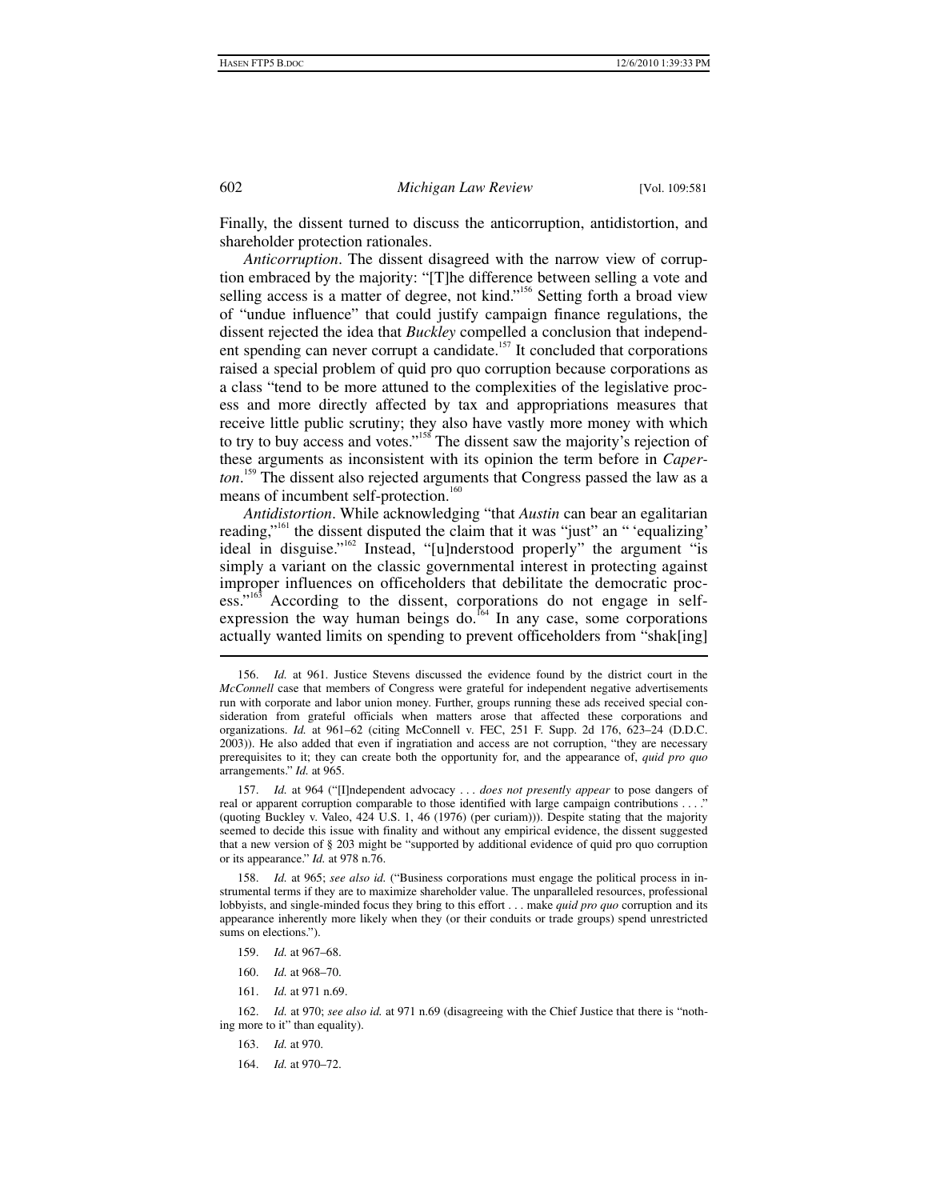Finally, the dissent turned to discuss the anticorruption, antidistortion, and shareholder protection rationales.

*Anticorruption*. The dissent disagreed with the narrow view of corruption embraced by the majority: "[T]he difference between selling a vote and selling access is a matter of degree, not kind."[156] Setting forth a broad view of "undue influence" that could justify campaign finance regulations, the dissent rejected the idea that *Buckley* compelled a conclusion that independent spending can never corrupt a candidate.[157] It concluded that corporations raised a special problem of quid pro quo corruption because corporations as a class "tend to be more attuned to the complexities of the legislative process and more directly affected by tax and appropriations measures that receive little public scrutiny; they also have vastly more money with which to try to buy access and votes."[158] The dissent saw the majority's rejection of these arguments as inconsistent with its opinion the term before in *Caperton*.[159] The dissent also rejected arguments that Congress passed the law as a means of incumbent self-protection.[160]

*Antidistortion*. While acknowledging "that *Austin* can bear an egalitarian reading,"[161] the dissent disputed the claim that it was "just" an " 'equalizing' ideal in disguise."[162] Instead, "[u]nderstood properly" the argument "is simply a variant on the classic governmental interest in protecting against improper influences on officeholders that debilitate the democratic process."[163] According to the dissent, corporations do not engage in self-expression the way human beings do.[164] In any case, some corporations actually wanted limits on spending to prevent officeholders from "shak[ing]

---

156. *Id.* at 961. Justice Stevens discussed the evidence found by the district court in the *McConnell* case that members of Congress were grateful for independent negative advertisements run with corporate and labor union money. Further, groups running these ads received special consideration from grateful officials when matters arose that affected these corporations and organizations. *Id.* at 961–62 (citing McConnell v. FEC, 251 F. Supp. 2d 176, 623–24 (D.D.C. 2003)). He also added that even if ingratiation and access are not corruption, "they are necessary prerequisites to it; they can create both the opportunity for, and the appearance of, *quid pro quo* arrangements." *Id.* at 965.

157. *Id.* at 964 ("[I]ndependent advocacy . . . *does not presently appear* to pose dangers of real or apparent corruption comparable to those identified with large campaign contributions . . . ." (quoting Buckley v. Valeo, 424 U.S. 1, 46 (1976) (per curiam))). Despite stating that the majority seemed to decide this issue with finality and without any empirical evidence, the dissent suggested that a new version of § 203 might be "supported by additional evidence of quid pro quo corruption or its appearance." *Id.* at 978 n.76.

158. *Id.* at 965; *see also id.* ("Business corporations must engage the political process in instrumental terms if they are to maximize shareholder value. The unparalleled resources, professional lobbyists, and single-minded focus they bring to this effort . . . make *quid pro quo* corruption and its appearance inherently more likely when they (or their conduits or trade groups) spend unrestricted sums on elections.").

159. *Id.* at 967–68.

160. *Id.* at 968–70.

161. *Id.* at 971 n.69.

162. *Id.* at 970; *see also id.* at 971 n.69 (disagreeing with the Chief Justice that there is "nothing more to it" than equality).

163. *Id.* at 970.

164. *Id.* at 970–72.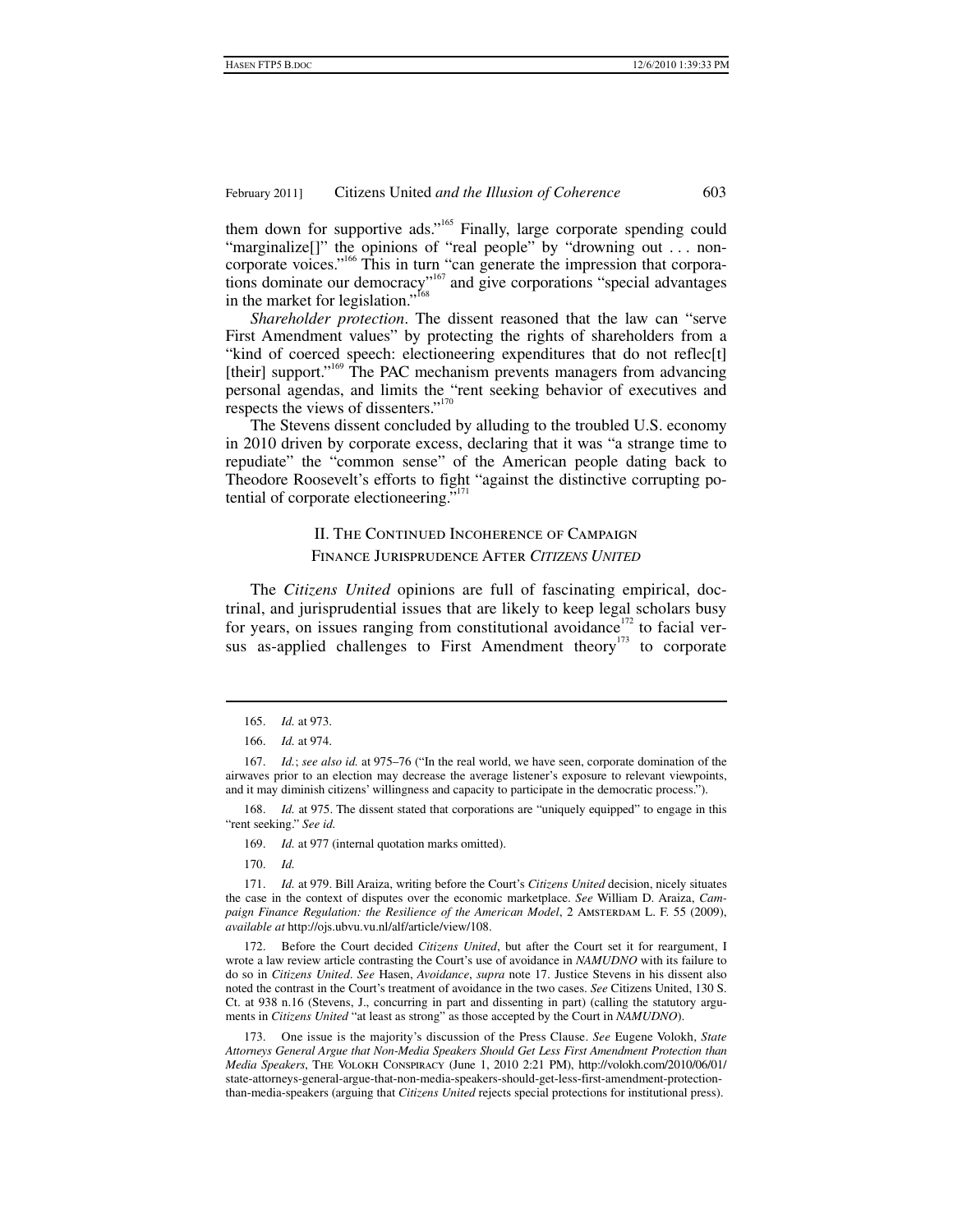them down for supportive ads."[165] Finally, large corporate spending could "marginalize[]" the opinions of "real people" by "drowning out . . . non-corporate voices."[166] This in turn "can generate the impression that corporations dominate our democracy"[167] and give corporations "special advantages in the market for legislation."[168]

*Shareholder protection*. The dissent reasoned that the law can "serve First Amendment values" by protecting the rights of shareholders from a "kind of coerced speech: electioneering expenditures that do not reflec[t] [their] support."[169] The PAC mechanism prevents managers from advancing personal agendas, and limits the "rent seeking behavior of executives and respects the views of dissenters."[170]

The Stevens dissent concluded by alluding to the troubled U.S. economy in 2010 driven by corporate excess, declaring that it was "a strange time to repudiate" the "common sense" of the American people dating back to Theodore Roosevelt's efforts to fight "against the distinctive corrupting potential of corporate electioneering."[171]

## II. The Continued Incoherence of Campaign Finance Jurisprudence After *Citizens United*

The *Citizens United* opinions are full of fascinating empirical, doctrinal, and jurisprudential issues that are likely to keep legal scholars busy for years, on issues ranging from constitutional avoidance[172] to facial versus as-applied challenges to First Amendment theory[173] to corporate

---

165. *Id.* at 973.

166. *Id.* at 974.

167. *Id.*; *see also id.* at 975–76 ("In the real world, we have seen, corporate domination of the airwaves prior to an election may decrease the average listener's exposure to relevant viewpoints, and it may diminish citizens' willingness and capacity to participate in the democratic process.").

168. *Id.* at 975. The dissent stated that corporations are "uniquely equipped" to engage in this "rent seeking." *See id.*

169. *Id.* at 977 (internal quotation marks omitted).

170. *Id.*

171. *Id.* at 979. Bill Araiza, writing before the Court's *Citizens United* decision, nicely situates the case in the context of disputes over the economic marketplace. *See* William D. Araiza, *Campaign Finance Regulation: the Resilience of the American Model*, 2 Amsterdam L. F. 55 (2009), *available at* http://ojs.ubvu.vu.nl/alf/article/view/108.

172. Before the Court decided *Citizens United*, but after the Court set it for reargument, I wrote a law review article contrasting the Court's use of avoidance in *NAMUDNO* with its failure to do so in *Citizens United*. *See* Hasen, *Avoidance*, *supra* note 17. Justice Stevens in his dissent also noted the contrast in the Court's treatment of avoidance in the two cases. *See* Citizens United, 130 S. Ct. at 938 n.16 (Stevens, J., concurring in part and dissenting in part) (calling the statutory arguments in *Citizens United* "at least as strong" as those accepted by the Court in *NAMUDNO*).

173. One issue is the majority's discussion of the Press Clause. *See* Eugene Volokh, *State Attorneys General Argue that Non-Media Speakers Should Get Less First Amendment Protection than Media Speakers*, The Volokh Conspiracy (June 1, 2010 2:21 PM), http://volokh.com/2010/06/01/state-attorneys-general-argue-that-non-media-speakers-should-get-less-first-amendment-protection-than-media-speakers (arguing that *Citizens United* rejects special protections for institutional press).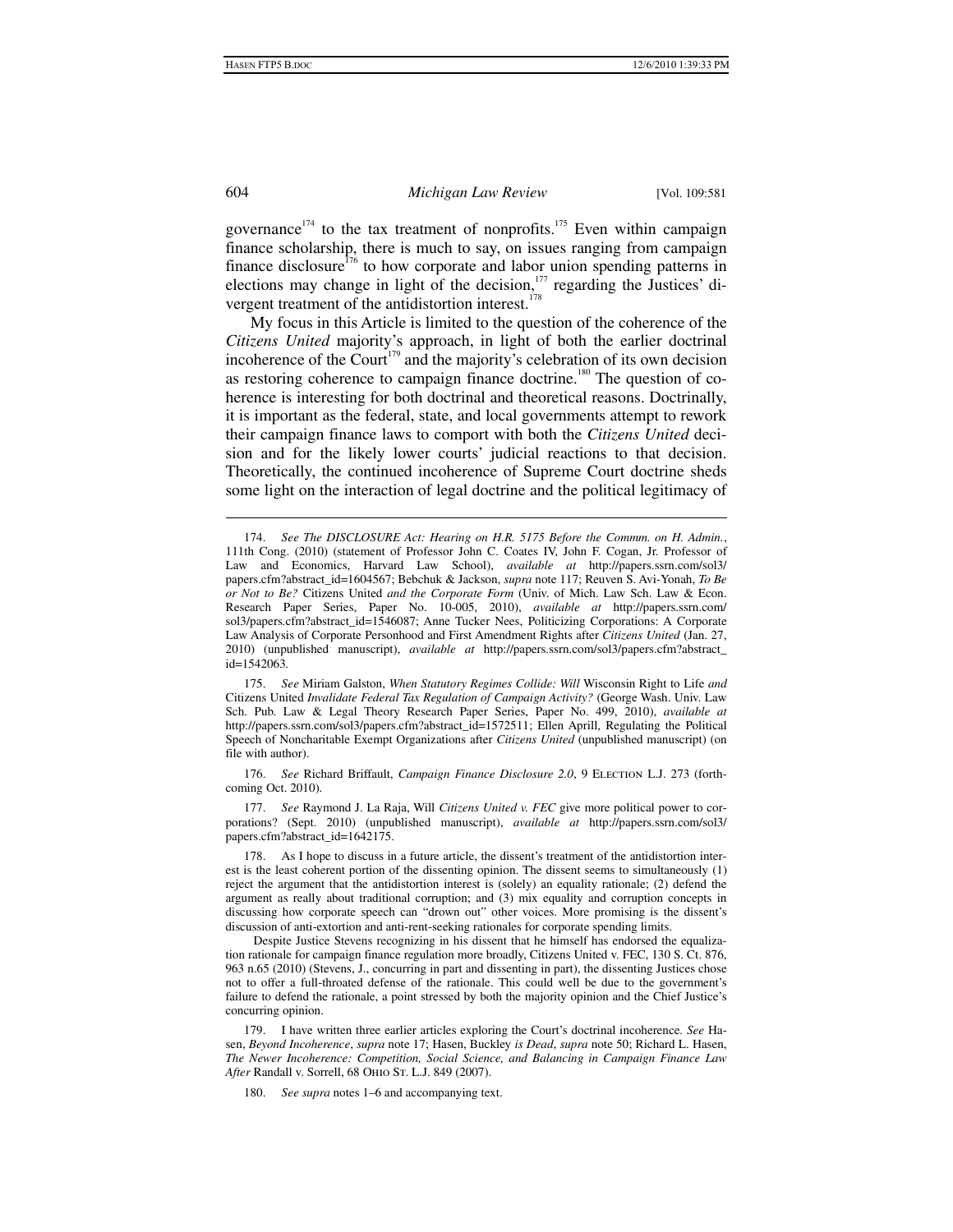governance[174] to the tax treatment of nonprofits.[175] Even within campaign finance scholarship, there is much to say, on issues ranging from campaign finance disclosure[176] to how corporate and labor union spending patterns in elections may change in light of the decision,[177] regarding the Justices' divergent treatment of the antidistortion interest.[178]

My focus in this Article is limited to the question of the coherence of the *Citizens United* majority's approach, in light of both the earlier doctrinal incoherence of the Court[179] and the majority's celebration of its own decision as restoring coherence to campaign finance doctrine.[180] The question of coherence is interesting for both doctrinal and theoretical reasons. Doctrinally, it is important as the federal, state, and local governments attempt to rework their campaign finance laws to comport with both the *Citizens United* decision and for the likely lower courts' judicial reactions to that decision. Theoretically, the continued incoherence of Supreme Court doctrine sheds some light on the interaction of legal doctrine and the political legitimacy of

---

174. *See The DISCLOSURE Act: Hearing on H.R. 5175 Before the Commm. on H. Admin.*, 111th Cong. (2010) (statement of Professor John C. Coates IV, John F. Cogan, Jr. Professor of Law and Economics, Harvard Law School), *available at* http://papers.ssrn.com/sol3/papers.cfm?abstract_id=1604567; Bebchuk & Jackson, *supra* note 117; Reuven S. Avi-Yonah, *To Be or Not to Be?* Citizens United *and the Corporate Form* (Univ. of Mich. Law Sch. Law & Econ. Research Paper Series, Paper No. 10-005, 2010), *available at* http://papers.ssrn.com/sol3/papers.cfm?abstract_id=1546087; Anne Tucker Nees, Politicizing Corporations: A Corporate Law Analysis of Corporate Personhood and First Amendment Rights after *Citizens United* (Jan. 27, 2010) (unpublished manuscript), *available at* http://papers.ssrn.com/sol3/papers.cfm?abstract_id=1542063.

175. *See* Miriam Galston, *When Statutory Regimes Collide: Will* Wisconsin Right to Life *and* Citizens United *Invalidate Federal Tax Regulation of Campaign Activity?* (George Wash. Univ. Law Sch. Pub. Law & Legal Theory Research Paper Series, Paper No. 499, 2010), *available at* http://papers.ssrn.com/sol3/papers.cfm?abstract_id=1572511; Ellen Aprill, Regulating the Political Speech of Noncharitable Exempt Organizations after *Citizens United* (unpublished manuscript) (on file with author).

176. *See* Richard Briffault, *Campaign Finance Disclosure 2.0*, 9 Election L.J. 273 (forthcoming Oct. 2010).

177. *See* Raymond J. La Raja, Will *Citizens United v. FEC* give more political power to corporations? (Sept. 2010) (unpublished manuscript), *available at* http://papers.ssrn.com/sol3/papers.cfm?abstract_id=1642175.

178. As I hope to discuss in a future article, the dissent's treatment of the antidistortion interest is the least coherent portion of the dissenting opinion. The dissent seems to simultaneously (1) reject the argument that the antidistortion interest is (solely) an equality rationale; (2) defend the argument as really about traditional corruption; and (3) mix equality and corruption concepts in discussing how corporate speech can "drown out" other voices. More promising is the dissent's discussion of anti-extortion and anti-rent-seeking rationales for corporate spending limits.

Despite Justice Stevens recognizing in his dissent that he himself has endorsed the equalization rationale for campaign finance regulation more broadly, Citizens United v. FEC, 130 S. Ct. 876, 963 n.65 (2010) (Stevens, J., concurring in part and dissenting in part), the dissenting Justices chose not to offer a full-throated defense of the rationale. This could well be due to the government's failure to defend the rationale, a point stressed by both the majority opinion and the Chief Justice's concurring opinion.

179. I have written three earlier articles exploring the Court's doctrinal incoherence. *See* Hasen, *Beyond Incoherence*, *supra* note 17; Hasen, Buckley *is Dead*, *supra* note 50; Richard L. Hasen, *The Newer Incoherence: Competition, Social Science, and Balancing in Campaign Finance Law After* Randall v. Sorrell, 68 Ohio St. L.J. 849 (2007).

180. *See supra* notes 1–6 and accompanying text.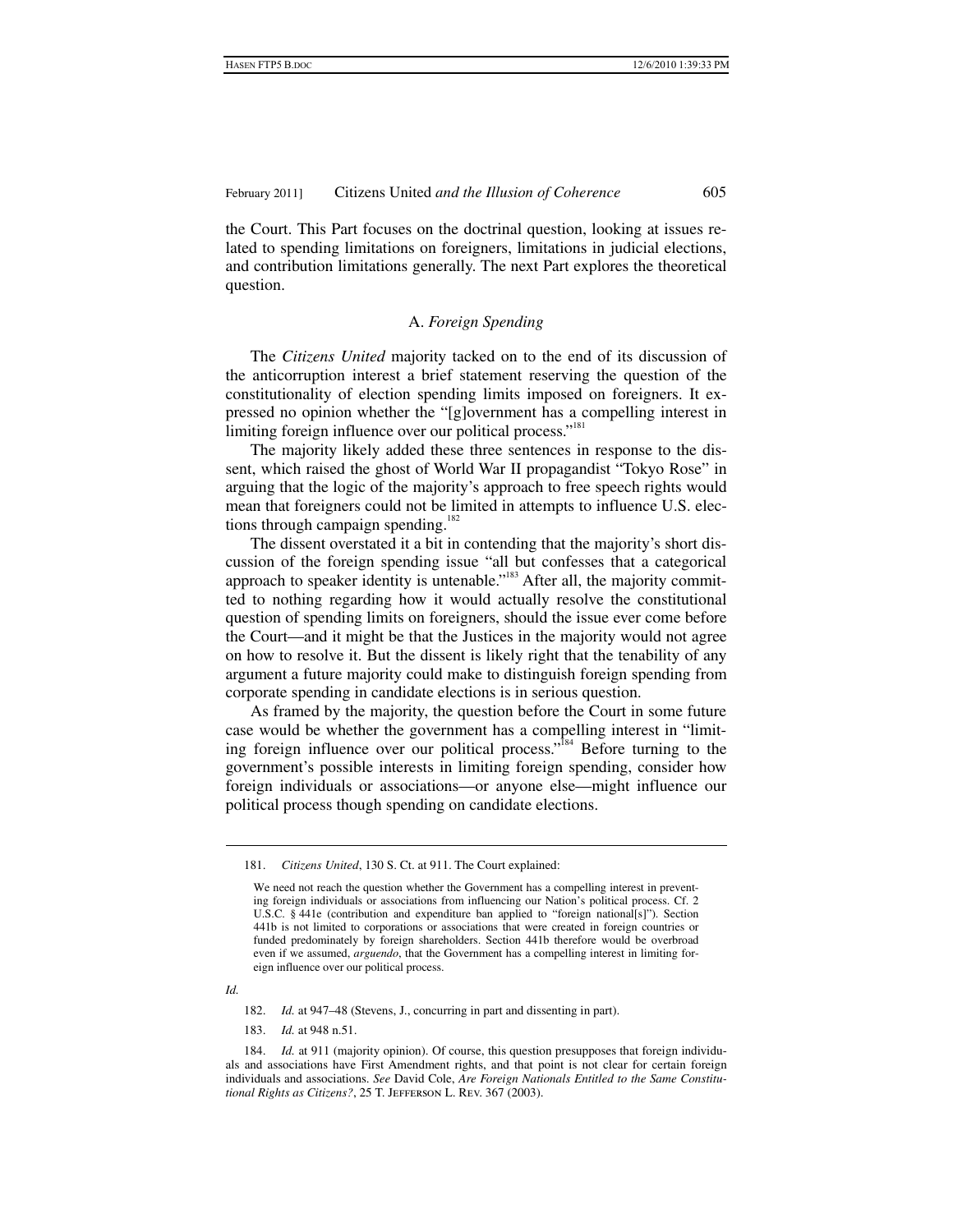the Court. This Part focuses on the doctrinal question, looking at issues related to spending limitations on foreigners, limitations in judicial elections, and contribution limitations generally. The next Part explores the theoretical question.

### A. *Foreign Spending*

The *Citizens United* majority tacked on to the end of its discussion of the anticorruption interest a brief statement reserving the question of the constitutionality of election spending limits imposed on foreigners. It expressed no opinion whether the "[g]overnment has a compelling interest in limiting foreign influence over our political process."[181]

The majority likely added these three sentences in response to the dissent, which raised the ghost of World War II propagandist "Tokyo Rose" in arguing that the logic of the majority's approach to free speech rights would mean that foreigners could not be limited in attempts to influence U.S. elections through campaign spending.[182]

The dissent overstated it a bit in contending that the majority's short discussion of the foreign spending issue "all but confesses that a categorical approach to speaker identity is untenable."[183] After all, the majority committed to nothing regarding how it would actually resolve the constitutional question of spending limits on foreigners, should the issue ever come before the Court—and it might be that the Justices in the majority would not agree on how to resolve it. But the dissent is likely right that the tenability of any argument a future majority could make to distinguish foreign spending from corporate spending in candidate elections is in serious question.

As framed by the majority, the question before the Court in some future case would be whether the government has a compelling interest in "limiting foreign influence over our political process."[184] Before turning to the government's possible interests in limiting foreign spending, consider how foreign individuals or associations—or anyone else—might influence our political process though spending on candidate elections.

---

181. *Citizens United*, 130 S. Ct. at 911. The Court explained:

> We need not reach the question whether the Government has a compelling interest in preventing foreign individuals or associations from influencing our Nation's political process. Cf. 2 U.S.C. § 441e (contribution and expenditure ban applied to "foreign national[s]"). Section 441b is not limited to corporations or associations that were created in foreign countries or funded predominately by foreign shareholders. Section 441b therefore would be overbroad even if we assumed, *arguendo*, that the Government has a compelling interest in limiting foreign influence over our political process.

*Id.*

182. *Id.* at 947–48 (Stevens, J., concurring in part and dissenting in part).

183. *Id.* at 948 n.51.

184. *Id.* at 911 (majority opinion). Of course, this question presupposes that foreign individuals and associations have First Amendment rights, and that point is not clear for certain foreign individuals and associations. *See* David Cole, *Are Foreign Nationals Entitled to the Same Constitutional Rights as Citizens?*, 25 T. Jefferson L. Rev. 367 (2003).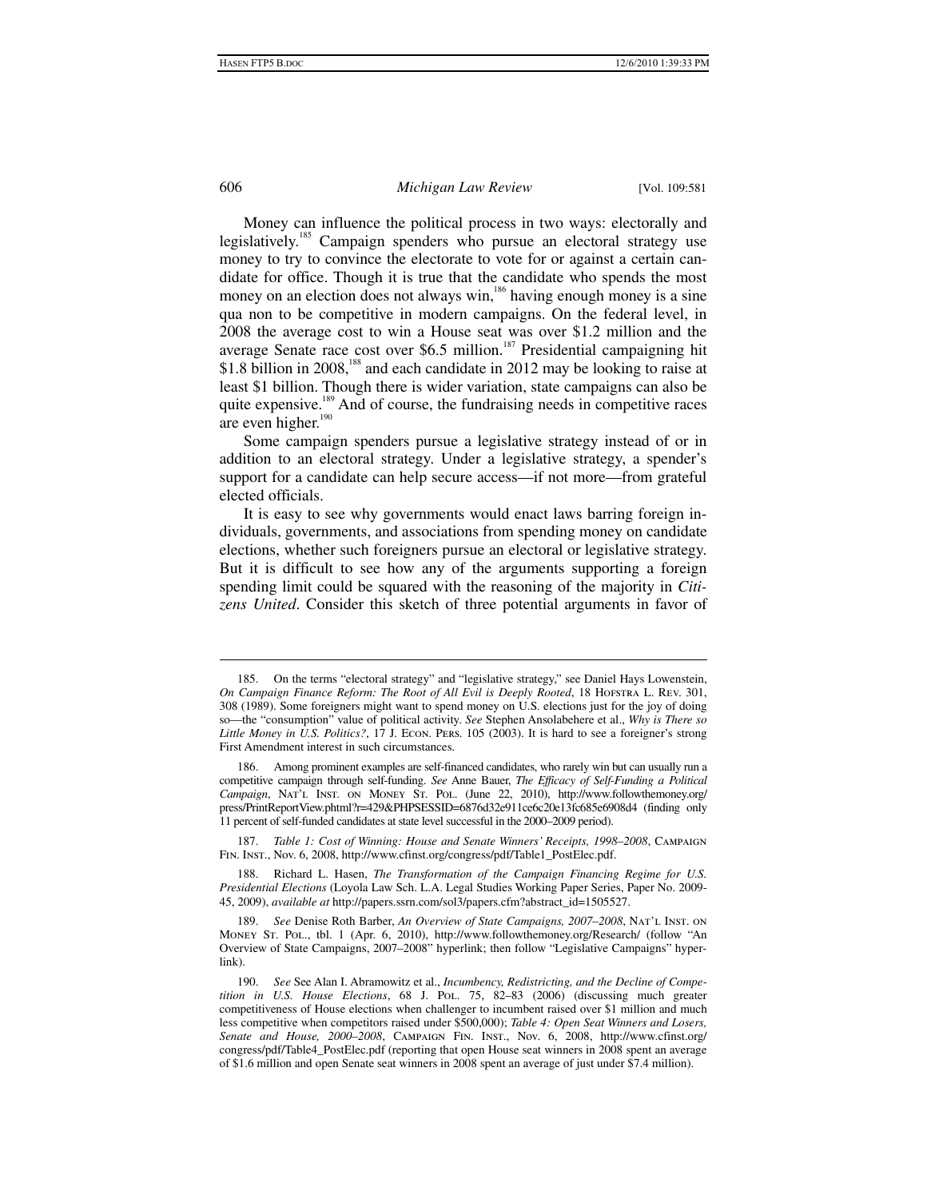Money can influence the political process in two ways: electorally and legislatively.[185] Campaign spenders who pursue an electoral strategy use money to try to convince the electorate to vote for or against a certain candidate for office. Though it is true that the candidate who spends the most money on an election does not always win,[186] having enough money is a sine qua non to be competitive in modern campaigns. On the federal level, in 2008 the average cost to win a House seat was over $1.2 million and the average Senate race cost over $6.5 million.[187] Presidential campaigning hit $1.8 billion in 2008,[188] and each candidate in 2012 may be looking to raise at least $1 billion. Though there is wider variation, state campaigns can also be quite expensive.[189] And of course, the fundraising needs in competitive races are even higher.[190]

Some campaign spenders pursue a legislative strategy instead of or in addition to an electoral strategy. Under a legislative strategy, a spender's support for a candidate can help secure access—if not more—from grateful elected officials.

It is easy to see why governments would enact laws barring foreign individuals, governments, and associations from spending money on candidate elections, whether such foreigners pursue an electoral or legislative strategy. But it is difficult to see how any of the arguments supporting a foreign spending limit could be squared with the reasoning of the majority in *Citizens United*. Consider this sketch of three potential arguments in favor of

---

185. On the terms "electoral strategy" and "legislative strategy," see Daniel Hays Lowenstein, *On Campaign Finance Reform: The Root of All Evil is Deeply Rooted*, 18 HOFSTRA L. REV. 301, 308 (1989). Some foreigners might want to spend money on U.S. elections just for the joy of doing so—the "consumption" value of political activity. *See* Stephen Ansolabehere et al., *Why is There so Little Money in U.S. Politics?*, 17 J. ECON. PERS. 105 (2003). It is hard to see a foreigner's strong First Amendment interest in such circumstances.

186. Among prominent examples are self-financed candidates, who rarely win but can usually run a competitive campaign through self-funding. *See* Anne Bauer, *The Efficacy of Self-Funding a Political Campaign*, NAT'L INST. ON MONEY ST. POL. (June 22, 2010), http://www.followthemoney.org/press/PrintReportView.phtml?r=429&PHPSESSID=6876d32e911ce6c20e13fc685e6908d4 (finding only 11 percent of self-funded candidates at state level successful in the 2000–2009 period).

187. *Table 1: Cost of Winning: House and Senate Winners' Receipts, 1998–2008*, CAMPAIGN FIN. INST., Nov. 6, 2008, http://www.cfinst.org/congress/pdf/Table1_PostElec.pdf.

188. Richard L. Hasen, *The Transformation of the Campaign Financing Regime for U.S. Presidential Elections* (Loyola Law Sch. L.A. Legal Studies Working Paper Series, Paper No. 2009-45, 2009), *available at* http://papers.ssrn.com/sol3/papers.cfm?abstract_id=1505527.

189. *See* Denise Roth Barber, *An Overview of State Campaigns, 2007–2008*, NAT'L INST. ON MONEY ST. POL., tbl. 1 (Apr. 6, 2010), http://www.followthemoney.org/Research/ (follow "An Overview of State Campaigns, 2007–2008" hyperlink; then follow "Legislative Campaigns" hyperlink).

190. *See* See Alan I. Abramowitz et al., *Incumbency, Redistricting, and the Decline of Competition in U.S. House Elections*, 68 J. POL. 75, 82–83 (2006) (discussing much greater competitiveness of House elections when challenger to incumbent raised over $1 million and much less competitive when competitors raised under $500,000); *Table 4: Open Seat Winners and Losers, Senate and House, 2000–2008*, CAMPAIGN FIN. INST., Nov. 6, 2008, http://www.cfinst.org/congress/pdf/Table4_PostElec.pdf (reporting that open House seat winners in 2008 spent an average of $1.6 million and open Senate seat winners in 2008 spent an average of just under $7.4 million).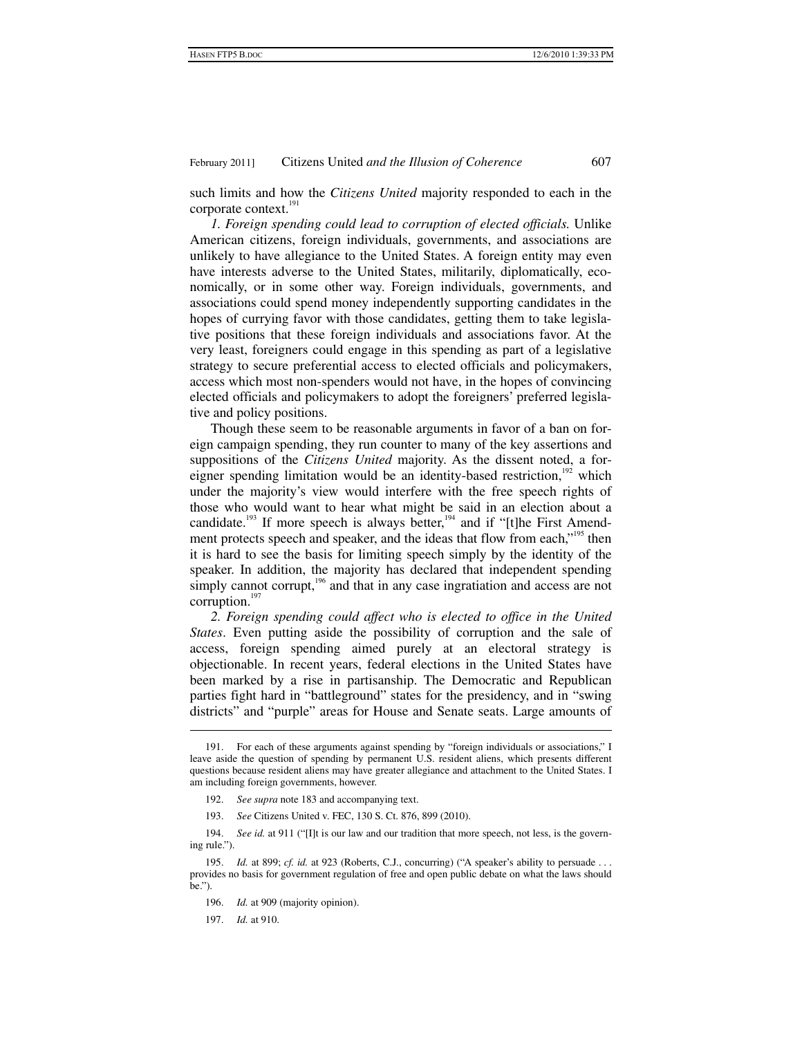such limits and how the *Citizens United* majority responded to each in the corporate context.[191]

*1. Foreign spending could lead to corruption of elected officials.* Unlike American citizens, foreign individuals, governments, and associations are unlikely to have allegiance to the United States. A foreign entity may even have interests adverse to the United States, militarily, diplomatically, economically, or in some other way. Foreign individuals, governments, and associations could spend money independently supporting candidates in the hopes of currying favor with those candidates, getting them to take legislative positions that these foreign individuals and associations favor. At the very least, foreigners could engage in this spending as part of a legislative strategy to secure preferential access to elected officials and policymakers, access which most non-spenders would not have, in the hopes of convincing elected officials and policymakers to adopt the foreigners' preferred legislative and policy positions.

Though these seem to be reasonable arguments in favor of a ban on foreign campaign spending, they run counter to many of the key assertions and suppositions of the *Citizens United* majority. As the dissent noted, a foreigner spending limitation would be an identity-based restriction,[192] which under the majority's view would interfere with the free speech rights of those who would want to hear what might be said in an election about a candidate.[193] If more speech is always better,[194] and if "[t]he First Amendment protects speech and speaker, and the ideas that flow from each,"[195] then it is hard to see the basis for limiting speech simply by the identity of the speaker. In addition, the majority has declared that independent spending simply cannot corrupt,[196] and that in any case ingratiation and access are not corruption.[197]

*2. Foreign spending could affect who is elected to office in the United States*. Even putting aside the possibility of corruption and the sale of access, foreign spending aimed purely at an electoral strategy is objectionable. In recent years, federal elections in the United States have been marked by a rise in partisanship. The Democratic and Republican parties fight hard in "battleground" states for the presidency, and in "swing districts" and "purple" areas for House and Senate seats. Large amounts of

---

191. For each of these arguments against spending by "foreign individuals or associations," I leave aside the question of spending by permanent U.S. resident aliens, which presents different questions because resident aliens may have greater allegiance and attachment to the United States. I am including foreign governments, however.

192. *See supra* note 183 and accompanying text.

193. *See* Citizens United v. FEC, 130 S. Ct. 876, 899 (2010).

194. *See id.* at 911 ("[I]t is our law and our tradition that more speech, not less, is the governing rule.").

195. *Id.* at 899; *cf. id.* at 923 (Roberts, C.J., concurring) ("A speaker's ability to persuade . . . provides no basis for government regulation of free and open public debate on what the laws should be.").

196. *Id.* at 909 (majority opinion).

197. *Id.* at 910.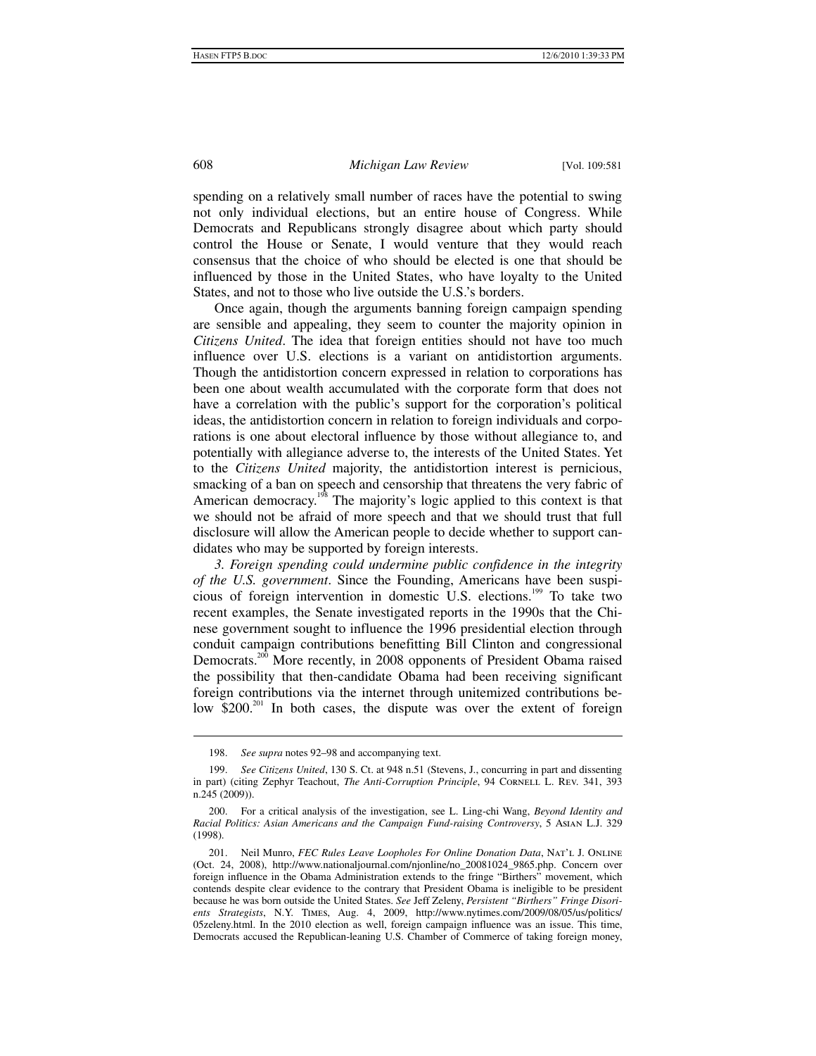spending on a relatively small number of races have the potential to swing not only individual elections, but an entire house of Congress. While Democrats and Republicans strongly disagree about which party should control the House or Senate, I would venture that they would reach consensus that the choice of who should be elected is one that should be influenced by those in the United States, who have loyalty to the United States, and not to those who live outside the U.S.'s borders.

Once again, though the arguments banning foreign campaign spending are sensible and appealing, they seem to counter the majority opinion in *Citizens United*. The idea that foreign entities should not have too much influence over U.S. elections is a variant on antidistortion arguments. Though the antidistortion concern expressed in relation to corporations has been one about wealth accumulated with the corporate form that does not have a correlation with the public's support for the corporation's political ideas, the antidistortion concern in relation to foreign individuals and corporations is one about electoral influence by those without allegiance to, and potentially with allegiance adverse to, the interests of the United States. Yet to the *Citizens United* majority, the antidistortion interest is pernicious, smacking of a ban on speech and censorship that threatens the very fabric of American democracy.[198] The majority's logic applied to this context is that we should not be afraid of more speech and that we should trust that full disclosure will allow the American people to decide whether to support candidates who may be supported by foreign interests.

*3. Foreign spending could undermine public confidence in the integrity of the U.S. government*. Since the Founding, Americans have been suspicious of foreign intervention in domestic U.S. elections.[199] To take two recent examples, the Senate investigated reports in the 1990s that the Chinese government sought to influence the 1996 presidential election through conduit campaign contributions benefitting Bill Clinton and congressional Democrats.[200] More recently, in 2008 opponents of President Obama raised the possibility that then-candidate Obama had been receiving significant foreign contributions via the internet through unitemized contributions below \$200.[201] In both cases, the dispute was over the extent of foreign

---

198. *See supra* notes 92–98 and accompanying text.

199. *See Citizens United*, 130 S. Ct. at 948 n.51 (Stevens, J., concurring in part and dissenting in part) (citing Zephyr Teachout, *The Anti-Corruption Principle*, 94 CORNELL L. REV. 341, 393 n.245 (2009)).

200. For a critical analysis of the investigation, see L. Ling-chi Wang, *Beyond Identity and Racial Politics: Asian Americans and the Campaign Fund-raising Controversy*, 5 ASIAN L.J. 329 (1998).

201. Neil Munro, *FEC Rules Leave Loopholes For Online Donation Data*, NAT'L J. ONLINE (Oct. 24, 2008), http://www.nationaljournal.com/njonline/no_20081024_9865.php. Concern over foreign influence in the Obama Administration extends to the fringe "Birthers" movement, which contends despite clear evidence to the contrary that President Obama is ineligible to be president because he was born outside the United States. *See* Jeff Zeleny, *Persistent "Birthers" Fringe Disorients Strategists*, N.Y. TIMES, Aug. 4, 2009, http://www.nytimes.com/2009/08/05/us/politics/05zeleny.html. In the 2010 election as well, foreign campaign influence was an issue. This time, Democrats accused the Republican-leaning U.S. Chamber of Commerce of taking foreign money,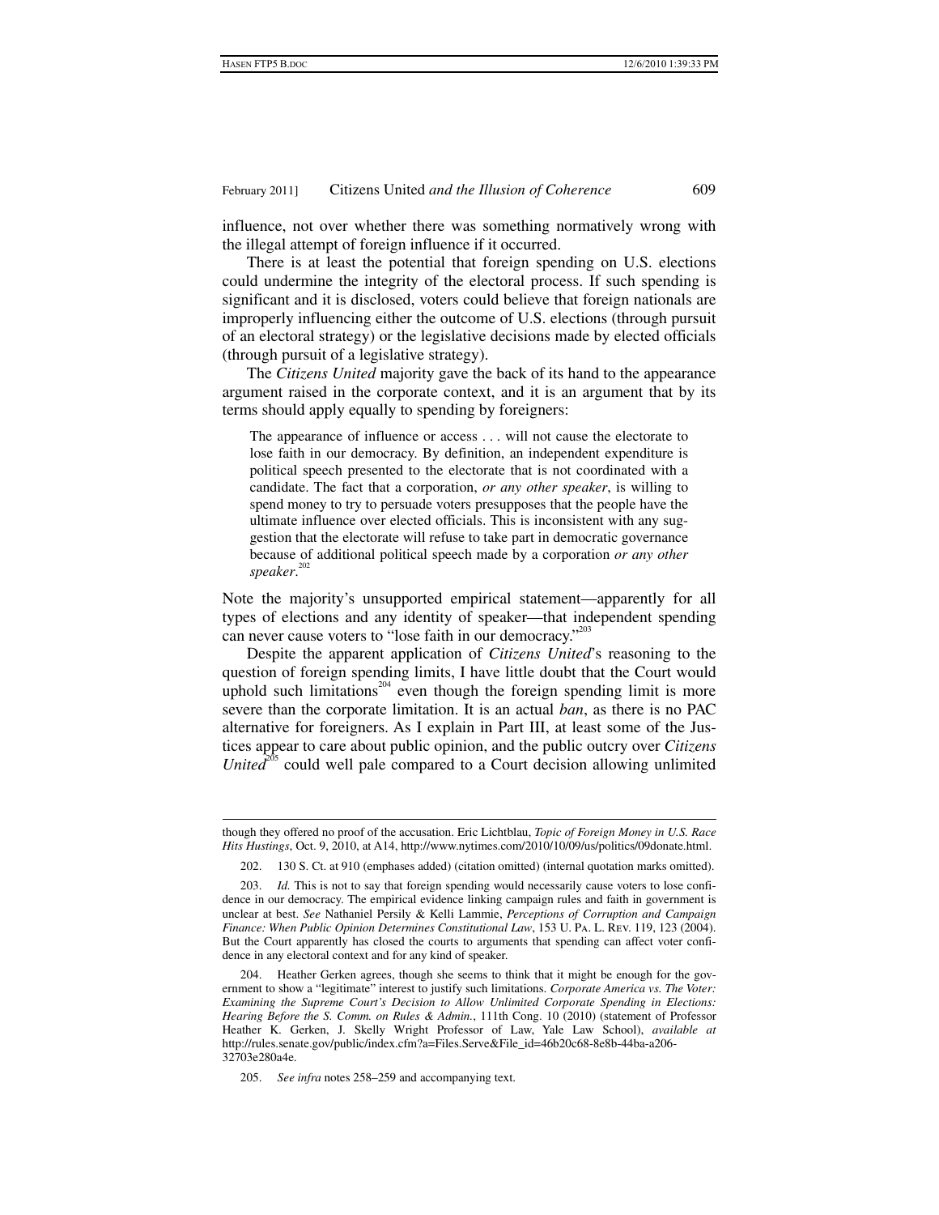influence, not over whether there was something normatively wrong with the illegal attempt of foreign influence if it occurred.

There is at least the potential that foreign spending on U.S. elections could undermine the integrity of the electoral process. If such spending is significant and it is disclosed, voters could believe that foreign nationals are improperly influencing either the outcome of U.S. elections (through pursuit of an electoral strategy) or the legislative decisions made by elected officials (through pursuit of a legislative strategy).

The *Citizens United* majority gave the back of its hand to the appearance argument raised in the corporate context, and it is an argument that by its terms should apply equally to spending by foreigners:

> The appearance of influence or access . . . will not cause the electorate to lose faith in our democracy. By definition, an independent expenditure is political speech presented to the electorate that is not coordinated with a candidate. The fact that a corporation, *or any other speaker*, is willing to spend money to try to persuade voters presupposes that the people have the ultimate influence over elected officials. This is inconsistent with any suggestion that the electorate will refuse to take part in democratic governance because of additional political speech made by a corporation *or any other speaker*.[202]

Note the majority's unsupported empirical statement—apparently for all types of elections and any identity of speaker—that independent spending can never cause voters to "lose faith in our democracy."[203]

Despite the apparent application of *Citizens United*'s reasoning to the question of foreign spending limits, I have little doubt that the Court would uphold such limitations[204] even though the foreign spending limit is more severe than the corporate limitation. It is an actual *ban*, as there is no PAC alternative for foreigners. As I explain in Part III, at least some of the Justices appear to care about public opinion, and the public outcry over *Citizens United*[205] could well pale compared to a Court decision allowing unlimited

---

though they offered no proof of the accusation. Eric Lichtblau, *Topic of Foreign Money in U.S. Race Hits Hustings*, Oct. 9, 2010, at A14, http://www.nytimes.com/2010/10/09/us/politics/09donate.html.

202. 130 S. Ct. at 910 (emphases added) (citation omitted) (internal quotation marks omitted).

203. *Id.* This is not to say that foreign spending would necessarily cause voters to lose confidence in our democracy. The empirical evidence linking campaign rules and faith in government is unclear at best. *See* Nathaniel Persily & Kelli Lammie, *Perceptions of Corruption and Campaign Finance: When Public Opinion Determines Constitutional Law*, 153 U. PA. L. REV. 119, 123 (2004). But the Court apparently has closed the courts to arguments that spending can affect voter confidence in any electoral context and for any kind of speaker.

204. Heather Gerken agrees, though she seems to think that it might be enough for the government to show a "legitimate" interest to justify such limitations. *Corporate America vs. The Voter: Examining the Supreme Court's Decision to Allow Unlimited Corporate Spending in Elections: Hearing Before the S. Comm. on Rules & Admin.*, 111th Cong. 10 (2010) (statement of Professor Heather K. Gerken, J. Skelly Wright Professor of Law, Yale Law School), *available at* http://rules.senate.gov/public/index.cfm?a=Files.Serve&File_id=46b20c68-8e8b-44ba-a206-32703e280a4e.

205. *See infra* notes 258–259 and accompanying text.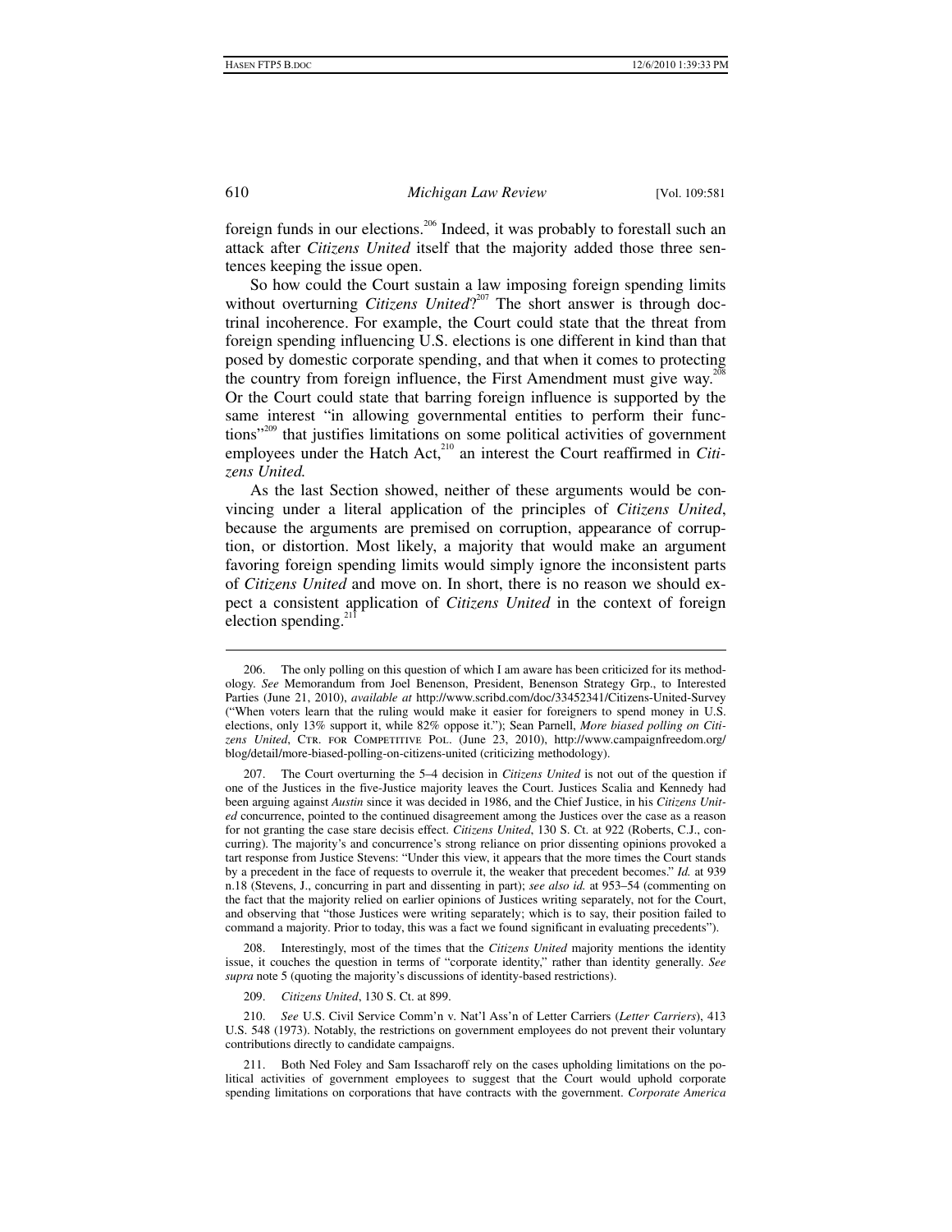foreign funds in our elections.[206] Indeed, it was probably to forestall such an attack after *Citizens United* itself that the majority added those three sentences keeping the issue open.

So how could the Court sustain a law imposing foreign spending limits without overturning *Citizens United*?[207] The short answer is through doctrinal incoherence. For example, the Court could state that the threat from foreign spending influencing U.S. elections is one different in kind than that posed by domestic corporate spending, and that when it comes to protecting the country from foreign influence, the First Amendment must give way.[208] Or the Court could state that barring foreign influence is supported by the same interest "in allowing governmental entities to perform their functions"[209] that justifies limitations on some political activities of government employees under the Hatch Act,[210] an interest the Court reaffirmed in *Citizens United.*

As the last Section showed, neither of these arguments would be convincing under a literal application of the principles of *Citizens United*, because the arguments are premised on corruption, appearance of corruption, or distortion. Most likely, a majority that would make an argument favoring foreign spending limits would simply ignore the inconsistent parts of *Citizens United* and move on. In short, there is no reason we should expect a consistent application of *Citizens United* in the context of foreign election spending.[211]

---

206. The only polling on this question of which I am aware has been criticized for its methodology. *See* Memorandum from Joel Benenson, President, Benenson Strategy Grp., to Interested Parties (June 21, 2010), *available at* http://www.scribd.com/doc/33452341/Citizens-United-Survey ("When voters learn that the ruling would make it easier for foreigners to spend money in U.S. elections, only 13% support it, while 82% oppose it."); Sean Parnell, *More biased polling on Citizens United*, Ctr. for Competitive Pol. (June 23, 2010), http://www.campaignfreedom.org/blog/detail/more-biased-polling-on-citizens-united (criticizing methodology).

207. The Court overturning the 5–4 decision in *Citizens United* is not out of the question if one of the Justices in the five-Justice majority leaves the Court. Justices Scalia and Kennedy had been arguing against *Austin* since it was decided in 1986, and the Chief Justice, in his *Citizens United* concurrence, pointed to the continued disagreement among the Justices over the case as a reason for not granting the case stare decisis effect. *Citizens United*, 130 S. Ct. at 922 (Roberts, C.J., concurring). The majority's and concurrence's strong reliance on prior dissenting opinions provoked a tart response from Justice Stevens: "Under this view, it appears that the more times the Court stands by a precedent in the face of requests to overrule it, the weaker that precedent becomes." *Id.* at 939 n.18 (Stevens, J., concurring in part and dissenting in part); *see also id.* at 953–54 (commenting on the fact that the majority relied on earlier opinions of Justices writing separately, not for the Court, and observing that "those Justices were writing separately; which is to say, their position failed to command a majority. Prior to today, this was a fact we found significant in evaluating precedents").

208. Interestingly, most of the times that the *Citizens United* majority mentions the identity issue, it couches the question in terms of "corporate identity," rather than identity generally. *See supra* note 5 (quoting the majority's discussions of identity-based restrictions).

209. *Citizens United*, 130 S. Ct. at 899.

210. *See* U.S. Civil Service Comm'n v. Nat'l Ass'n of Letter Carriers (*Letter Carriers*), 413 U.S. 548 (1973). Notably, the restrictions on government employees do not prevent their voluntary contributions directly to candidate campaigns.

211. Both Ned Foley and Sam Issacharoff rely on the cases upholding limitations on the political activities of government employees to suggest that the Court would uphold corporate spending limitations on corporations that have contracts with the government. *Corporate America*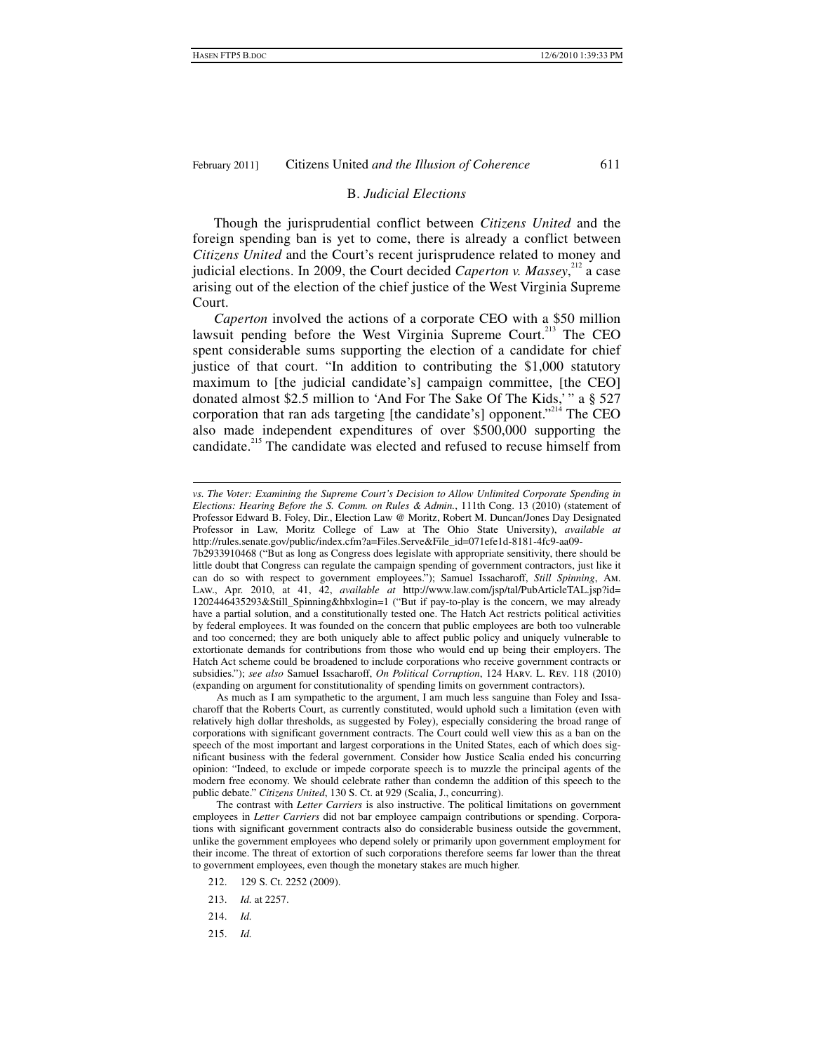### B. *Judicial Elections*

Though the jurisprudential conflict between *Citizens United* and the foreign spending ban is yet to come, there is already a conflict between *Citizens United* and the Court's recent jurisprudence related to money and judicial elections. In 2009, the Court decided *Caperton v. Massey*,[212] a case arising out of the election of the chief justice of the West Virginia Supreme Court.

*Caperton* involved the actions of a corporate CEO with a $50 million lawsuit pending before the West Virginia Supreme Court.[213] The CEO spent considerable sums supporting the election of a candidate for chief justice of that court. "In addition to contributing the $1,000 statutory maximum to [the judicial candidate's] campaign committee, [the CEO] donated almost $2.5 million to 'And For The Sake Of The Kids,' " a § 527 corporation that ran ads targeting [the candidate's] opponent."[214] The CEO also made independent expenditures of over $500,000 supporting the candidate.[215] The candidate was elected and refused to recuse himself from

---

*vs. The Voter: Examining the Supreme Court's Decision to Allow Unlimited Corporate Spending in Elections: Hearing Before the S. Comm. on Rules & Admin.*, 111th Cong. 13 (2010) (statement of Professor Edward B. Foley, Dir., Election Law @ Moritz, Robert M. Duncan/Jones Day Designated Professor in Law, Moritz College of Law at The Ohio State University), *available at* http://rules.senate.gov/public/index.cfm?a=Files.Serve&File_id=071efe1d-8181-4fc9-aa09-7b2933910468 ("But as long as Congress does legislate with appropriate sensitivity, there should be little doubt that Congress can regulate the campaign spending of government contractors, just like it can do so with respect to government employees."); Samuel Issacharoff, *Still Spinning*, AM. LAW., Apr. 2010, at 41, 42, *available at* http://www.law.com/jsp/tal/PubArticleTAL.jsp?id=1202446435293&Still_Spinning&hbxlogin=1 ("But if pay-to-play is the concern, we may already have a partial solution, and a constitutionally tested one. The Hatch Act restricts political activities by federal employees. It was founded on the concern that public employees are both too vulnerable and too concerned; they are both uniquely able to affect public policy and uniquely vulnerable to extortionate demands for contributions from those who would end up being their employers. The Hatch Act scheme could be broadened to include corporations who receive government contracts or subsidies."); *see also* Samuel Issacharoff, *On Political Corruption*, 124 HARV. L. REV. 118 (2010) (expanding on argument for constitutionality of spending limits on government contractors).

As much as I am sympathetic to the argument, I am much less sanguine than Foley and Issacharoff that the Roberts Court, as currently constituted, would uphold such a limitation (even with relatively high dollar thresholds, as suggested by Foley), especially considering the broad range of corporations with significant government contracts. The Court could well view this as a ban on the speech of the most important and largest corporations in the United States, each of which does significant business with the federal government. Consider how Justice Scalia ended his concurring opinion: "Indeed, to exclude or impede corporate speech is to muzzle the principal agents of the modern free economy. We should celebrate rather than condemn the addition of this speech to the public debate." *Citizens United*, 130 S. Ct. at 929 (Scalia, J., concurring).

The contrast with *Letter Carriers* is also instructive. The political limitations on government employees in *Letter Carriers* did not bar employee campaign contributions or spending. Corporations with significant government contracts also do considerable business outside the government, unlike the government employees who depend solely or primarily upon government employment for their income. The threat of extortion of such corporations therefore seems far lower than the threat to government employees, even though the monetary stakes are much higher.

212. 129 S. Ct. 2252 (2009).

213. *Id.* at 2257.

214. *Id.*

215. *Id.*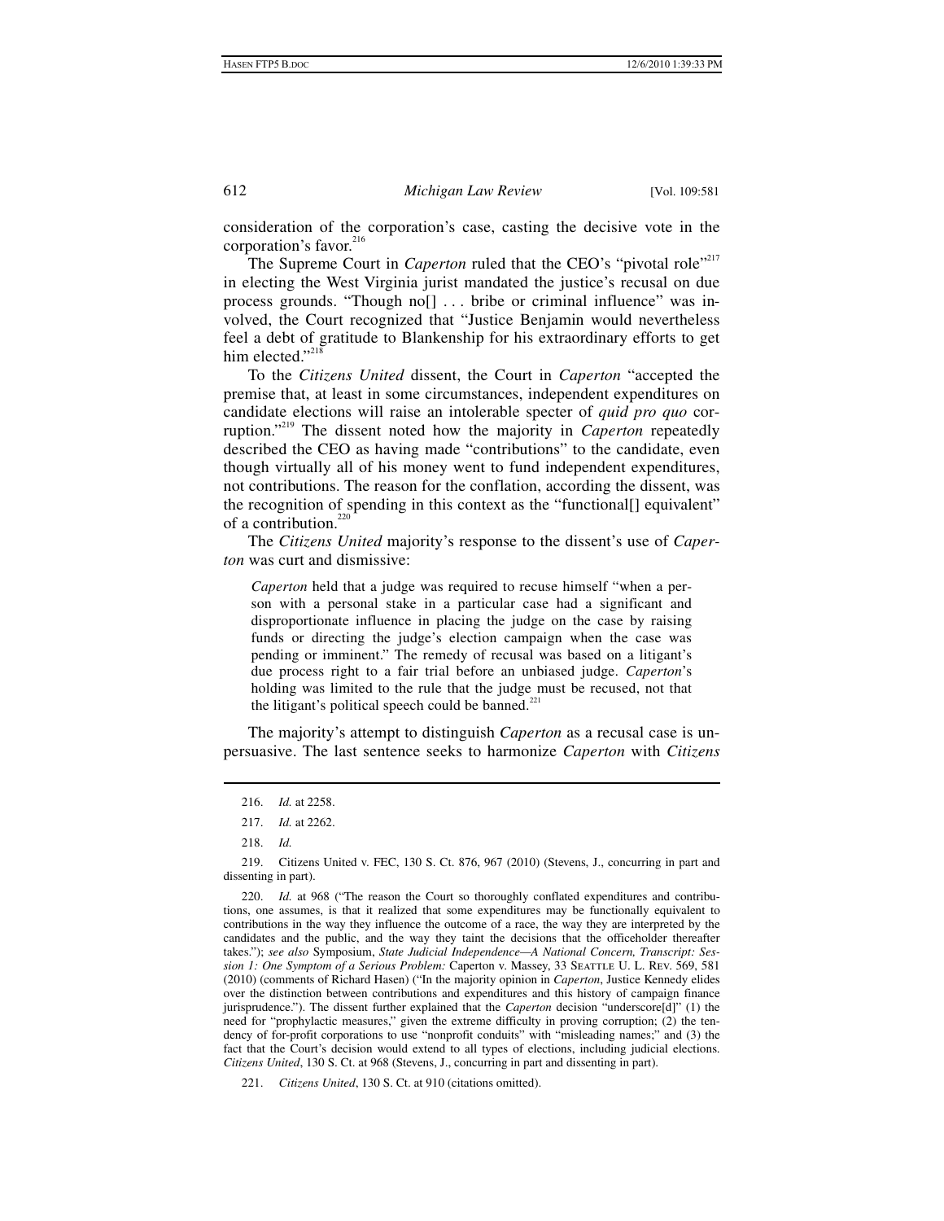consideration of the corporation's case, casting the decisive vote in the corporation's favor.[216]

The Supreme Court in *Caperton* ruled that the CEO's "pivotal role"[217] in electing the West Virginia jurist mandated the justice's recusal on due process grounds. "Though no[] . . . bribe or criminal influence" was involved, the Court recognized that "Justice Benjamin would nevertheless feel a debt of gratitude to Blankenship for his extraordinary efforts to get him elected."[218]

To the *Citizens United* dissent, the Court in *Caperton* "accepted the premise that, at least in some circumstances, independent expenditures on candidate elections will raise an intolerable specter of *quid pro quo* corruption."[219] The dissent noted how the majority in *Caperton* repeatedly described the CEO as having made "contributions" to the candidate, even though virtually all of his money went to fund independent expenditures, not contributions. The reason for the conflation, according the dissent, was the recognition of spending in this context as the "functional[] equivalent" of a contribution.[220]

The *Citizens United* majority's response to the dissent's use of *Caperton* was curt and dismissive:

> *Caperton* held that a judge was required to recuse himself "when a person with a personal stake in a particular case had a significant and disproportionate influence in placing the judge on the case by raising funds or directing the judge's election campaign when the case was pending or imminent." The remedy of recusal was based on a litigant's due process right to a fair trial before an unbiased judge. *Caperton*'s holding was limited to the rule that the judge must be recused, not that the litigant's political speech could be banned.[221]

The majority's attempt to distinguish *Caperton* as a recusal case is unpersuasive. The last sentence seeks to harmonize *Caperton* with *Citizens*

---

216. *Id.* at 2258.

217. *Id.* at 2262.

218. *Id.*

219. Citizens United v. FEC, 130 S. Ct. 876, 967 (2010) (Stevens, J., concurring in part and dissenting in part).

220. *Id.* at 968 ("The reason the Court so thoroughly conflated expenditures and contributions, one assumes, is that it realized that some expenditures may be functionally equivalent to contributions in the way they influence the outcome of a race, the way they are interpreted by the candidates and the public, and the way they taint the decisions that the officeholder thereafter takes."); *see also* Symposium, *State Judicial Independence—A National Concern, Transcript: Session 1: One Symptom of a Serious Problem:* Caperton v. Massey, 33 SEATTLE U. L. REV. 569, 581 (2010) (comments of Richard Hasen) ("In the majority opinion in *Caperton*, Justice Kennedy elides over the distinction between contributions and expenditures and this history of campaign finance jurisprudence."). The dissent further explained that the *Caperton* decision "underscore[d]" (1) the need for "prophylactic measures," given the extreme difficulty in proving corruption; (2) the tendency of for-profit corporations to use "nonprofit conduits" with "misleading names;" and (3) the fact that the Court's decision would extend to all types of elections, including judicial elections. *Citizens United*, 130 S. Ct. at 968 (Stevens, J., concurring in part and dissenting in part).

221. *Citizens United*, 130 S. Ct. at 910 (citations omitted).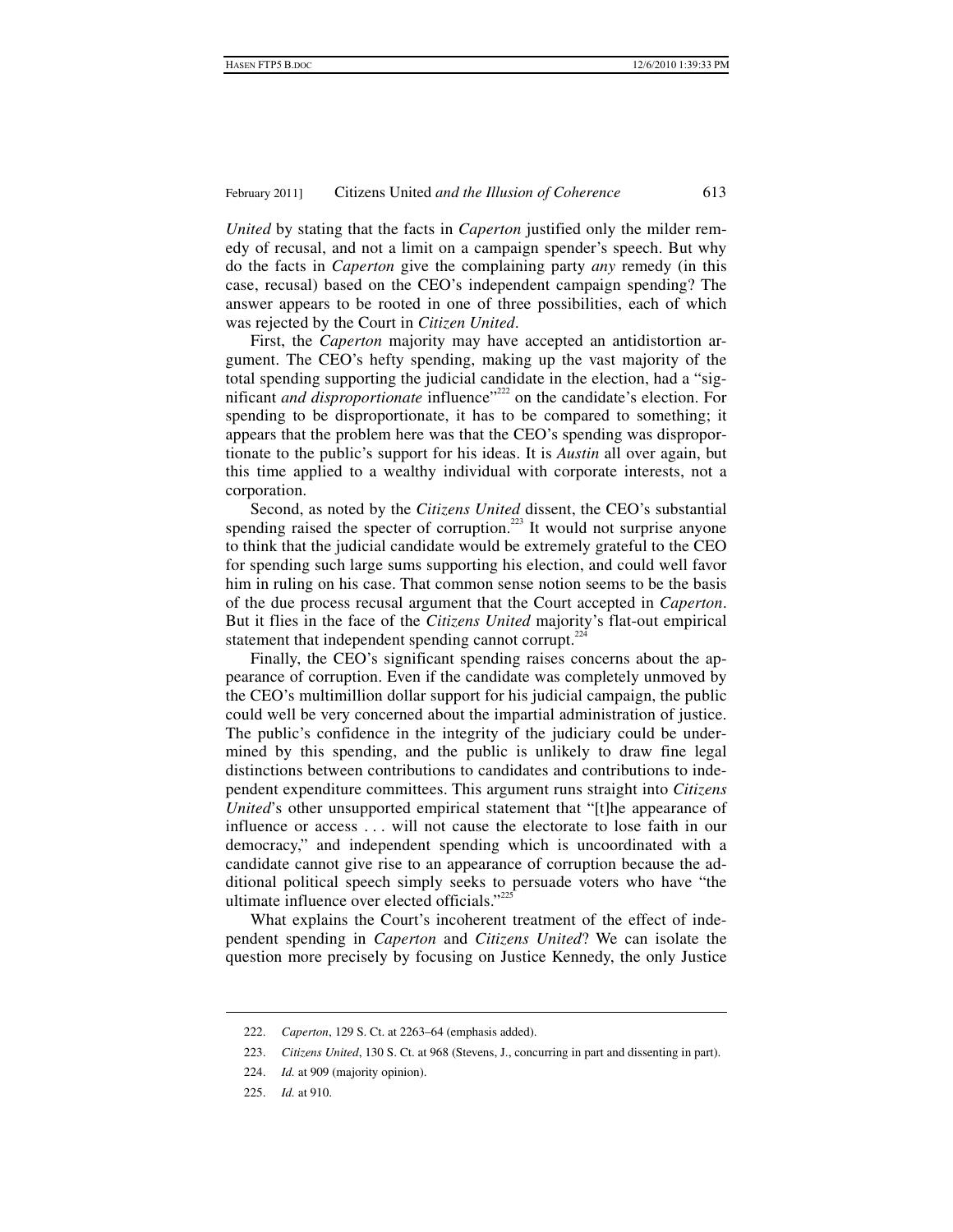*United* by stating that the facts in *Caperton* justified only the milder remedy of recusal, and not a limit on a campaign spender's speech. But why do the facts in *Caperton* give the complaining party *any* remedy (in this case, recusal) based on the CEO's independent campaign spending? The answer appears to be rooted in one of three possibilities, each of which was rejected by the Court in *Citizen United*.

First, the *Caperton* majority may have accepted an antidistortion argument. The CEO's hefty spending, making up the vast majority of the total spending supporting the judicial candidate in the election, had a "significant *and disproportionate* influence"[222] on the candidate's election. For spending to be disproportionate, it has to be compared to something; it appears that the problem here was that the CEO's spending was disproportionate to the public's support for his ideas. It is *Austin* all over again, but this time applied to a wealthy individual with corporate interests, not a corporation.

Second, as noted by the *Citizens United* dissent, the CEO's substantial spending raised the specter of corruption.[223] It would not surprise anyone to think that the judicial candidate would be extremely grateful to the CEO for spending such large sums supporting his election, and could well favor him in ruling on his case. That common sense notion seems to be the basis of the due process recusal argument that the Court accepted in *Caperton*. But it flies in the face of the *Citizens United* majority's flat-out empirical statement that independent spending cannot corrupt.[224]

Finally, the CEO's significant spending raises concerns about the appearance of corruption. Even if the candidate was completely unmoved by the CEO's multimillion dollar support for his judicial campaign, the public could well be very concerned about the impartial administration of justice. The public's confidence in the integrity of the judiciary could be undermined by this spending, and the public is unlikely to draw fine legal distinctions between contributions to candidates and contributions to independent expenditure committees. This argument runs straight into *Citizens United*'s other unsupported empirical statement that "[t]he appearance of influence or access . . . will not cause the electorate to lose faith in our democracy," and independent spending which is uncoordinated with a candidate cannot give rise to an appearance of corruption because the additional political speech simply seeks to persuade voters who have "the ultimate influence over elected officials."[225]

What explains the Court's incoherent treatment of the effect of independent spending in *Caperton* and *Citizens United*? We can isolate the question more precisely by focusing on Justice Kennedy, the only Justice

---

222. *Caperton*, 129 S. Ct. at 2263–64 (emphasis added).

223. *Citizens United*, 130 S. Ct. at 968 (Stevens, J., concurring in part and dissenting in part).

224. *Id.* at 909 (majority opinion).

225. *Id.* at 910.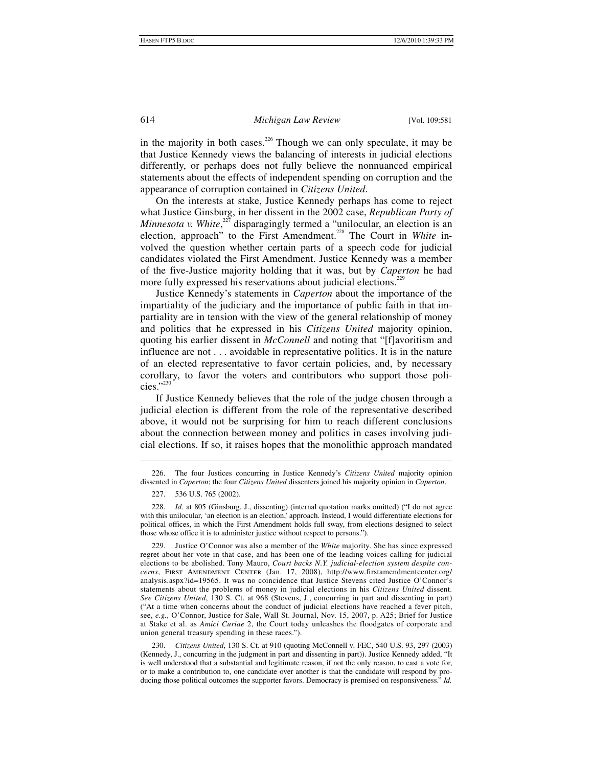in the majority in both cases.[226] Though we can only speculate, it may be that Justice Kennedy views the balancing of interests in judicial elections differently, or perhaps does not fully believe the nonnuanced empirical statements about the effects of independent spending on corruption and the appearance of corruption contained in *Citizens United*.

On the interests at stake, Justice Kennedy perhaps has come to reject what Justice Ginsburg, in her dissent in the 2002 case, *Republican Party of Minnesota v. White*,[227] disparagingly termed a "unilocular, an election is an election, approach" to the First Amendment.[228] The Court in *White* involved the question whether certain parts of a speech code for judicial candidates violated the First Amendment. Justice Kennedy was a member of the five-Justice majority holding that it was, but by *Caperton* he had more fully expressed his reservations about judicial elections.[229]

Justice Kennedy's statements in *Caperton* about the importance of the impartiality of the judiciary and the importance of public faith in that impartiality are in tension with the view of the general relationship of money and politics that he expressed in his *Citizens United* majority opinion, quoting his earlier dissent in *McConnell* and noting that "[f]avoritism and influence are not . . . avoidable in representative politics. It is in the nature of an elected representative to favor certain policies, and, by necessary corollary, to favor the voters and contributors who support those policies."[230]

If Justice Kennedy believes that the role of the judge chosen through a judicial election is different from the role of the representative described above, it would not be surprising for him to reach different conclusions about the connection between money and politics in cases involving judicial elections. If so, it raises hopes that the monolithic approach mandated

---

226. The four Justices concurring in Justice Kennedy's *Citizens United* majority opinion dissented in *Caperton*; the four *Citizens United* dissenters joined his majority opinion in *Caperton*.

227. 536 U.S. 765 (2002).

228. *Id.* at 805 (Ginsburg, J., dissenting) (internal quotation marks omitted) ("I do not agree with this unilocular, 'an election is an election,' approach. Instead, I would differentiate elections for political offices, in which the First Amendment holds full sway, from elections designed to select those whose office it is to administer justice without respect to persons.").

229. Justice O'Connor was also a member of the *White* majority. She has since expressed regret about her vote in that case, and has been one of the leading voices calling for judicial elections to be abolished. Tony Mauro, *Court backs N.Y. judicial-election system despite concerns*, FIRST AMENDMENT CENTER (Jan. 17, 2008), http://www.firstamendmentcenter.org/analysis.aspx?id=19565. It was no coincidence that Justice Stevens cited Justice O'Connor's statements about the problems of money in judicial elections in his *Citizens United* dissent. *See Citizens United*, 130 S. Ct. at 968 (Stevens, J., concurring in part and dissenting in part) ("At a time when concerns about the conduct of judicial elections have reached a fever pitch, see, *e.g.,* O'Connor, Justice for Sale, Wall St. Journal, Nov. 15, 2007, p. A25; Brief for Justice at Stake et al. as *Amici Curiae* 2, the Court today unleashes the floodgates of corporate and union general treasury spending in these races.").

230. *Citizens United*, 130 S. Ct. at 910 (quoting McConnell v. FEC, 540 U.S. 93, 297 (2003) (Kennedy, J., concurring in the judgment in part and dissenting in part)). Justice Kennedy added, "It is well understood that a substantial and legitimate reason, if not the only reason, to cast a vote for, or to make a contribution to, one candidate over another is that the candidate will respond by producing those political outcomes the supporter favors. Democracy is premised on responsiveness." *Id.*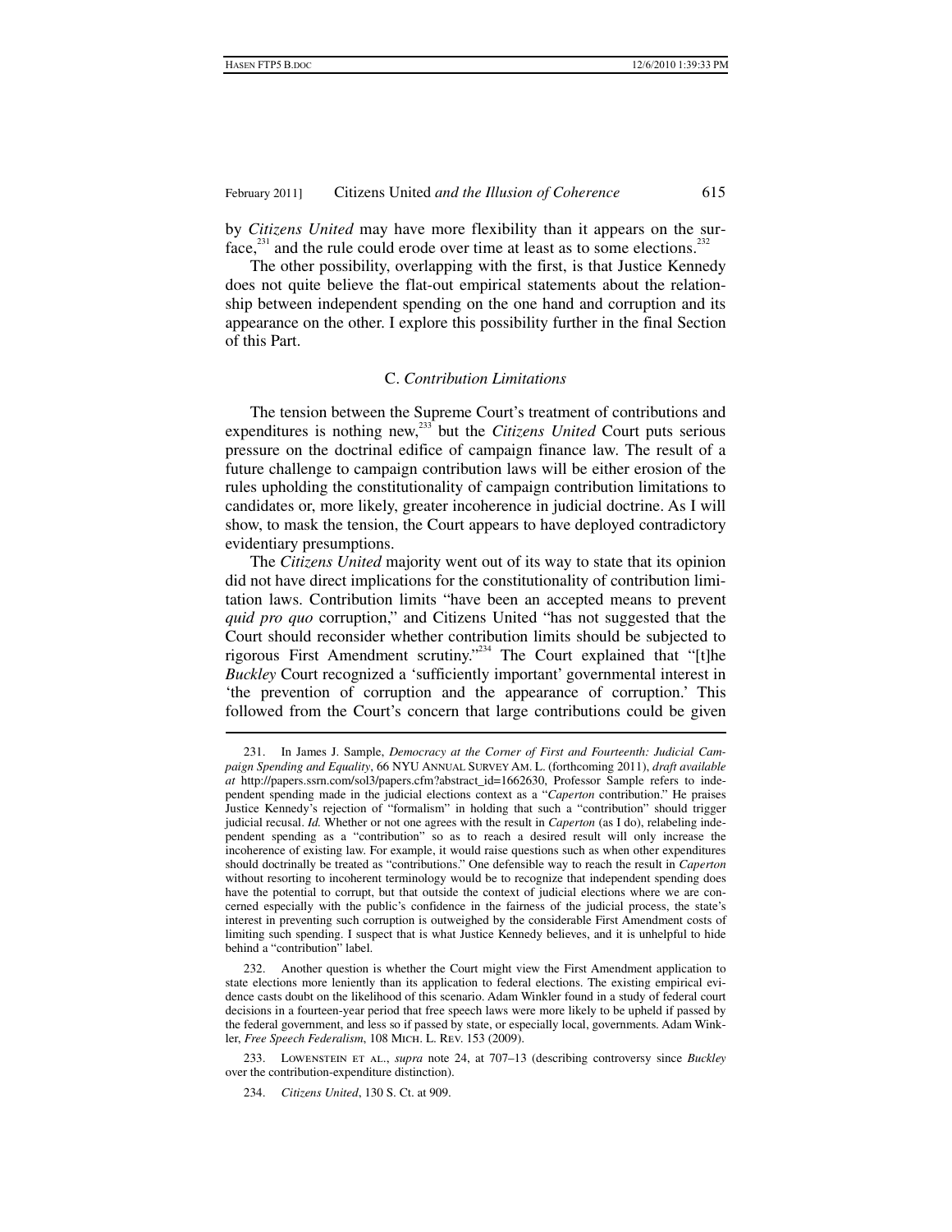by *Citizens United* may have more flexibility than it appears on the surface,[231] and the rule could erode over time at least as to some elections.[232]

The other possibility, overlapping with the first, is that Justice Kennedy does not quite believe the flat-out empirical statements about the relationship between independent spending on the one hand and corruption and its appearance on the other. I explore this possibility further in the final Section of this Part.

### C. *Contribution Limitations*

The tension between the Supreme Court's treatment of contributions and expenditures is nothing new,[233] but the *Citizens United* Court puts serious pressure on the doctrinal edifice of campaign finance law. The result of a future challenge to campaign contribution laws will be either erosion of the rules upholding the constitutionality of campaign contribution limitations to candidates or, more likely, greater incoherence in judicial doctrine. As I will show, to mask the tension, the Court appears to have deployed contradictory evidentiary presumptions.

The *Citizens United* majority went out of its way to state that its opinion did not have direct implications for the constitutionality of contribution limitation laws. Contribution limits "have been an accepted means to prevent *quid pro quo* corruption," and Citizens United "has not suggested that the Court should reconsider whether contribution limits should be subjected to rigorous First Amendment scrutiny."[234] The Court explained that "[t]he *Buckley* Court recognized a 'sufficiently important' governmental interest in 'the prevention of corruption and the appearance of corruption.' This followed from the Court's concern that large contributions could be given

---

231. In James J. Sample, *Democracy at the Corner of First and Fourteenth: Judicial Campaign Spending and Equality*, 66 NYU ANNUAL SURVEY AM. L. (forthcoming 2011), *draft available at* http://papers.ssrn.com/sol3/papers.cfm?abstract_id=1662630, Professor Sample refers to independent spending made in the judicial elections context as a "*Caperton* contribution." He praises Justice Kennedy's rejection of "formalism" in holding that such a "contribution" should trigger judicial recusal. *Id.* Whether or not one agrees with the result in *Caperton* (as I do), relabeling independent spending as a "contribution" so as to reach a desired result will only increase the incoherence of existing law. For example, it would raise questions such as when other expenditures should doctrinally be treated as "contributions." One defensible way to reach the result in *Caperton* without resorting to incoherent terminology would be to recognize that independent spending does have the potential to corrupt, but that outside the context of judicial elections where we are concerned especially with the public's confidence in the fairness of the judicial process, the state's interest in preventing such corruption is outweighed by the considerable First Amendment costs of limiting such spending. I suspect that is what Justice Kennedy believes, and it is unhelpful to hide behind a "contribution" label.

232. Another question is whether the Court might view the First Amendment application to state elections more leniently than its application to federal elections. The existing empirical evidence casts doubt on the likelihood of this scenario. Adam Winkler found in a study of federal court decisions in a fourteen-year period that free speech laws were more likely to be upheld if passed by the federal government, and less so if passed by state, or especially local, governments. Adam Winkler, *Free Speech Federalism*, 108 MICH. L. REV. 153 (2009).

233. LOWENSTEIN ET AL., *supra* note 24, at 707–13 (describing controversy since *Buckley* over the contribution-expenditure distinction).

234. *Citizens United*, 130 S. Ct. at 909.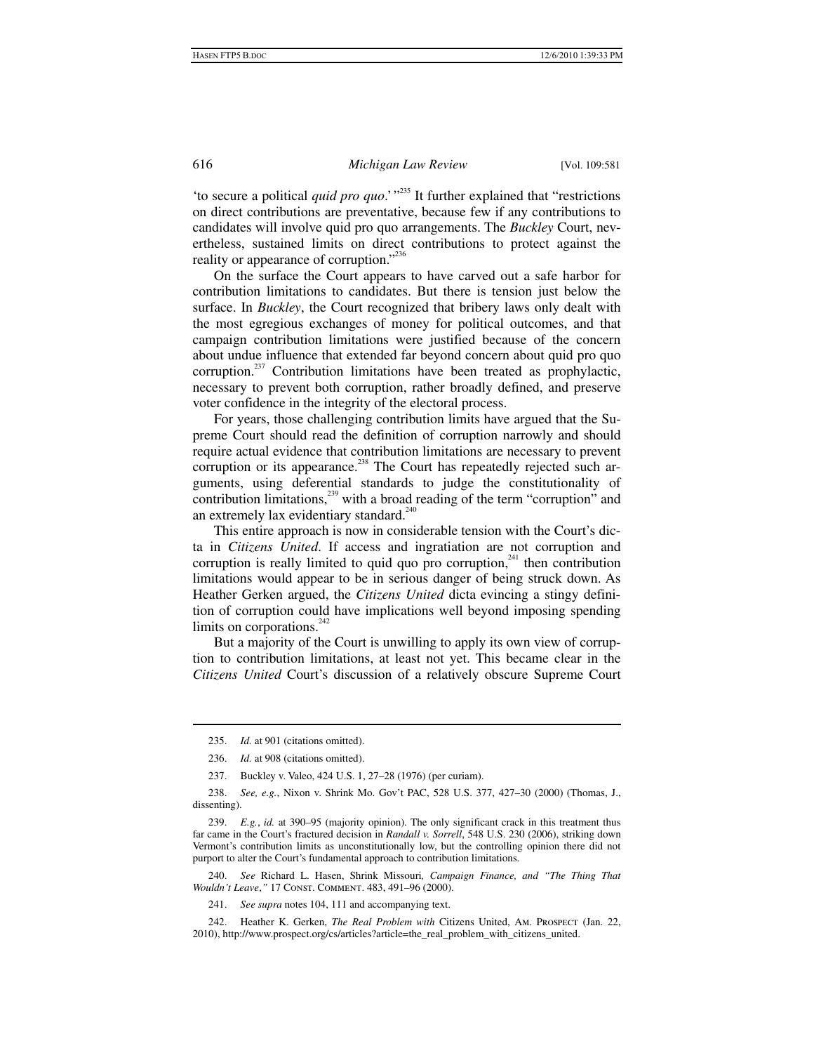'to secure a political *quid pro quo*.' "[235] It further explained that "restrictions on direct contributions are preventative, because few if any contributions to candidates will involve quid pro quo arrangements. The *Buckley* Court, nevertheless, sustained limits on direct contributions to protect against the reality or appearance of corruption."[236]

On the surface the Court appears to have carved out a safe harbor for contribution limitations to candidates. But there is tension just below the surface. In *Buckley*, the Court recognized that bribery laws only dealt with the most egregious exchanges of money for political outcomes, and that campaign contribution limitations were justified because of the concern about undue influence that extended far beyond concern about quid pro quo corruption.[237] Contribution limitations have been treated as prophylactic, necessary to prevent both corruption, rather broadly defined, and preserve voter confidence in the integrity of the electoral process.

For years, those challenging contribution limits have argued that the Supreme Court should read the definition of corruption narrowly and should require actual evidence that contribution limitations are necessary to prevent corruption or its appearance.[238] The Court has repeatedly rejected such arguments, using deferential standards to judge the constitutionality of contribution limitations,[239] with a broad reading of the term "corruption" and an extremely lax evidentiary standard.[240]

This entire approach is now in considerable tension with the Court's dicta in *Citizens United*. If access and ingratiation are not corruption and corruption is really limited to quid quo pro corruption,[241] then contribution limitations would appear to be in serious danger of being struck down. As Heather Gerken argued, the *Citizens United* dicta evincing a stingy definition of corruption could have implications well beyond imposing spending limits on corporations.[242]

But a majority of the Court is unwilling to apply its own view of corruption to contribution limitations, at least not yet. This became clear in the *Citizens United* Court's discussion of a relatively obscure Supreme Court

---

235. *Id.* at 901 (citations omitted).

236. *Id.* at 908 (citations omitted).

237. Buckley v. Valeo, 424 U.S. 1, 27–28 (1976) (per curiam).

238. *See, e.g.*, Nixon v. Shrink Mo. Gov't PAC, 528 U.S. 377, 427–30 (2000) (Thomas, J., dissenting).

239. *E.g.*, *id.* at 390–95 (majority opinion). The only significant crack in this treatment thus far came in the Court's fractured decision in *Randall v. Sorrell*, 548 U.S. 230 (2006), striking down Vermont's contribution limits as unconstitutionally low, but the controlling opinion there did not purport to alter the Court's fundamental approach to contribution limitations.

240. *See* Richard L. Hasen, Shrink Missouri*, Campaign Finance, and "The Thing That Wouldn't Leave*," 17 CONST. COMMENT. 483, 491–96 (2000).

241. *See supra* notes 104, 111 and accompanying text.

242. Heather K. Gerken, *The Real Problem with* Citizens United, AM. PROSPECT (Jan. 22, 2010), http://www.prospect.org/cs/articles?article=the_real_problem_with_citizens_united.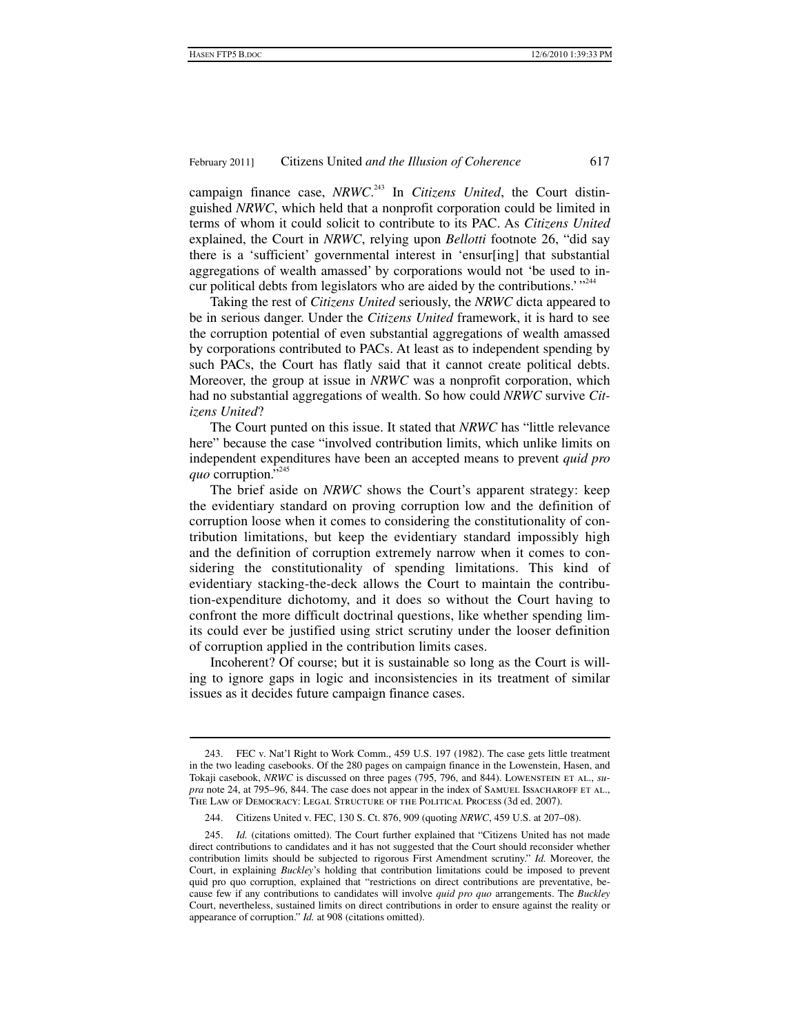campaign finance case, *NRWC*.[243] In *Citizens United*, the Court distinguished *NRWC*, which held that a nonprofit corporation could be limited in terms of whom it could solicit to contribute to its PAC. As *Citizens United* explained, the Court in *NRWC*, relying upon *Bellotti* footnote 26, "did say there is a 'sufficient' governmental interest in 'ensur[ing] that substantial aggregations of wealth amassed' by corporations would not 'be used to incur political debts from legislators who are aided by the contributions.' "[244]

Taking the rest of *Citizens United* seriously, the *NRWC* dicta appeared to be in serious danger. Under the *Citizens United* framework, it is hard to see the corruption potential of even substantial aggregations of wealth amassed by corporations contributed to PACs. At least as to independent spending by such PACs, the Court has flatly said that it cannot create political debts. Moreover, the group at issue in *NRWC* was a nonprofit corporation, which had no substantial aggregations of wealth. So how could *NRWC* survive *Citizens United*?

The Court punted on this issue. It stated that *NRWC* has "little relevance here" because the case "involved contribution limits, which unlike limits on independent expenditures have been an accepted means to prevent *quid pro quo* corruption."[245]

The brief aside on *NRWC* shows the Court's apparent strategy: keep the evidentiary standard on proving corruption low and the definition of corruption loose when it comes to considering the constitutionality of contribution limitations, but keep the evidentiary standard impossibly high and the definition of corruption extremely narrow when it comes to considering the constitutionality of spending limitations. This kind of evidentiary stacking-the-deck allows the Court to maintain the contribution-expenditure dichotomy, and it does so without the Court having to confront the more difficult doctrinal questions, like whether spending limits could ever be justified using strict scrutiny under the looser definition of corruption applied in the contribution limits cases.

Incoherent? Of course; but it is sustainable so long as the Court is willing to ignore gaps in logic and inconsistencies in its treatment of similar issues as it decides future campaign finance cases.

---

243. FEC v. Nat'l Right to Work Comm., 459 U.S. 197 (1982). The case gets little treatment in the two leading casebooks. Of the 280 pages on campaign finance in the Lowenstein, Hasen, and Tokaji casebook, *NRWC* is discussed on three pages (795, 796, and 844). LOWENSTEIN ET AL., *supra* note 24, at 795–96, 844. The case does not appear in the index of SAMUEL ISSACHAROFF ET AL., THE LAW OF DEMOCRACY: LEGAL STRUCTURE OF THE POLITICAL PROCESS (3d ed. 2007).

244. Citizens United v. FEC, 130 S. Ct. 876, 909 (quoting *NRWC*, 459 U.S. at 207–08).

245. *Id.* (citations omitted). The Court further explained that "Citizens United has not made direct contributions to candidates and it has not suggested that the Court should reconsider whether contribution limits should be subjected to rigorous First Amendment scrutiny." *Id.* Moreover, the Court, in explaining *Buckley*'s holding that contribution limitations could be imposed to prevent quid pro quo corruption, explained that "restrictions on direct contributions are preventative, because few if any contributions to candidates will involve *quid pro quo* arrangements. The *Buckley* Court, nevertheless, sustained limits on direct contributions in order to ensure against the reality or appearance of corruption." *Id.* at 908 (citations omitted).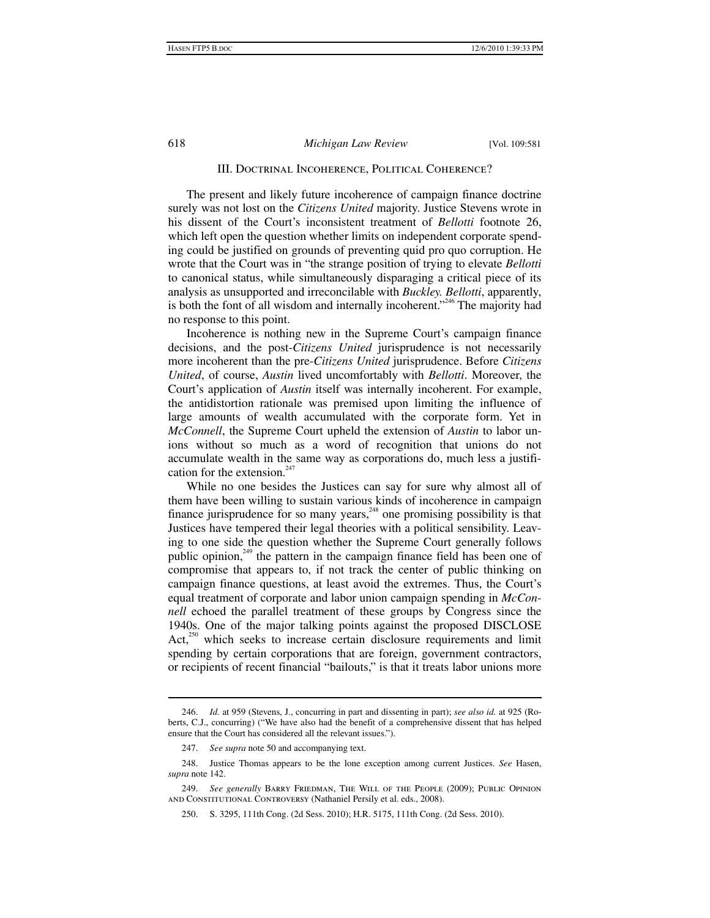## III. Doctrinal Incoherence, Political Coherence?

The present and likely future incoherence of campaign finance doctrine surely was not lost on the *Citizens United* majority. Justice Stevens wrote in his dissent of the Court's inconsistent treatment of *Bellotti* footnote 26, which left open the question whether limits on independent corporate spending could be justified on grounds of preventing quid pro quo corruption. He wrote that the Court was in "the strange position of trying to elevate *Bellotti* to canonical status, while simultaneously disparaging a critical piece of its analysis as unsupported and irreconcilable with *Buckley*. *Bellotti*, apparently, is both the font of all wisdom and internally incoherent."[246] The majority had no response to this point.

Incoherence is nothing new in the Supreme Court's campaign finance decisions, and the post-*Citizens United* jurisprudence is not necessarily more incoherent than the pre-*Citizens United* jurisprudence. Before *Citizens United*, of course, *Austin* lived uncomfortably with *Bellotti*. Moreover, the Court's application of *Austin* itself was internally incoherent. For example, the antidistortion rationale was premised upon limiting the influence of large amounts of wealth accumulated with the corporate form. Yet in *McConnell*, the Supreme Court upheld the extension of *Austin* to labor unions without so much as a word of recognition that unions do not accumulate wealth in the same way as corporations do, much less a justification for the extension.[247]

While no one besides the Justices can say for sure why almost all of them have been willing to sustain various kinds of incoherence in campaign finance jurisprudence for so many years,[248] one promising possibility is that Justices have tempered their legal theories with a political sensibility. Leaving to one side the question whether the Supreme Court generally follows public opinion,[249] the pattern in the campaign finance field has been one of compromise that appears to, if not track the center of public thinking on campaign finance questions, at least avoid the extremes. Thus, the Court's equal treatment of corporate and labor union campaign spending in *McConnell* echoed the parallel treatment of these groups by Congress since the 1940s. One of the major talking points against the proposed DISCLOSE Act,[250] which seeks to increase certain disclosure requirements and limit spending by certain corporations that are foreign, government contractors, or recipients of recent financial "bailouts," is that it treats labor unions more

---

246. *Id.* at 959 (Stevens, J., concurring in part and dissenting in part); *see also id.* at 925 (Roberts, C.J., concurring) ("We have also had the benefit of a comprehensive dissent that has helped ensure that the Court has considered all the relevant issues.").

247. *See supra* note 50 and accompanying text.

248. Justice Thomas appears to be the lone exception among current Justices. *See* Hasen, *supra* note 142.

249. *See generally* Barry Friedman, The Will of the People (2009); Public Opinion and Constitutional Controversy (Nathaniel Persily et al. eds., 2008).

250. S. 3295, 111th Cong. (2d Sess. 2010); H.R. 5175, 111th Cong. (2d Sess. 2010).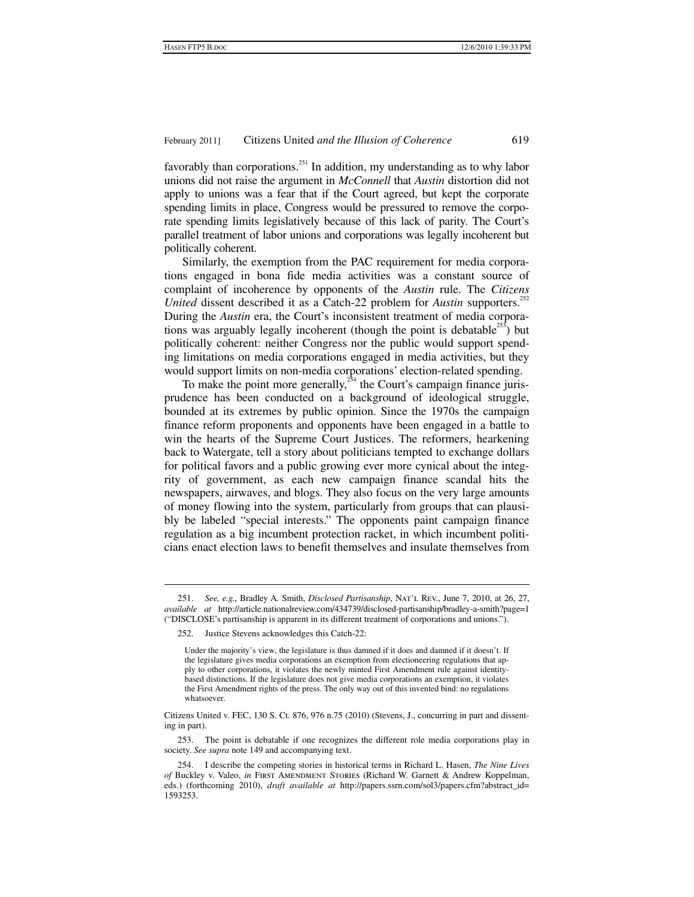favorably than corporations.[251] In addition, my understanding as to why labor unions did not raise the argument in *McConnell* that *Austin* distortion did not apply to unions was a fear that if the Court agreed, but kept the corporate spending limits in place, Congress would be pressured to remove the corporate spending limits legislatively because of this lack of parity. The Court's parallel treatment of labor unions and corporations was legally incoherent but politically coherent.

Similarly, the exemption from the PAC requirement for media corporations engaged in bona fide media activities was a constant source of complaint of incoherence by opponents of the *Austin* rule. The *Citizens United* dissent described it as a Catch-22 problem for *Austin* supporters.[252] During the *Austin* era, the Court's inconsistent treatment of media corporations was arguably legally incoherent (though the point is debatable[253]) but politically coherent: neither Congress nor the public would support spending limitations on media corporations engaged in media activities, but they would support limits on non-media corporations' election-related spending.

To make the point more generally,[254] the Court's campaign finance jurisprudence has been conducted on a background of ideological struggle, bounded at its extremes by public opinion. Since the 1970s the campaign finance reform proponents and opponents have been engaged in a battle to win the hearts of the Supreme Court Justices. The reformers, harkening back to Watergate, tell a story about politicians tempted to exchange dollars for political favors and a public growing ever more cynical about the integrity of government, as each new campaign finance scandal hits the newspapers, airwaves, and blogs. They also focus on the very large amounts of money flowing into the system, particularly from groups that can plausibly be labeled "special interests." The opponents paint campaign finance regulation as a big incumbent protection racket, in which incumbent politicians enact election laws to benefit themselves and insulate themselves from

---

251. *See, e.g.*, Bradley A. Smith, *Disclosed Partisanship*, NAT'L REV., June 7, 2010, at 26, 27, *available at* http://article.nationalreview.com/434739/disclosed-partisanship/bradley-a-smith?page=1 ("DISCLOSE's partisanship is apparent in its different treatment of corporations and unions.").

252. Justice Stevens acknowledges this Catch-22:

> Under the majority's view, the legislature is thus damned if it does and damned if it doesn't. If the legislature gives media corporations an exemption from electioneering regulations that apply to other corporations, it violates the newly minted First Amendment rule against identity-based distinctions. If the legislature does not give media corporations an exemption, it violates the First Amendment rights of the press. The only way out of this invented bind: no regulations whatsoever.

Citizens United v. FEC, 130 S. Ct. 876, 976 n.75 (2010) (Stevens, J., concurring in part and dissenting in part).

253. The point is debatable if one recognizes the different role media corporations play in society. *See supra* note 149 and accompanying text.

254. I describe the competing stories in historical terms in Richard L. Hasen, *The Nine Lives of* Buckley v. Valeo, *in* FIRST AMENDMENT STORIES (Richard W. Garnett & Andrew Koppelman, eds.) (forthcoming 2010), *draft available at* http://papers.ssrn.com/sol3/papers.cfm?abstract_id=1593253.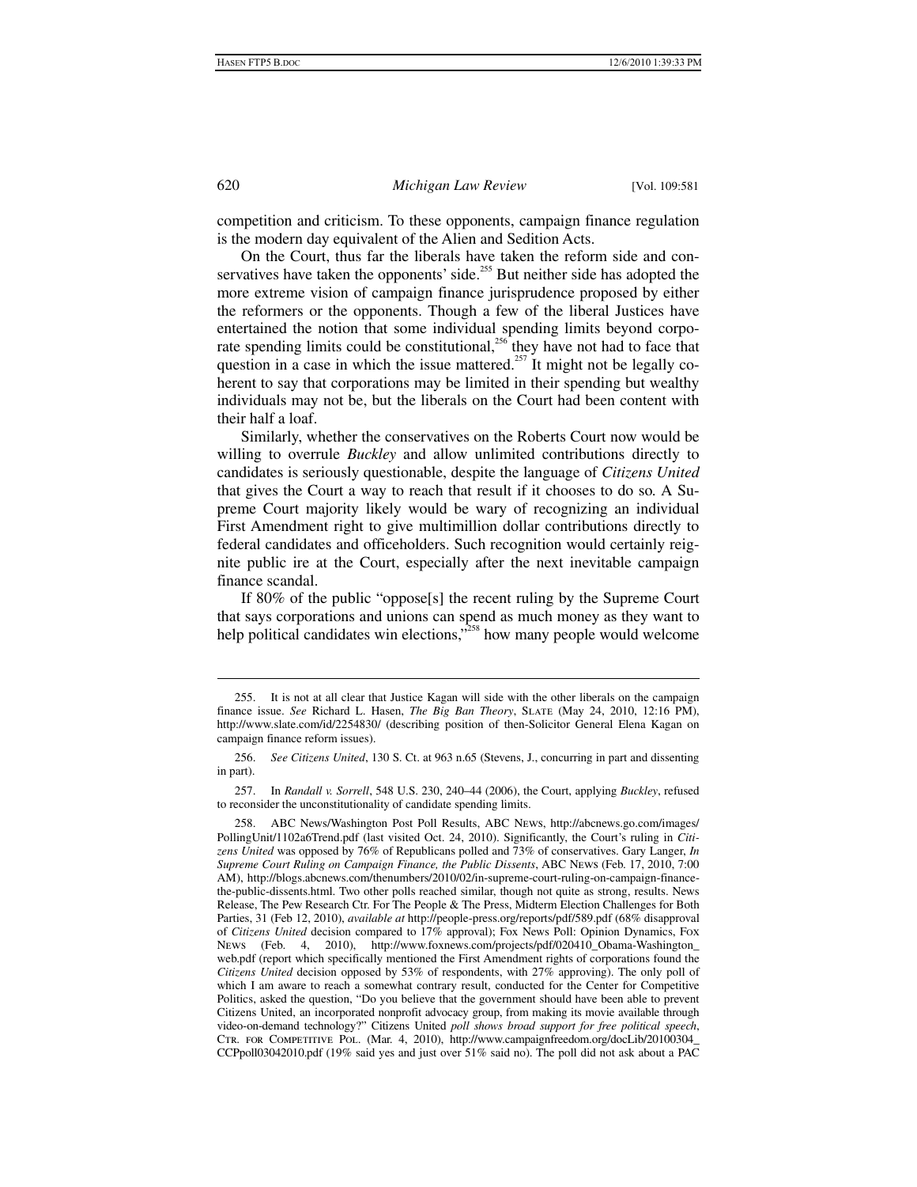competition and criticism. To these opponents, campaign finance regulation is the modern day equivalent of the Alien and Sedition Acts.

On the Court, thus far the liberals have taken the reform side and conservatives have taken the opponents' side.[255] But neither side has adopted the more extreme vision of campaign finance jurisprudence proposed by either the reformers or the opponents. Though a few of the liberal Justices have entertained the notion that some individual spending limits beyond corporate spending limits could be constitutional,[256] they have not had to face that question in a case in which the issue mattered.[257] It might not be legally coherent to say that corporations may be limited in their spending but wealthy individuals may not be, but the liberals on the Court had been content with their half a loaf.

Similarly, whether the conservatives on the Roberts Court now would be willing to overrule *Buckley* and allow unlimited contributions directly to candidates is seriously questionable, despite the language of *Citizens United* that gives the Court a way to reach that result if it chooses to do so. A Supreme Court majority likely would be wary of recognizing an individual First Amendment right to give multimillion dollar contributions directly to federal candidates and officeholders. Such recognition would certainly reignite public ire at the Court, especially after the next inevitable campaign finance scandal.

If 80% of the public "oppose[s] the recent ruling by the Supreme Court that says corporations and unions can spend as much money as they want to help political candidates win elections,"[258] how many people would welcome

---

255. It is not at all clear that Justice Kagan will side with the other liberals on the campaign finance issue. *See* Richard L. Hasen, *The Big Ban Theory*, SLATE (May 24, 2010, 12:16 PM), http://www.slate.com/id/2254830/ (describing position of then-Solicitor General Elena Kagan on campaign finance reform issues).

256. *See Citizens United*, 130 S. Ct. at 963 n.65 (Stevens, J., concurring in part and dissenting in part).

257. In *Randall v. Sorrell*, 548 U.S. 230, 240–44 (2006), the Court, applying *Buckley*, refused to reconsider the unconstitutionality of candidate spending limits.

258. ABC News/Washington Post Poll Results, ABC NEWS, http://abcnews.go.com/images/PollingUnit/1102a6Trend.pdf (last visited Oct. 24, 2010). Significantly, the Court's ruling in *Citizens United* was opposed by 76% of Republicans polled and 73% of conservatives. Gary Langer, *In Supreme Court Ruling on Campaign Finance, the Public Dissents*, ABC NEWS (Feb. 17, 2010, 7:00 AM), http://blogs.abcnews.com/thenumbers/2010/02/in-supreme-court-ruling-on-campaign-finance-the-public-dissents.html. Two other polls reached similar, though not quite as strong, results. News Release, The Pew Research Ctr. For The People & The Press, Midterm Election Challenges for Both Parties, 31 (Feb 12, 2010), *available at* http://people-press.org/reports/pdf/589.pdf (68% disapproval of *Citizens United* decision compared to 17% approval); Fox News Poll: Opinion Dynamics, FOX NEWS (Feb. 4, 2010), http://www.foxnews.com/projects/pdf/020410_Obama-Washington_web.pdf (report which specifically mentioned the First Amendment rights of corporations found the *Citizens United* decision opposed by 53% of respondents, with 27% approving). The only poll of which I am aware to reach a somewhat contrary result, conducted for the Center for Competitive Politics, asked the question, "Do you believe that the government should have been able to prevent Citizens United, an incorporated nonprofit advocacy group, from making its movie available through video-on-demand technology?" Citizens United *poll shows broad support for free political speech*, CTR. FOR COMPETITIVE POL. (Mar. 4, 2010), http://www.campaignfreedom.org/docLib/20100304_CCPpoll03042010.pdf (19% said yes and just over 51% said no). The poll did not ask about a PAC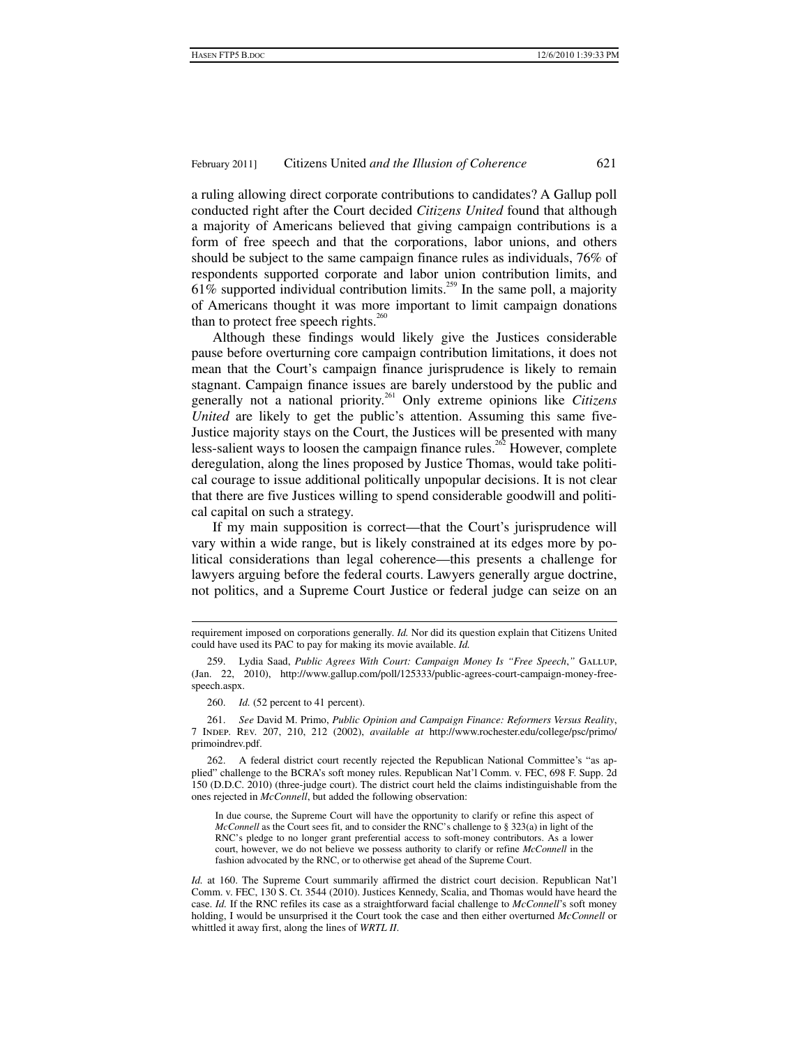a ruling allowing direct corporate contributions to candidates? A Gallup poll conducted right after the Court decided *Citizens United* found that although a majority of Americans believed that giving campaign contributions is a form of free speech and that the corporations, labor unions, and others should be subject to the same campaign finance rules as individuals, 76% of respondents supported corporate and labor union contribution limits, and 61% supported individual contribution limits.[259] In the same poll, a majority of Americans thought it was more important to limit campaign donations than to protect free speech rights.[260]

Although these findings would likely give the Justices considerable pause before overturning core campaign contribution limitations, it does not mean that the Court's campaign finance jurisprudence is likely to remain stagnant. Campaign finance issues are barely understood by the public and generally not a national priority.[261] Only extreme opinions like *Citizens United* are likely to get the public's attention. Assuming this same five-Justice majority stays on the Court, the Justices will be presented with many less-salient ways to loosen the campaign finance rules.[262] However, complete deregulation, along the lines proposed by Justice Thomas, would take political courage to issue additional politically unpopular decisions. It is not clear that there are five Justices willing to spend considerable goodwill and political capital on such a strategy.

If my main supposition is correct—that the Court's jurisprudence will vary within a wide range, but is likely constrained at its edges more by political considerations than legal coherence—this presents a challenge for lawyers arguing before the federal courts. Lawyers generally argue doctrine, not politics, and a Supreme Court Justice or federal judge can seize on an

---

requirement imposed on corporations generally. *Id.* Nor did its question explain that Citizens United could have used its PAC to pay for making its movie available. *Id.*

259. Lydia Saad, *Public Agrees With Court: Campaign Money Is "Free Speech*,*"* GALLUP, (Jan. 22, 2010), http://www.gallup.com/poll/125333/public-agrees-court-campaign-money-free-speech.aspx.

260. *Id.* (52 percent to 41 percent).

261. *See* David M. Primo, *Public Opinion and Campaign Finance: Reformers Versus Reality*, 7 INDEP. REV. 207, 210, 212 (2002), *available at* http://www.rochester.edu/college/psc/primo/primoindrev.pdf.

262. A federal district court recently rejected the Republican National Committee's "as applied" challenge to the BCRA's soft money rules. Republican Nat'l Comm. v. FEC, 698 F. Supp. 2d 150 (D.D.C. 2010) (three-judge court). The district court held the claims indistinguishable from the ones rejected in *McConnell*, but added the following observation:

> In due course, the Supreme Court will have the opportunity to clarify or refine this aspect of *McConnell* as the Court sees fit, and to consider the RNC's challenge to § 323(a) in light of the RNC's pledge to no longer grant preferential access to soft-money contributors. As a lower court, however, we do not believe we possess authority to clarify or refine *McConnell* in the fashion advocated by the RNC, or to otherwise get ahead of the Supreme Court.

*Id.* at 160. The Supreme Court summarily affirmed the district court decision. Republican Nat'l Comm. v. FEC, 130 S. Ct. 3544 (2010). Justices Kennedy, Scalia, and Thomas would have heard the case. *Id.* If the RNC refiles its case as a straightforward facial challenge to *McConnell*'s soft money holding, I would be unsurprised it the Court took the case and then either overturned *McConnell* or whittled it away first, along the lines of *WRTL II*.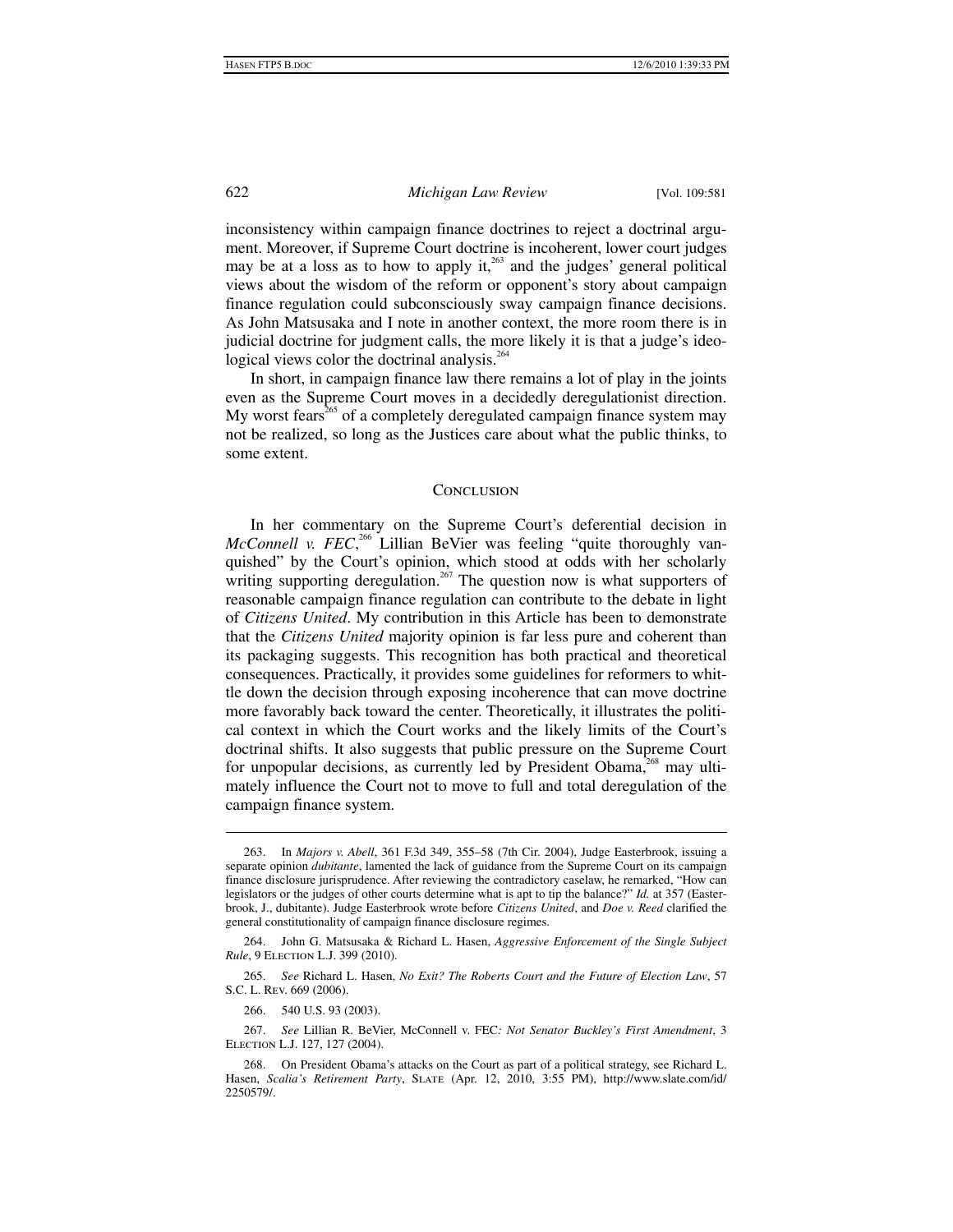inconsistency within campaign finance doctrines to reject a doctrinal argument. Moreover, if Supreme Court doctrine is incoherent, lower court judges may be at a loss as to how to apply it,[263] and the judges' general political views about the wisdom of the reform or opponent's story about campaign finance regulation could subconsciously sway campaign finance decisions. As John Matsusaka and I note in another context, the more room there is in judicial doctrine for judgment calls, the more likely it is that a judge's ideological views color the doctrinal analysis.[264]

In short, in campaign finance law there remains a lot of play in the joints even as the Supreme Court moves in a decidedly deregulationist direction. My worst fears[265] of a completely deregulated campaign finance system may not be realized, so long as the Justices care about what the public thinks, to some extent.

## Conclusion

In her commentary on the Supreme Court's deferential decision in *McConnell v. FEC*,[266] Lillian BeVier was feeling "quite thoroughly vanquished" by the Court's opinion, which stood at odds with her scholarly writing supporting deregulation.[267] The question now is what supporters of reasonable campaign finance regulation can contribute to the debate in light of *Citizens United*. My contribution in this Article has been to demonstrate that the *Citizens United* majority opinion is far less pure and coherent than its packaging suggests. This recognition has both practical and theoretical consequences. Practically, it provides some guidelines for reformers to whittle down the decision through exposing incoherence that can move doctrine more favorably back toward the center. Theoretically, it illustrates the political context in which the Court works and the likely limits of the Court's doctrinal shifts. It also suggests that public pressure on the Supreme Court for unpopular decisions, as currently led by President Obama,[268] may ultimately influence the Court not to move to full and total deregulation of the campaign finance system.

---

263. In *Majors v. Abell*, 361 F.3d 349, 355–58 (7th Cir. 2004), Judge Easterbrook, issuing a separate opinion *dubitante*, lamented the lack of guidance from the Supreme Court on its campaign finance disclosure jurisprudence. After reviewing the contradictory caselaw, he remarked, "How can legislators or the judges of other courts determine what is apt to tip the balance?" *Id.* at 357 (Easterbrook, J., dubitante). Judge Easterbrook wrote before *Citizens United*, and *Doe v. Reed* clarified the general constitutionality of campaign finance disclosure regimes.

264. John G. Matsusaka & Richard L. Hasen, *Aggressive Enforcement of the Single Subject Rule*, 9 Election L.J. 399 (2010).

265. *See* Richard L. Hasen, *No Exit? The Roberts Court and the Future of Election Law*, 57 S.C. L. Rev. 669 (2006).

266. 540 U.S. 93 (2003).

267. *See* Lillian R. BeVier, *McConnell v. FEC: Not Senator Buckley's First Amendment*, 3 Election L.J. 127, 127 (2004).

268. On President Obama's attacks on the Court as part of a political strategy, see Richard L. Hasen, *Scalia's Retirement Party*, Slate (Apr. 12, 2010, 3:55 PM), http://www.slate.com/id/2250579/.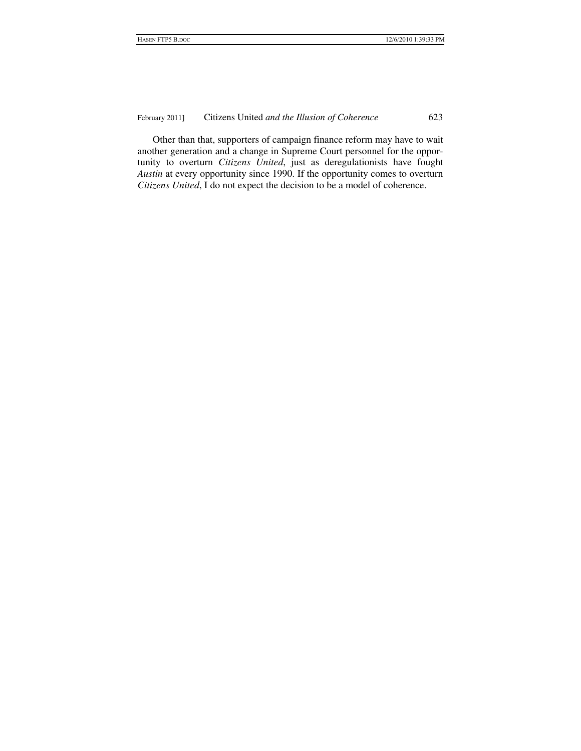Other than that, supporters of campaign finance reform may have to wait another generation and a change in Supreme Court personnel for the opportunity to overturn *Citizens United*, just as deregulationists have fought *Austin* at every opportunity since 1990. If the opportunity comes to overturn *Citizens United*, I do not expect the decision to be a model of coherence.